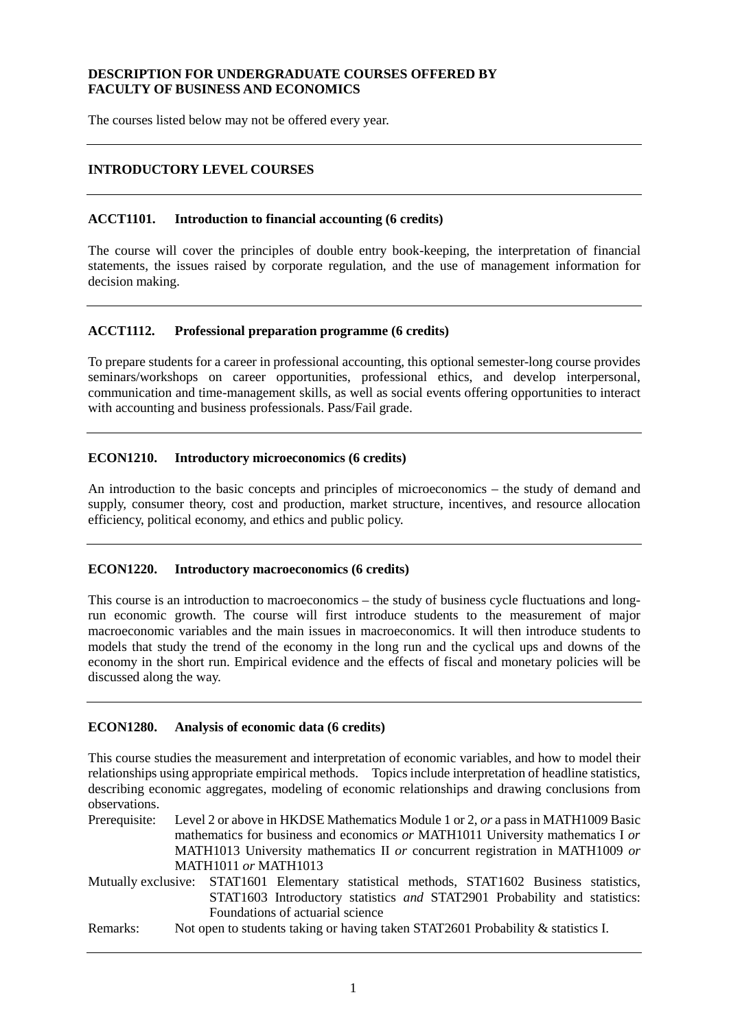**DESCRIPTION FOR UNDERGRADUATE COURSES OFFERED BY FACULTY OF BUSINESS AND ECONOMICS**

The courses listed below may not be offered every year.

---

## INTRODUCTORY LEVEL COURSES

---

### ACCT1101. Introduction to financial accounting (6 credits)

The course will cover the principles of double entry book-keeping, the interpretation of financial statements, the issues raised by corporate regulation, and the use of management information for decision making.

---

### ACCT1112. Professional preparation programme (6 credits)

To prepare students for a career in professional accounting, this optional semester-long course provides seminars/workshops on career opportunities, professional ethics, and develop interpersonal, communication and time-management skills, as well as social events offering opportunities to interact with accounting and business professionals. Pass/Fail grade.

---

### ECON1210. Introductory microeconomics (6 credits)

An introduction to the basic concepts and principles of microeconomics – the study of demand and supply, consumer theory, cost and production, market structure, incentives, and resource allocation efficiency, political economy, and ethics and public policy.

---

### ECON1220. Introductory macroeconomics (6 credits)

This course is an introduction to macroeconomics – the study of business cycle fluctuations and long-run economic growth. The course will first introduce students to the measurement of major macroeconomic variables and the main issues in macroeconomics. It will then introduce students to models that study the trend of the economy in the long run and the cyclical ups and downs of the economy in the short run. Empirical evidence and the effects of fiscal and monetary policies will be discussed along the way.

---

### ECON1280. Analysis of economic data (6 credits)

This course studies the measurement and interpretation of economic variables, and how to model their relationships using appropriate empirical methods. Topics include interpretation of headline statistics, describing economic aggregates, modeling of economic relationships and drawing conclusions from observations.

Prerequisite: Level 2 or above in HKDSE Mathematics Module 1 or 2, *or* a pass in MATH1009 Basic mathematics for business and economics *or* MATH1011 University mathematics I *or* MATH1013 University mathematics II *or* concurrent registration in MATH1009 *or* MATH1011 *or* MATH1013

Mutually exclusive: STAT1601 Elementary statistical methods, STAT1602 Business statistics, STAT1603 Introductory statistics *and* STAT2901 Probability and statistics: Foundations of actuarial science

Remarks: Not open to students taking or having taken STAT2601 Probability & statistics I.

---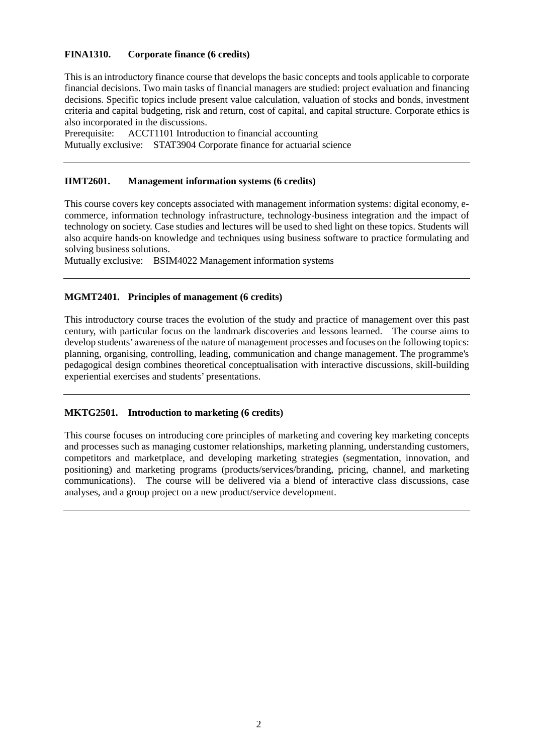**FINA1310. Corporate finance (6 credits)**

This is an introductory finance course that develops the basic concepts and tools applicable to corporate financial decisions. Two main tasks of financial managers are studied: project evaluation and financing decisions. Specific topics include present value calculation, valuation of stocks and bonds, investment criteria and capital budgeting, risk and return, cost of capital, and capital structure. Corporate ethics is also incorporated in the discussions.

Prerequisite: ACCT1101 Introduction to financial accounting

Mutually exclusive: STAT3904 Corporate finance for actuarial science

---

**IIMT2601. Management information systems (6 credits)**

This course covers key concepts associated with management information systems: digital economy, e-commerce, information technology infrastructure, technology-business integration and the impact of technology on society. Case studies and lectures will be used to shed light on these topics. Students will also acquire hands-on knowledge and techniques using business software to practice formulating and solving business solutions.

Mutually exclusive: BSIM4022 Management information systems

---

**MGMT2401. Principles of management (6 credits)**

This introductory course traces the evolution of the study and practice of management over this past century, with particular focus on the landmark discoveries and lessons learned. The course aims to develop students' awareness of the nature of management processes and focuses on the following topics: planning, organising, controlling, leading, communication and change management. The programme's pedagogical design combines theoretical conceptualisation with interactive discussions, skill-building experiential exercises and students' presentations.

---

**MKTG2501. Introduction to marketing (6 credits)**

This course focuses on introducing core principles of marketing and covering key marketing concepts and processes such as managing customer relationships, marketing planning, understanding customers, competitors and marketplace, and developing marketing strategies (segmentation, innovation, and positioning) and marketing programs (products/services/branding, pricing, channel, and marketing communications). The course will be delivered via a blend of interactive class discussions, case analyses, and a group project on a new product/service development.

---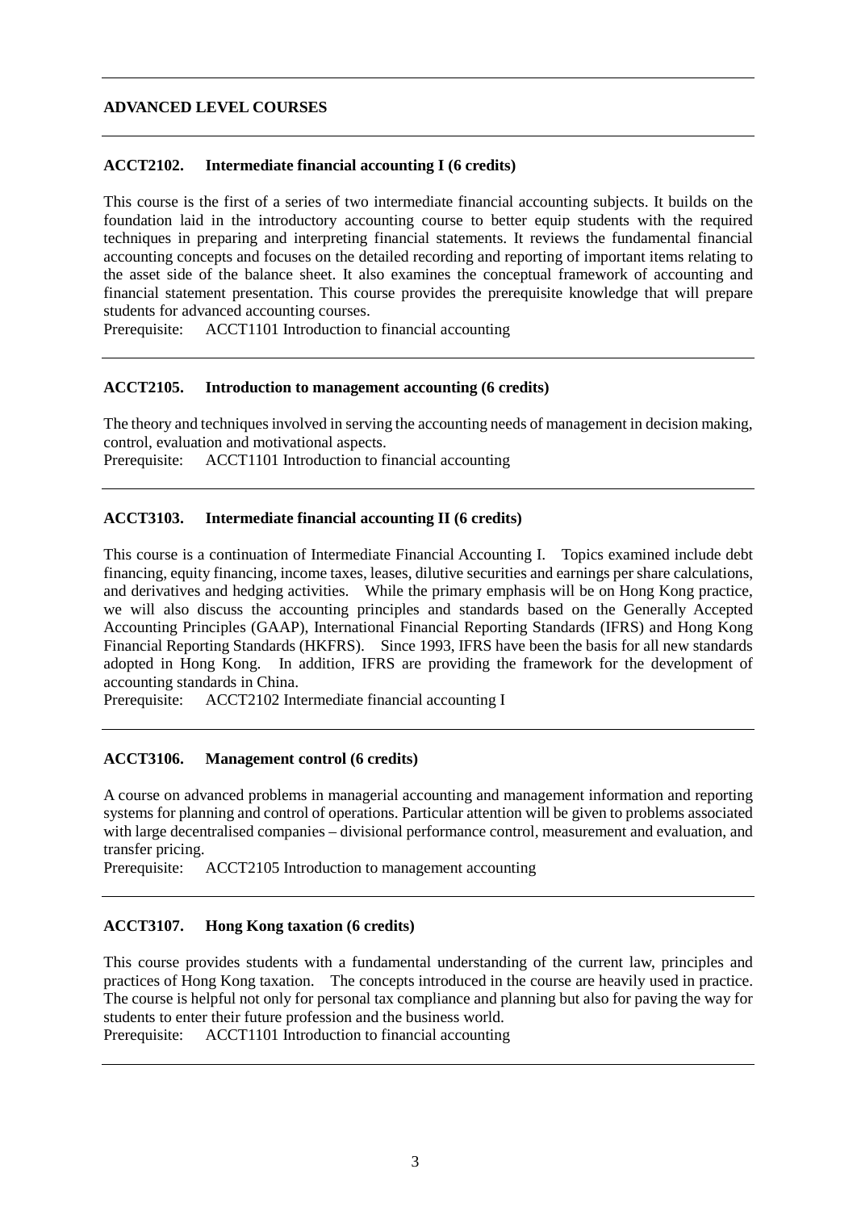## ADVANCED LEVEL COURSES

### ACCT2102. Intermediate financial accounting I (6 credits)

This course is the first of a series of two intermediate financial accounting subjects. It builds on the foundation laid in the introductory accounting course to better equip students with the required techniques in preparing and interpreting financial statements. It reviews the fundamental financial accounting concepts and focuses on the detailed recording and reporting of important items relating to the asset side of the balance sheet. It also examines the conceptual framework of accounting and financial statement presentation. This course provides the prerequisite knowledge that will prepare students for advanced accounting courses.

Prerequisite: ACCT1101 Introduction to financial accounting

### ACCT2105. Introduction to management accounting (6 credits)

The theory and techniques involved in serving the accounting needs of management in decision making, control, evaluation and motivational aspects.

Prerequisite: ACCT1101 Introduction to financial accounting

### ACCT3103. Intermediate financial accounting II (6 credits)

This course is a continuation of Intermediate Financial Accounting I. Topics examined include debt financing, equity financing, income taxes, leases, dilutive securities and earnings per share calculations, and derivatives and hedging activities. While the primary emphasis will be on Hong Kong practice, we will also discuss the accounting principles and standards based on the Generally Accepted Accounting Principles (GAAP), International Financial Reporting Standards (IFRS) and Hong Kong Financial Reporting Standards (HKFRS). Since 1993, IFRS have been the basis for all new standards adopted in Hong Kong. In addition, IFRS are providing the framework for the development of accounting standards in China.

Prerequisite: ACCT2102 Intermediate financial accounting I

### ACCT3106. Management control (6 credits)

A course on advanced problems in managerial accounting and management information and reporting systems for planning and control of operations. Particular attention will be given to problems associated with large decentralised companies – divisional performance control, measurement and evaluation, and transfer pricing.

Prerequisite: ACCT2105 Introduction to management accounting

### ACCT3107. Hong Kong taxation (6 credits)

This course provides students with a fundamental understanding of the current law, principles and practices of Hong Kong taxation. The concepts introduced in the course are heavily used in practice. The course is helpful not only for personal tax compliance and planning but also for paving the way for students to enter their future profession and the business world.

Prerequisite: ACCT1101 Introduction to financial accounting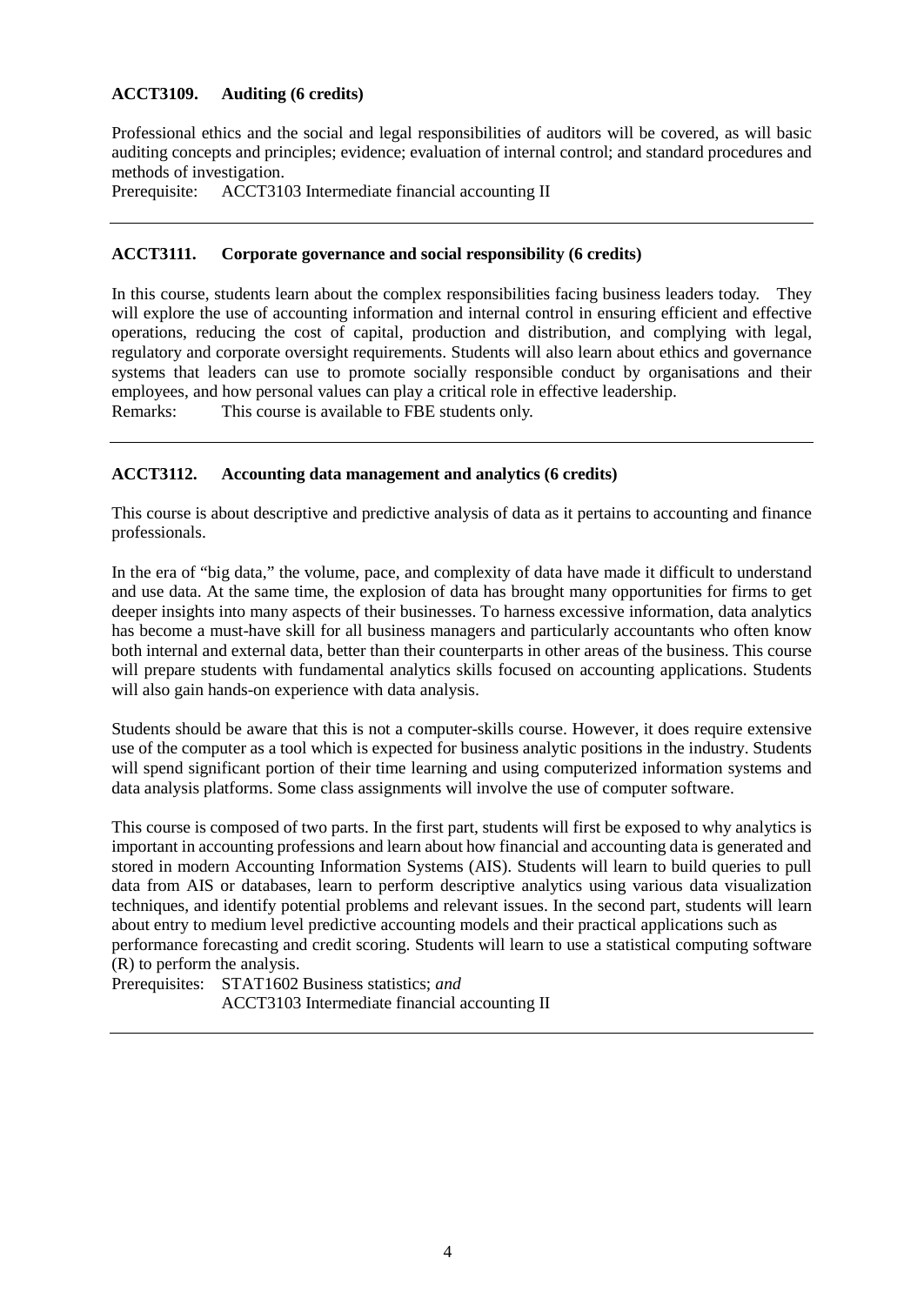**ACCT3109. Auditing (6 credits)**

Professional ethics and the social and legal responsibilities of auditors will be covered, as will basic auditing concepts and principles; evidence; evaluation of internal control; and standard procedures and methods of investigation.

Prerequisite: ACCT3103 Intermediate financial accounting II

---

**ACCT3111. Corporate governance and social responsibility (6 credits)**

In this course, students learn about the complex responsibilities facing business leaders today. They will explore the use of accounting information and internal control in ensuring efficient and effective operations, reducing the cost of capital, production and distribution, and complying with legal, regulatory and corporate oversight requirements. Students will also learn about ethics and governance systems that leaders can use to promote socially responsible conduct by organisations and their employees, and how personal values can play a critical role in effective leadership.

Remarks: This course is available to FBE students only.

---

**ACCT3112. Accounting data management and analytics (6 credits)**

This course is about descriptive and predictive analysis of data as it pertains to accounting and finance professionals.

In the era of "big data," the volume, pace, and complexity of data have made it difficult to understand and use data. At the same time, the explosion of data has brought many opportunities for firms to get deeper insights into many aspects of their businesses. To harness excessive information, data analytics has become a must-have skill for all business managers and particularly accountants who often know both internal and external data, better than their counterparts in other areas of the business. This course will prepare students with fundamental analytics skills focused on accounting applications. Students will also gain hands-on experience with data analysis.

Students should be aware that this is not a computer-skills course. However, it does require extensive use of the computer as a tool which is expected for business analytic positions in the industry. Students will spend significant portion of their time learning and using computerized information systems and data analysis platforms. Some class assignments will involve the use of computer software.

This course is composed of two parts. In the first part, students will first be exposed to why analytics is important in accounting professions and learn about how financial and accounting data is generated and stored in modern Accounting Information Systems (AIS). Students will learn to build queries to pull data from AIS or databases, learn to perform descriptive analytics using various data visualization techniques, and identify potential problems and relevant issues. In the second part, students will learn about entry to medium level predictive accounting models and their practical applications such as performance forecasting and credit scoring. Students will learn to use a statistical computing software (R) to perform the analysis.

Prerequisites: STAT1602 Business statistics; *and*
ACCT3103 Intermediate financial accounting II

---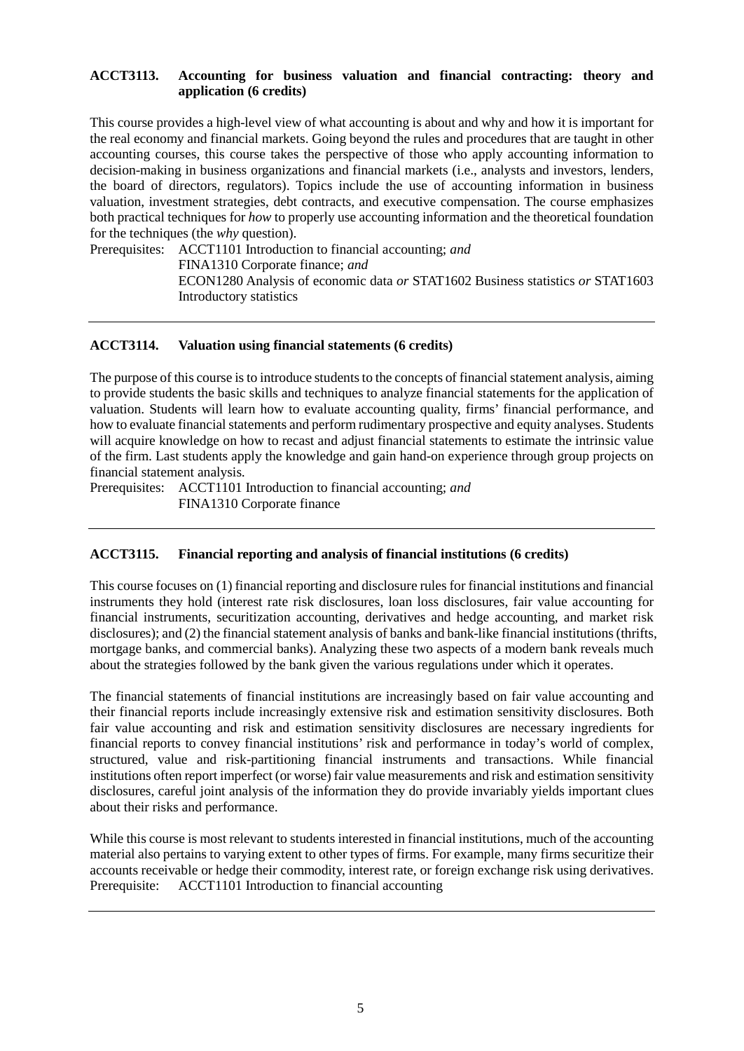**ACCT3113. Accounting for business valuation and financial contracting: theory and application (6 credits)**

This course provides a high-level view of what accounting is about and why and how it is important for the real economy and financial markets. Going beyond the rules and procedures that are taught in other accounting courses, this course takes the perspective of those who apply accounting information to decision-making in business organizations and financial markets (i.e., analysts and investors, lenders, the board of directors, regulators). Topics include the use of accounting information in business valuation, investment strategies, debt contracts, and executive compensation. The course emphasizes both practical techniques for *how* to properly use accounting information and the theoretical foundation for the techniques (the *why* question).

Prerequisites: ACCT1101 Introduction to financial accounting; *and*
FINA1310 Corporate finance; *and*
ECON1280 Analysis of economic data *or* STAT1602 Business statistics *or* STAT1603 Introductory statistics

---

**ACCT3114. Valuation using financial statements (6 credits)**

The purpose of this course is to introduce students to the concepts of financial statement analysis, aiming to provide students the basic skills and techniques to analyze financial statements for the application of valuation. Students will learn how to evaluate accounting quality, firms' financial performance, and how to evaluate financial statements and perform rudimentary prospective and equity analyses. Students will acquire knowledge on how to recast and adjust financial statements to estimate the intrinsic value of the firm. Last students apply the knowledge and gain hand-on experience through group projects on financial statement analysis.

Prerequisites: ACCT1101 Introduction to financial accounting; *and*
FINA1310 Corporate finance

---

**ACCT3115. Financial reporting and analysis of financial institutions (6 credits)**

This course focuses on (1) financial reporting and disclosure rules for financial institutions and financial instruments they hold (interest rate risk disclosures, loan loss disclosures, fair value accounting for financial instruments, securitization accounting, derivatives and hedge accounting, and market risk disclosures); and (2) the financial statement analysis of banks and bank-like financial institutions (thrifts, mortgage banks, and commercial banks). Analyzing these two aspects of a modern bank reveals much about the strategies followed by the bank given the various regulations under which it operates.

The financial statements of financial institutions are increasingly based on fair value accounting and their financial reports include increasingly extensive risk and estimation sensitivity disclosures. Both fair value accounting and risk and estimation sensitivity disclosures are necessary ingredients for financial reports to convey financial institutions' risk and performance in today's world of complex, structured, value and risk-partitioning financial instruments and transactions. While financial institutions often report imperfect (or worse) fair value measurements and risk and estimation sensitivity disclosures, careful joint analysis of the information they do provide invariably yields important clues about their risks and performance.

While this course is most relevant to students interested in financial institutions, much of the accounting material also pertains to varying extent to other types of firms. For example, many firms securitize their accounts receivable or hedge their commodity, interest rate, or foreign exchange risk using derivatives.

Prerequisite: ACCT1101 Introduction to financial accounting

---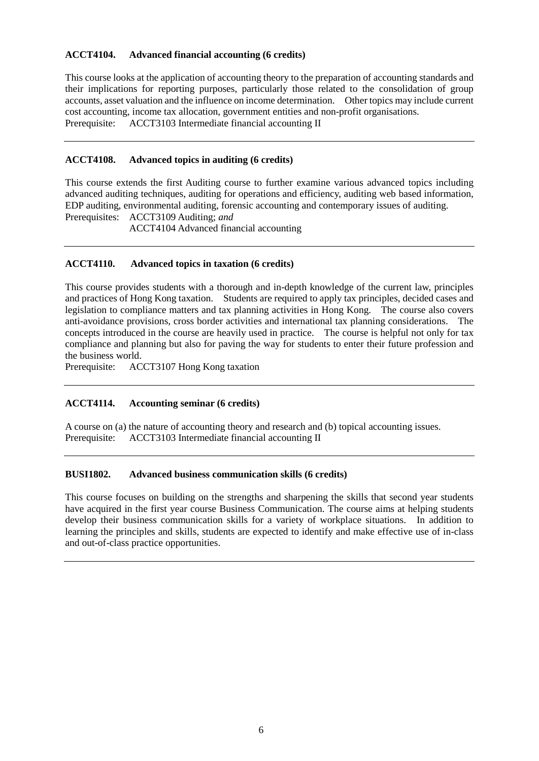**ACCT4104. Advanced financial accounting (6 credits)**

This course looks at the application of accounting theory to the preparation of accounting standards and their implications for reporting purposes, particularly those related to the consolidation of group accounts, asset valuation and the influence on income determination. Other topics may include current cost accounting, income tax allocation, government entities and non-profit organisations.
Prerequisite: ACCT3103 Intermediate financial accounting II

---

**ACCT4108. Advanced topics in auditing (6 credits)**

This course extends the first Auditing course to further examine various advanced topics including advanced auditing techniques, auditing for operations and efficiency, auditing web based information, EDP auditing, environmental auditing, forensic accounting and contemporary issues of auditing.
Prerequisites: ACCT3109 Auditing; *and*
ACCT4104 Advanced financial accounting

---

**ACCT4110. Advanced topics in taxation (6 credits)**

This course provides students with a thorough and in-depth knowledge of the current law, principles and practices of Hong Kong taxation. Students are required to apply tax principles, decided cases and legislation to compliance matters and tax planning activities in Hong Kong. The course also covers anti-avoidance provisions, cross border activities and international tax planning considerations. The concepts introduced in the course are heavily used in practice. The course is helpful not only for tax compliance and planning but also for paving the way for students to enter their future profession and the business world.
Prerequisite: ACCT3107 Hong Kong taxation

---

**ACCT4114. Accounting seminar (6 credits)**

A course on (a) the nature of accounting theory and research and (b) topical accounting issues.
Prerequisite: ACCT3103 Intermediate financial accounting II

---

**BUSI1802. Advanced business communication skills (6 credits)**

This course focuses on building on the strengths and sharpening the skills that second year students have acquired in the first year course Business Communication. The course aims at helping students develop their business communication skills for a variety of workplace situations. In addition to learning the principles and skills, students are expected to identify and make effective use of in-class and out-of-class practice opportunities.

---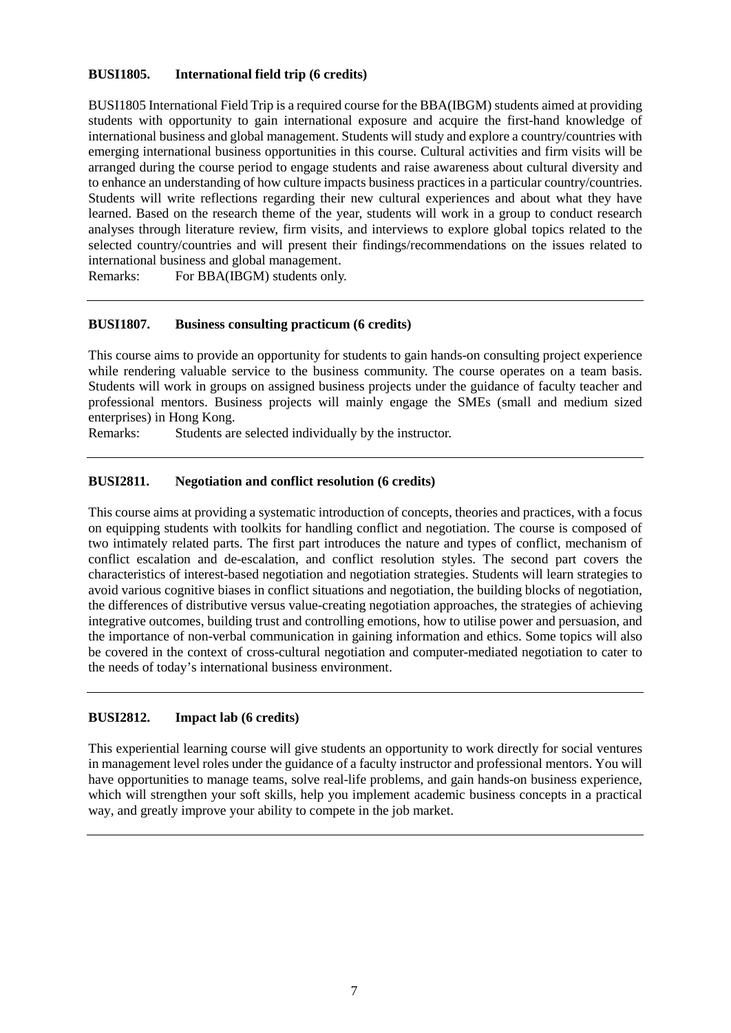**BUSI1805. International field trip (6 credits)**

BUSI1805 International Field Trip is a required course for the BBA(IBGM) students aimed at providing students with opportunity to gain international exposure and acquire the first-hand knowledge of international business and global management. Students will study and explore a country/countries with emerging international business opportunities in this course. Cultural activities and firm visits will be arranged during the course period to engage students and raise awareness about cultural diversity and to enhance an understanding of how culture impacts business practices in a particular country/countries. Students will write reflections regarding their new cultural experiences and about what they have learned. Based on the research theme of the year, students will work in a group to conduct research analyses through literature review, firm visits, and interviews to explore global topics related to the selected country/countries and will present their findings/recommendations on the issues related to international business and global management.

Remarks: For BBA(IBGM) students only.

---

**BUSI1807. Business consulting practicum (6 credits)**

This course aims to provide an opportunity for students to gain hands-on consulting project experience while rendering valuable service to the business community. The course operates on a team basis. Students will work in groups on assigned business projects under the guidance of faculty teacher and professional mentors. Business projects will mainly engage the SMEs (small and medium sized enterprises) in Hong Kong.

Remarks: Students are selected individually by the instructor.

---

**BUSI2811. Negotiation and conflict resolution (6 credits)**

This course aims at providing a systematic introduction of concepts, theories and practices, with a focus on equipping students with toolkits for handling conflict and negotiation. The course is composed of two intimately related parts. The first part introduces the nature and types of conflict, mechanism of conflict escalation and de-escalation, and conflict resolution styles. The second part covers the characteristics of interest-based negotiation and negotiation strategies. Students will learn strategies to avoid various cognitive biases in conflict situations and negotiation, the building blocks of negotiation, the differences of distributive versus value-creating negotiation approaches, the strategies of achieving integrative outcomes, building trust and controlling emotions, how to utilise power and persuasion, and the importance of non-verbal communication in gaining information and ethics. Some topics will also be covered in the context of cross-cultural negotiation and computer-mediated negotiation to cater to the needs of today's international business environment.

---

**BUSI2812. Impact lab (6 credits)**

This experiential learning course will give students an opportunity to work directly for social ventures in management level roles under the guidance of a faculty instructor and professional mentors. You will have opportunities to manage teams, solve real-life problems, and gain hands-on business experience, which will strengthen your soft skills, help you implement academic business concepts in a practical way, and greatly improve your ability to compete in the job market.

---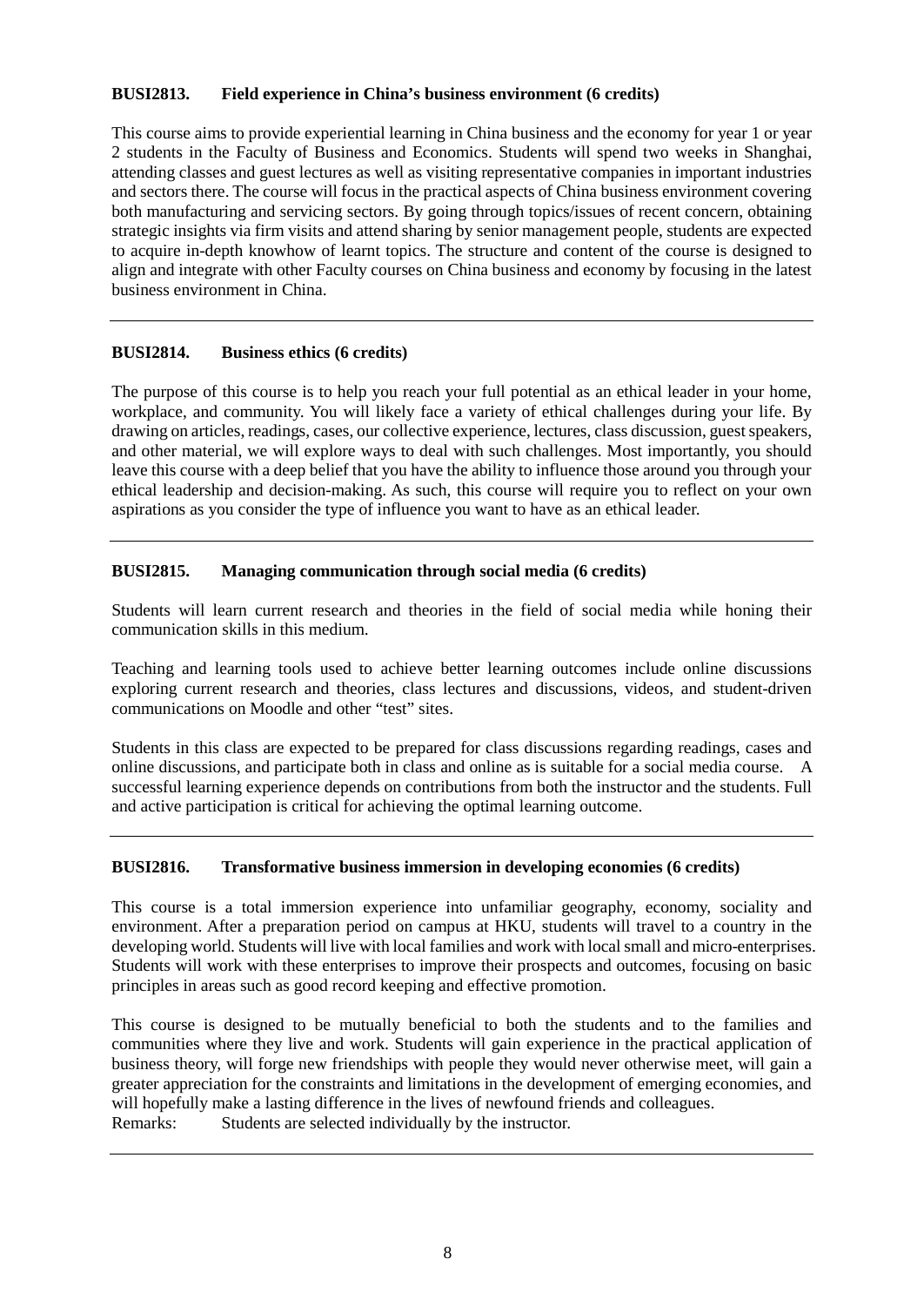**BUSI2813. Field experience in China's business environment (6 credits)**

This course aims to provide experiential learning in China business and the economy for year 1 or year 2 students in the Faculty of Business and Economics. Students will spend two weeks in Shanghai, attending classes and guest lectures as well as visiting representative companies in important industries and sectors there. The course will focus in the practical aspects of China business environment covering both manufacturing and servicing sectors. By going through topics/issues of recent concern, obtaining strategic insights via firm visits and attend sharing by senior management people, students are expected to acquire in-depth knowhow of learnt topics. The structure and content of the course is designed to align and integrate with other Faculty courses on China business and economy by focusing in the latest business environment in China.

---

**BUSI2814. Business ethics (6 credits)**

The purpose of this course is to help you reach your full potential as an ethical leader in your home, workplace, and community. You will likely face a variety of ethical challenges during your life. By drawing on articles, readings, cases, our collective experience, lectures, class discussion, guest speakers, and other material, we will explore ways to deal with such challenges. Most importantly, you should leave this course with a deep belief that you have the ability to influence those around you through your ethical leadership and decision-making. As such, this course will require you to reflect on your own aspirations as you consider the type of influence you want to have as an ethical leader.

---

**BUSI2815. Managing communication through social media (6 credits)**

Students will learn current research and theories in the field of social media while honing their communication skills in this medium.

Teaching and learning tools used to achieve better learning outcomes include online discussions exploring current research and theories, class lectures and discussions, videos, and student-driven communications on Moodle and other "test" sites.

Students in this class are expected to be prepared for class discussions regarding readings, cases and online discussions, and participate both in class and online as is suitable for a social media course. A successful learning experience depends on contributions from both the instructor and the students. Full and active participation is critical for achieving the optimal learning outcome.

---

**BUSI2816. Transformative business immersion in developing economies (6 credits)**

This course is a total immersion experience into unfamiliar geography, economy, sociality and environment. After a preparation period on campus at HKU, students will travel to a country in the developing world. Students will live with local families and work with local small and micro-enterprises. Students will work with these enterprises to improve their prospects and outcomes, focusing on basic principles in areas such as good record keeping and effective promotion.

This course is designed to be mutually beneficial to both the students and to the families and communities where they live and work. Students will gain experience in the practical application of business theory, will forge new friendships with people they would never otherwise meet, will gain a greater appreciation for the constraints and limitations in the development of emerging economies, and will hopefully make a lasting difference in the lives of newfound friends and colleagues.

Remarks: Students are selected individually by the instructor.

---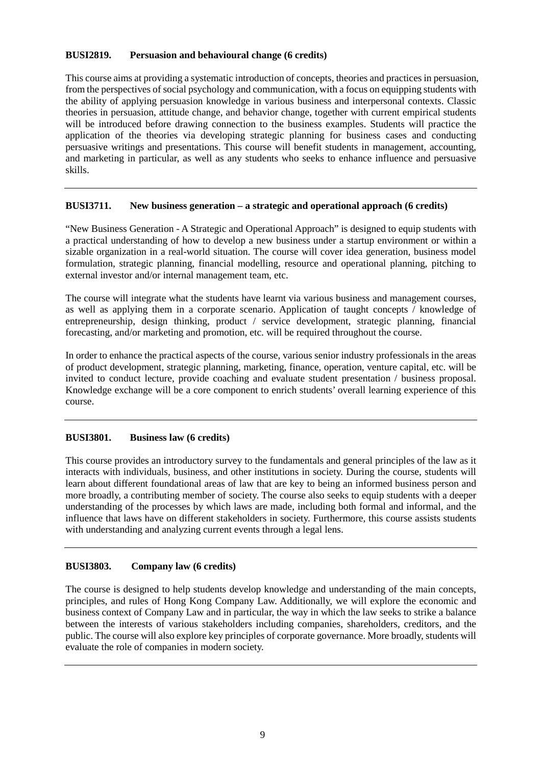**BUSI2819. Persuasion and behavioural change (6 credits)**

This course aims at providing a systematic introduction of concepts, theories and practices in persuasion, from the perspectives of social psychology and communication, with a focus on equipping students with the ability of applying persuasion knowledge in various business and interpersonal contexts. Classic theories in persuasion, attitude change, and behavior change, together with current empirical students will be introduced before drawing connection to the business examples. Students will practice the application of the theories via developing strategic planning for business cases and conducting persuasive writings and presentations. This course will benefit students in management, accounting, and marketing in particular, as well as any students who seeks to enhance influence and persuasive skills.

---

**BUSI3711. New business generation – a strategic and operational approach (6 credits)**

"New Business Generation - A Strategic and Operational Approach" is designed to equip students with a practical understanding of how to develop a new business under a startup environment or within a sizable organization in a real-world situation. The course will cover idea generation, business model formulation, strategic planning, financial modelling, resource and operational planning, pitching to external investor and/or internal management team, etc.

The course will integrate what the students have learnt via various business and management courses, as well as applying them in a corporate scenario. Application of taught concepts / knowledge of entrepreneurship, design thinking, product / service development, strategic planning, financial forecasting, and/or marketing and promotion, etc. will be required throughout the course.

In order to enhance the practical aspects of the course, various senior industry professionals in the areas of product development, strategic planning, marketing, finance, operation, venture capital, etc. will be invited to conduct lecture, provide coaching and evaluate student presentation / business proposal. Knowledge exchange will be a core component to enrich students' overall learning experience of this course.

---

**BUSI3801. Business law (6 credits)**

This course provides an introductory survey to the fundamentals and general principles of the law as it interacts with individuals, business, and other institutions in society. During the course, students will learn about different foundational areas of law that are key to being an informed business person and more broadly, a contributing member of society. The course also seeks to equip students with a deeper understanding of the processes by which laws are made, including both formal and informal, and the influence that laws have on different stakeholders in society. Furthermore, this course assists students with understanding and analyzing current events through a legal lens.

---

**BUSI3803. Company law (6 credits)**

The course is designed to help students develop knowledge and understanding of the main concepts, principles, and rules of Hong Kong Company Law. Additionally, we will explore the economic and business context of Company Law and in particular, the way in which the law seeks to strike a balance between the interests of various stakeholders including companies, shareholders, creditors, and the public. The course will also explore key principles of corporate governance. More broadly, students will evaluate the role of companies in modern society.

---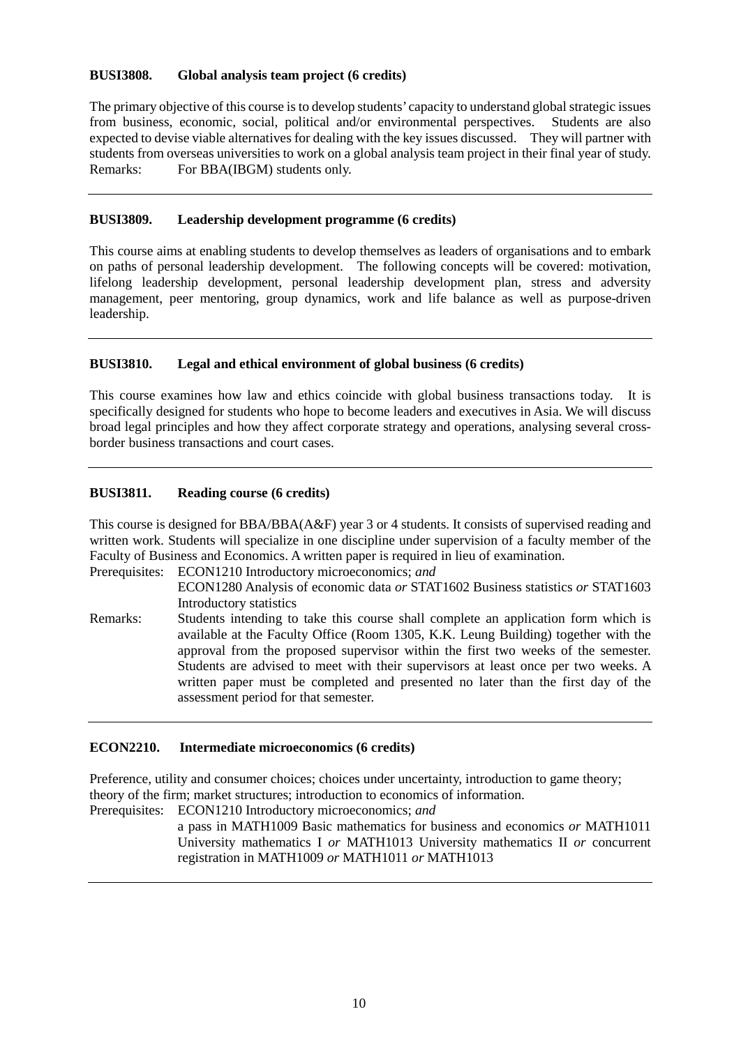**BUSI3808. Global analysis team project (6 credits)**

The primary objective of this course is to develop students' capacity to understand global strategic issues from business, economic, social, political and/or environmental perspectives. Students are also expected to devise viable alternatives for dealing with the key issues discussed. They will partner with students from overseas universities to work on a global analysis team project in their final year of study.

Remarks: For BBA(IBGM) students only.

---

**BUSI3809. Leadership development programme (6 credits)**

This course aims at enabling students to develop themselves as leaders of organisations and to embark on paths of personal leadership development. The following concepts will be covered: motivation, lifelong leadership development, personal leadership development plan, stress and adversity management, peer mentoring, group dynamics, work and life balance as well as purpose-driven leadership.

---

**BUSI3810. Legal and ethical environment of global business (6 credits)**

This course examines how law and ethics coincide with global business transactions today. It is specifically designed for students who hope to become leaders and executives in Asia. We will discuss broad legal principles and how they affect corporate strategy and operations, analysing several cross-border business transactions and court cases.

---

**BUSI3811. Reading course (6 credits)**

This course is designed for BBA/BBA(A&F) year 3 or 4 students. It consists of supervised reading and written work. Students will specialize in one discipline under supervision of a faculty member of the Faculty of Business and Economics. A written paper is required in lieu of examination.

Prerequisites: ECON1210 Introductory microeconomics; *and*
ECON1280 Analysis of economic data *or* STAT1602 Business statistics *or* STAT1603 Introductory statistics

Remarks: Students intending to take this course shall complete an application form which is available at the Faculty Office (Room 1305, K.K. Leung Building) together with the approval from the proposed supervisor within the first two weeks of the semester. Students are advised to meet with their supervisors at least once per two weeks. A written paper must be completed and presented no later than the first day of the assessment period for that semester.

---

**ECON2210. Intermediate microeconomics (6 credits)**

Preference, utility and consumer choices; choices under uncertainty, introduction to game theory; theory of the firm; market structures; introduction to economics of information.

Prerequisites: ECON1210 Introductory microeconomics; *and*
a pass in MATH1009 Basic mathematics for business and economics *or* MATH1011 University mathematics I *or* MATH1013 University mathematics II *or* concurrent registration in MATH1009 *or* MATH1011 *or* MATH1013

---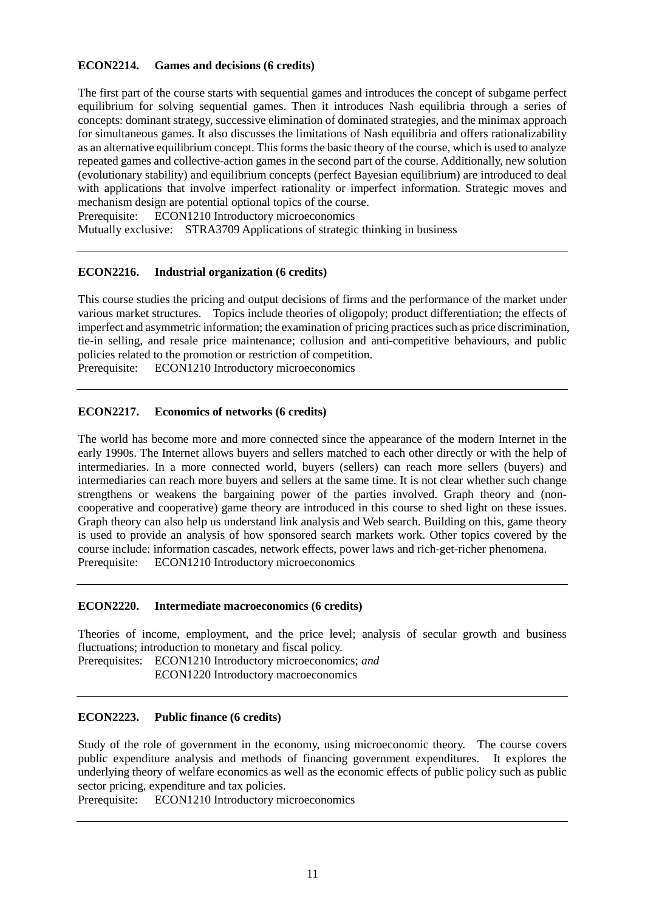**ECON2214. Games and decisions (6 credits)**

The first part of the course starts with sequential games and introduces the concept of subgame perfect equilibrium for solving sequential games. Then it introduces Nash equilibria through a series of concepts: dominant strategy, successive elimination of dominated strategies, and the minimax approach for simultaneous games. It also discusses the limitations of Nash equilibria and offers rationalizability as an alternative equilibrium concept. This forms the basic theory of the course, which is used to analyze repeated games and collective-action games in the second part of the course. Additionally, new solution (evolutionary stability) and equilibrium concepts (perfect Bayesian equilibrium) are introduced to deal with applications that involve imperfect rationality or imperfect information. Strategic moves and mechanism design are potential optional topics of the course.

Prerequisite: ECON1210 Introductory microeconomics

Mutually exclusive: STRA3709 Applications of strategic thinking in business

---

**ECON2216. Industrial organization (6 credits)**

This course studies the pricing and output decisions of firms and the performance of the market under various market structures. Topics include theories of oligopoly; product differentiation; the effects of imperfect and asymmetric information; the examination of pricing practices such as price discrimination, tie-in selling, and resale price maintenance; collusion and anti-competitive behaviours, and public policies related to the promotion or restriction of competition.

Prerequisite: ECON1210 Introductory microeconomics

---

**ECON2217. Economics of networks (6 credits)**

The world has become more and more connected since the appearance of the modern Internet in the early 1990s. The Internet allows buyers and sellers matched to each other directly or with the help of intermediaries. In a more connected world, buyers (sellers) can reach more sellers (buyers) and intermediaries can reach more buyers and sellers at the same time. It is not clear whether such change strengthens or weakens the bargaining power of the parties involved. Graph theory and (non-cooperative and cooperative) game theory are introduced in this course to shed light on these issues. Graph theory can also help us understand link analysis and Web search. Building on this, game theory is used to provide an analysis of how sponsored search markets work. Other topics covered by the course include: information cascades, network effects, power laws and rich-get-richer phenomena.

Prerequisite: ECON1210 Introductory microeconomics

---

**ECON2220. Intermediate macroeconomics (6 credits)**

Theories of income, employment, and the price level; analysis of secular growth and business fluctuations; introduction to monetary and fiscal policy.

Prerequisites: ECON1210 Introductory microeconomics; *and*
ECON1220 Introductory macroeconomics

---

**ECON2223. Public finance (6 credits)**

Study of the role of government in the economy, using microeconomic theory. The course covers public expenditure analysis and methods of financing government expenditures. It explores the underlying theory of welfare economics as well as the economic effects of public policy such as public sector pricing, expenditure and tax policies.

Prerequisite: ECON1210 Introductory microeconomics

---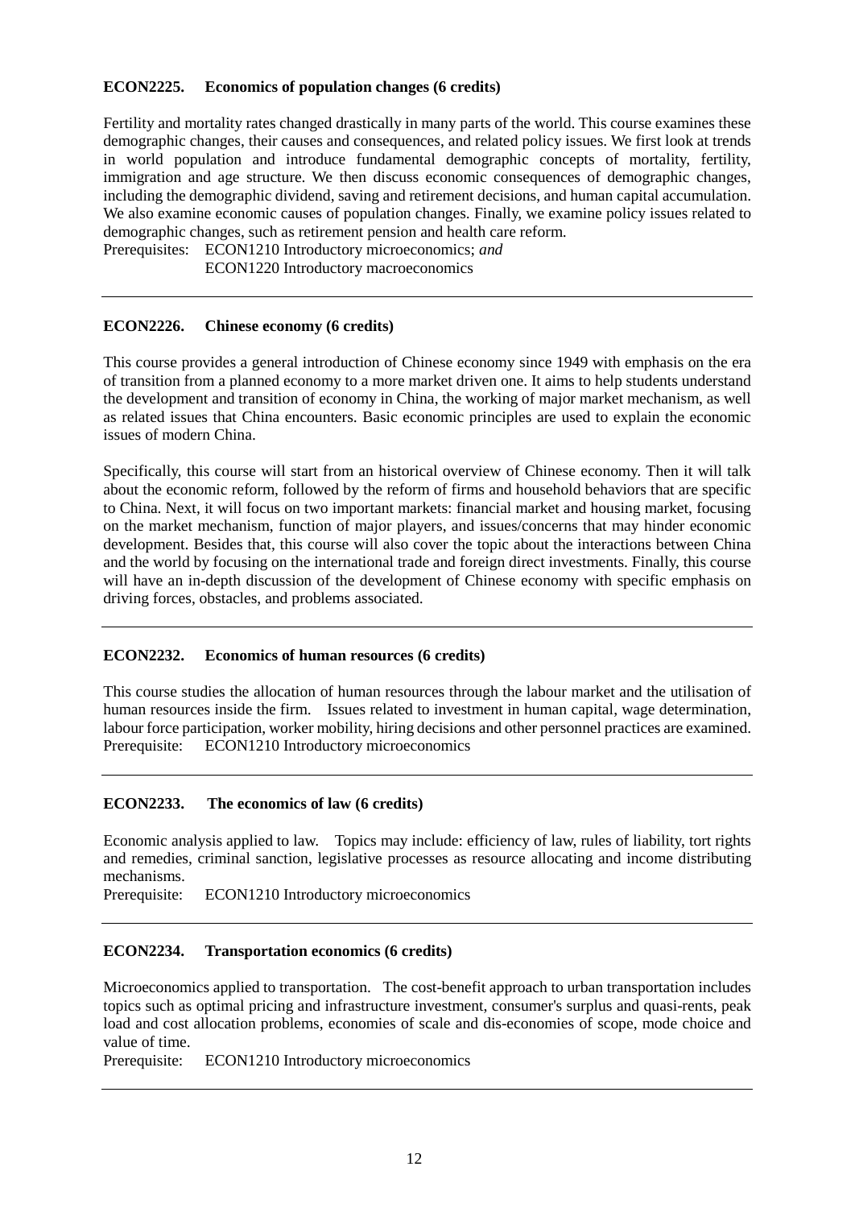**ECON2225. Economics of population changes (6 credits)**

Fertility and mortality rates changed drastically in many parts of the world. This course examines these demographic changes, their causes and consequences, and related policy issues. We first look at trends in world population and introduce fundamental demographic concepts of mortality, fertility, immigration and age structure. We then discuss economic consequences of demographic changes, including the demographic dividend, saving and retirement decisions, and human capital accumulation. We also examine economic causes of population changes. Finally, we examine policy issues related to demographic changes, such as retirement pension and health care reform.

Prerequisites: ECON1210 Introductory microeconomics; *and*
ECON1220 Introductory macroeconomics

---

**ECON2226. Chinese economy (6 credits)**

This course provides a general introduction of Chinese economy since 1949 with emphasis on the era of transition from a planned economy to a more market driven one. It aims to help students understand the development and transition of economy in China, the working of major market mechanism, as well as related issues that China encounters. Basic economic principles are used to explain the economic issues of modern China.

Specifically, this course will start from an historical overview of Chinese economy. Then it will talk about the economic reform, followed by the reform of firms and household behaviors that are specific to China. Next, it will focus on two important markets: financial market and housing market, focusing on the market mechanism, function of major players, and issues/concerns that may hinder economic development. Besides that, this course will also cover the topic about the interactions between China and the world by focusing on the international trade and foreign direct investments. Finally, this course will have an in-depth discussion of the development of Chinese economy with specific emphasis on driving forces, obstacles, and problems associated.

---

**ECON2232. Economics of human resources (6 credits)**

This course studies the allocation of human resources through the labour market and the utilisation of human resources inside the firm. Issues related to investment in human capital, wage determination, labour force participation, worker mobility, hiring decisions and other personnel practices are examined.

Prerequisite: ECON1210 Introductory microeconomics

---

**ECON2233. The economics of law (6 credits)**

Economic analysis applied to law. Topics may include: efficiency of law, rules of liability, tort rights and remedies, criminal sanction, legislative processes as resource allocating and income distributing mechanisms.

Prerequisite: ECON1210 Introductory microeconomics

---

**ECON2234. Transportation economics (6 credits)**

Microeconomics applied to transportation. The cost-benefit approach to urban transportation includes topics such as optimal pricing and infrastructure investment, consumer's surplus and quasi-rents, peak load and cost allocation problems, economies of scale and dis-economies of scope, mode choice and value of time.

Prerequisite: ECON1210 Introductory microeconomics

---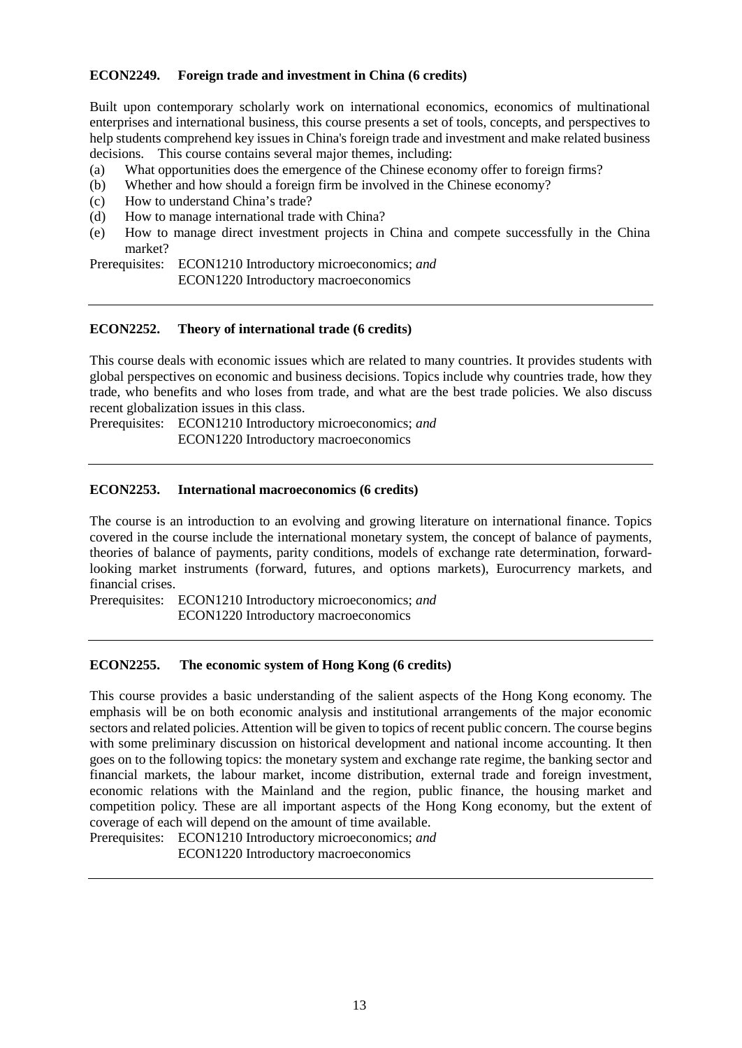**ECON2249. Foreign trade and investment in China (6 credits)**

Built upon contemporary scholarly work on international economics, economics of multinational enterprises and international business, this course presents a set of tools, concepts, and perspectives to help students comprehend key issues in China's foreign trade and investment and make related business decisions. This course contains several major themes, including:

(a) What opportunities does the emergence of the Chinese economy offer to foreign firms?
(b) Whether and how should a foreign firm be involved in the Chinese economy?
(c) How to understand China's trade?
(d) How to manage international trade with China?
(e) How to manage direct investment projects in China and compete successfully in the China market?

Prerequisites: ECON1210 Introductory microeconomics; *and*
ECON1220 Introductory macroeconomics

---

**ECON2252. Theory of international trade (6 credits)**

This course deals with economic issues which are related to many countries. It provides students with global perspectives on economic and business decisions. Topics include why countries trade, how they trade, who benefits and who loses from trade, and what are the best trade policies. We also discuss recent globalization issues in this class.

Prerequisites: ECON1210 Introductory microeconomics; *and*
ECON1220 Introductory macroeconomics

---

**ECON2253. International macroeconomics (6 credits)**

The course is an introduction to an evolving and growing literature on international finance. Topics covered in the course include the international monetary system, the concept of balance of payments, theories of balance of payments, parity conditions, models of exchange rate determination, forward-looking market instruments (forward, futures, and options markets), Eurocurrency markets, and financial crises.

Prerequisites: ECON1210 Introductory microeconomics; *and*
ECON1220 Introductory macroeconomics

---

**ECON2255. The economic system of Hong Kong (6 credits)**

This course provides a basic understanding of the salient aspects of the Hong Kong economy. The emphasis will be on both economic analysis and institutional arrangements of the major economic sectors and related policies. Attention will be given to topics of recent public concern. The course begins with some preliminary discussion on historical development and national income accounting. It then goes on to the following topics: the monetary system and exchange rate regime, the banking sector and financial markets, the labour market, income distribution, external trade and foreign investment, economic relations with the Mainland and the region, public finance, the housing market and competition policy. These are all important aspects of the Hong Kong economy, but the extent of coverage of each will depend on the amount of time available.

Prerequisites: ECON1210 Introductory microeconomics; *and*
ECON1220 Introductory macroeconomics

---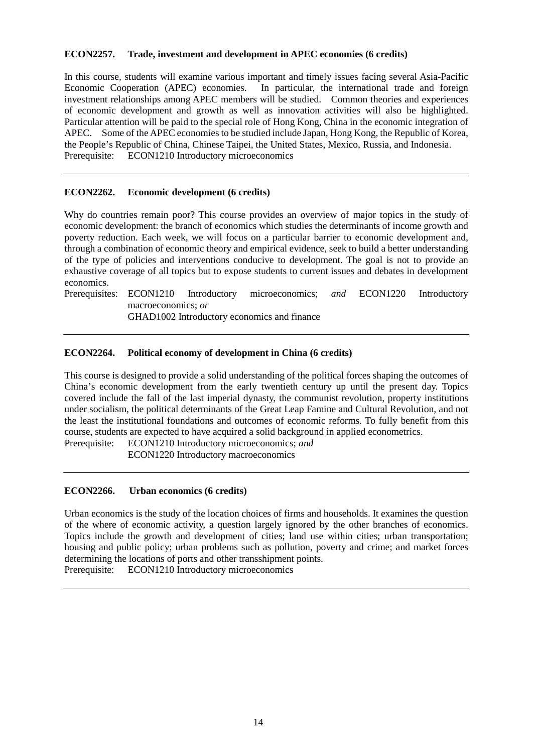**ECON2257. Trade, investment and development in APEC economies (6 credits)**

In this course, students will examine various important and timely issues facing several Asia-Pacific Economic Cooperation (APEC) economies. In particular, the international trade and foreign investment relationships among APEC members will be studied. Common theories and experiences of economic development and growth as well as innovation activities will also be highlighted. Particular attention will be paid to the special role of Hong Kong, China in the economic integration of APEC. Some of the APEC economies to be studied include Japan, Hong Kong, the Republic of Korea, the People's Republic of China, Chinese Taipei, the United States, Mexico, Russia, and Indonesia.
Prerequisite: ECON1210 Introductory microeconomics

---

**ECON2262. Economic development (6 credits)**

Why do countries remain poor? This course provides an overview of major topics in the study of economic development: the branch of economics which studies the determinants of income growth and poverty reduction. Each week, we will focus on a particular barrier to economic development and, through a combination of economic theory and empirical evidence, seek to build a better understanding of the type of policies and interventions conducive to development. The goal is not to provide an exhaustive coverage of all topics but to expose students to current issues and debates in development economics.
Prerequisites: ECON1210 Introductory microeconomics; *and* ECON1220 Introductory macroeconomics; *or*
GHAD1002 Introductory economics and finance

---

**ECON2264. Political economy of development in China (6 credits)**

This course is designed to provide a solid understanding of the political forces shaping the outcomes of China's economic development from the early twentieth century up until the present day. Topics covered include the fall of the last imperial dynasty, the communist revolution, property institutions under socialism, the political determinants of the Great Leap Famine and Cultural Revolution, and not the least the institutional foundations and outcomes of economic reforms. To fully benefit from this course, students are expected to have acquired a solid background in applied econometrics.
Prerequisite: ECON1210 Introductory microeconomics; *and*
ECON1220 Introductory macroeconomics

---

**ECON2266. Urban economics (6 credits)**

Urban economics is the study of the location choices of firms and households. It examines the question of the where of economic activity, a question largely ignored by the other branches of economics. Topics include the growth and development of cities; land use within cities; urban transportation; housing and public policy; urban problems such as pollution, poverty and crime; and market forces determining the locations of ports and other transshipment points.
Prerequisite: ECON1210 Introductory microeconomics

---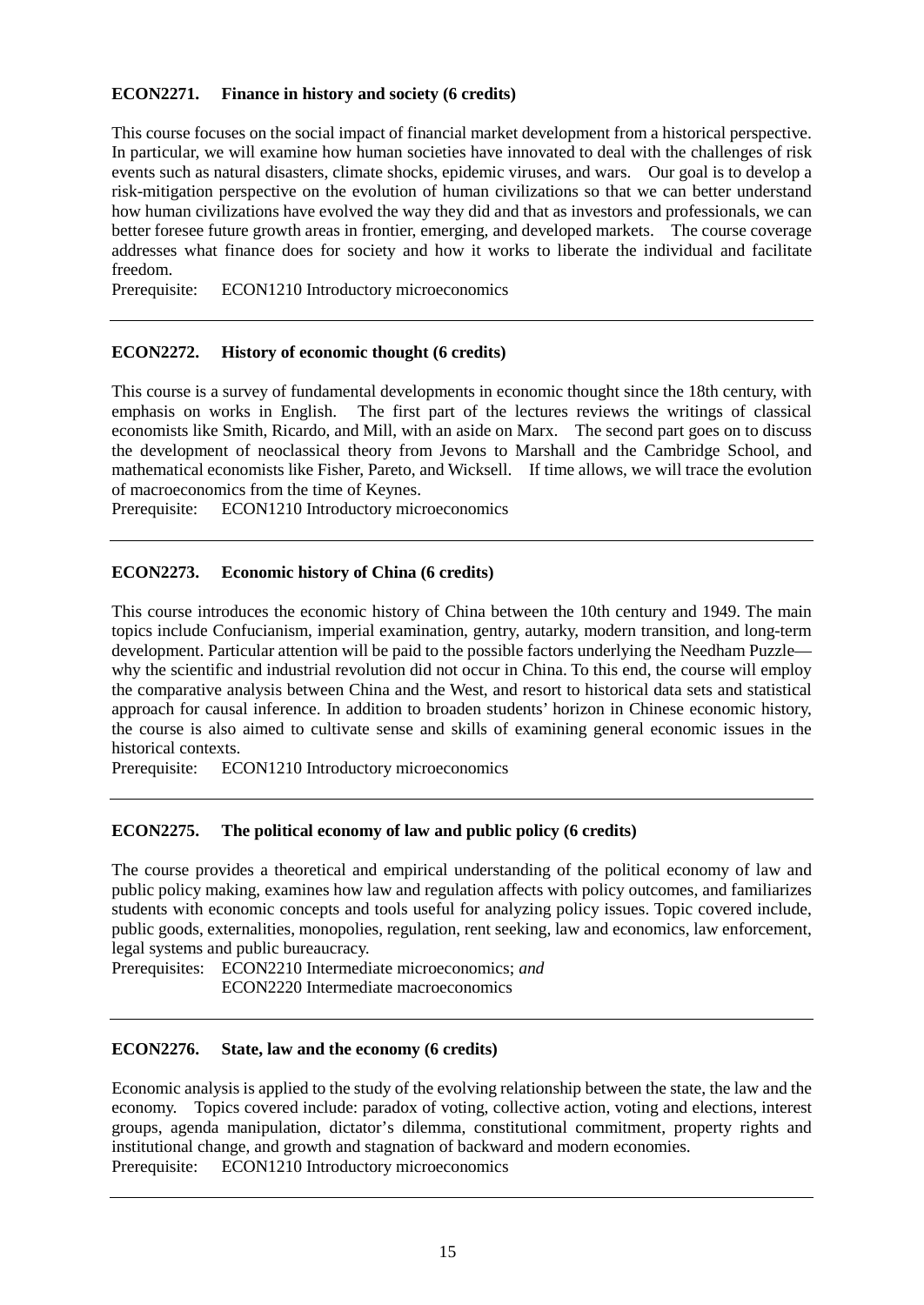### ECON2271. Finance in history and society (6 credits)

This course focuses on the social impact of financial market development from a historical perspective. In particular, we will examine how human societies have innovated to deal with the challenges of risk events such as natural disasters, climate shocks, epidemic viruses, and wars. Our goal is to develop a risk-mitigation perspective on the evolution of human civilizations so that we can better understand how human civilizations have evolved the way they did and that as investors and professionals, we can better foresee future growth areas in frontier, emerging, and developed markets. The course coverage addresses what finance does for society and how it works to liberate the individual and facilitate freedom.

Prerequisite: ECON1210 Introductory microeconomics

---

### ECON2272. History of economic thought (6 credits)

This course is a survey of fundamental developments in economic thought since the 18th century, with emphasis on works in English. The first part of the lectures reviews the writings of classical economists like Smith, Ricardo, and Mill, with an aside on Marx. The second part goes on to discuss the development of neoclassical theory from Jevons to Marshall and the Cambridge School, and mathematical economists like Fisher, Pareto, and Wicksell. If time allows, we will trace the evolution of macroeconomics from the time of Keynes.

Prerequisite: ECON1210 Introductory microeconomics

---

### ECON2273. Economic history of China (6 credits)

This course introduces the economic history of China between the 10th century and 1949. The main topics include Confucianism, imperial examination, gentry, autarky, modern transition, and long-term development. Particular attention will be paid to the possible factors underlying the Needham Puzzle—why the scientific and industrial revolution did not occur in China. To this end, the course will employ the comparative analysis between China and the West, and resort to historical data sets and statistical approach for causal inference. In addition to broaden students' horizon in Chinese economic history, the course is also aimed to cultivate sense and skills of examining general economic issues in the historical contexts.

Prerequisite: ECON1210 Introductory microeconomics

---

### ECON2275. The political economy of law and public policy (6 credits)

The course provides a theoretical and empirical understanding of the political economy of law and public policy making, examines how law and regulation affects with policy outcomes, and familiarizes students with economic concepts and tools useful for analyzing policy issues. Topic covered include, public goods, externalities, monopolies, regulation, rent seeking, law and economics, law enforcement, legal systems and public bureaucracy.

Prerequisites: ECON2210 Intermediate microeconomics; *and*
ECON2220 Intermediate macroeconomics

---

### ECON2276. State, law and the economy (6 credits)

Economic analysis is applied to the study of the evolving relationship between the state, the law and the economy. Topics covered include: paradox of voting, collective action, voting and elections, interest groups, agenda manipulation, dictator's dilemma, constitutional commitment, property rights and institutional change, and growth and stagnation of backward and modern economies.

Prerequisite: ECON1210 Introductory microeconomics

---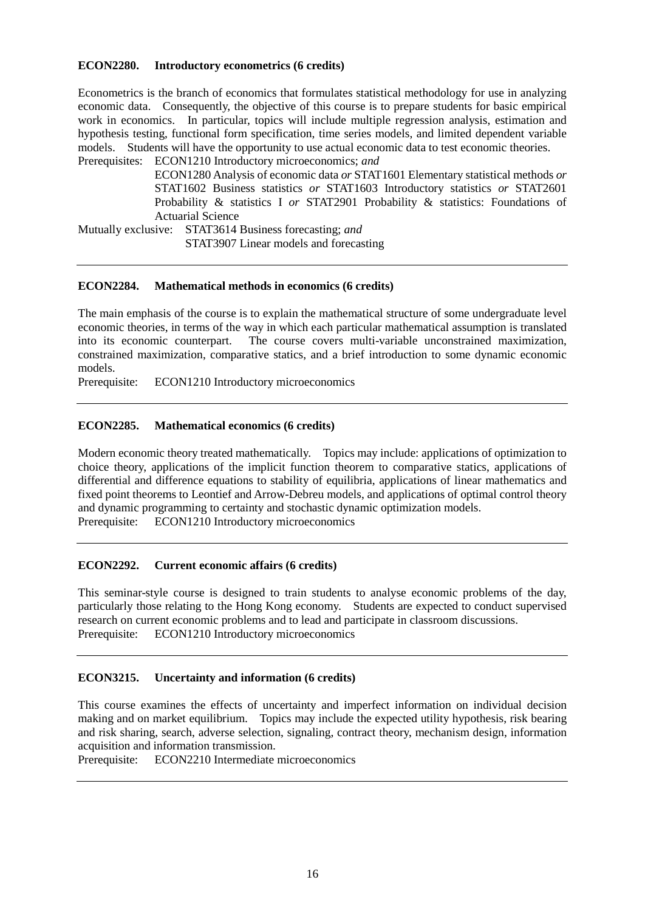**ECON2280. Introductory econometrics (6 credits)**

Econometrics is the branch of economics that formulates statistical methodology for use in analyzing economic data. Consequently, the objective of this course is to prepare students for basic empirical work in economics. In particular, topics will include multiple regression analysis, estimation and hypothesis testing, functional form specification, time series models, and limited dependent variable models. Students will have the opportunity to use actual economic data to test economic theories.

Prerequisites: ECON1210 Introductory microeconomics; *and*
ECON1280 Analysis of economic data *or* STAT1601 Elementary statistical methods *or* STAT1602 Business statistics *or* STAT1603 Introductory statistics *or* STAT2601 Probability & statistics I *or* STAT2901 Probability & statistics: Foundations of Actuarial Science

Mutually exclusive: STAT3614 Business forecasting; *and*
STAT3907 Linear models and forecasting

---

**ECON2284. Mathematical methods in economics (6 credits)**

The main emphasis of the course is to explain the mathematical structure of some undergraduate level economic theories, in terms of the way in which each particular mathematical assumption is translated into its economic counterpart. The course covers multi-variable unconstrained maximization, constrained maximization, comparative statics, and a brief introduction to some dynamic economic models.

Prerequisite: ECON1210 Introductory microeconomics

---

**ECON2285. Mathematical economics (6 credits)**

Modern economic theory treated mathematically. Topics may include: applications of optimization to choice theory, applications of the implicit function theorem to comparative statics, applications of differential and difference equations to stability of equilibria, applications of linear mathematics and fixed point theorems to Leontief and Arrow-Debreu models, and applications of optimal control theory and dynamic programming to certainty and stochastic dynamic optimization models.

Prerequisite: ECON1210 Introductory microeconomics

---

**ECON2292. Current economic affairs (6 credits)**

This seminar-style course is designed to train students to analyse economic problems of the day, particularly those relating to the Hong Kong economy. Students are expected to conduct supervised research on current economic problems and to lead and participate in classroom discussions.

Prerequisite: ECON1210 Introductory microeconomics

---

**ECON3215. Uncertainty and information (6 credits)**

This course examines the effects of uncertainty and imperfect information on individual decision making and on market equilibrium. Topics may include the expected utility hypothesis, risk bearing and risk sharing, search, adverse selection, signaling, contract theory, mechanism design, information acquisition and information transmission.

Prerequisite: ECON2210 Intermediate microeconomics

---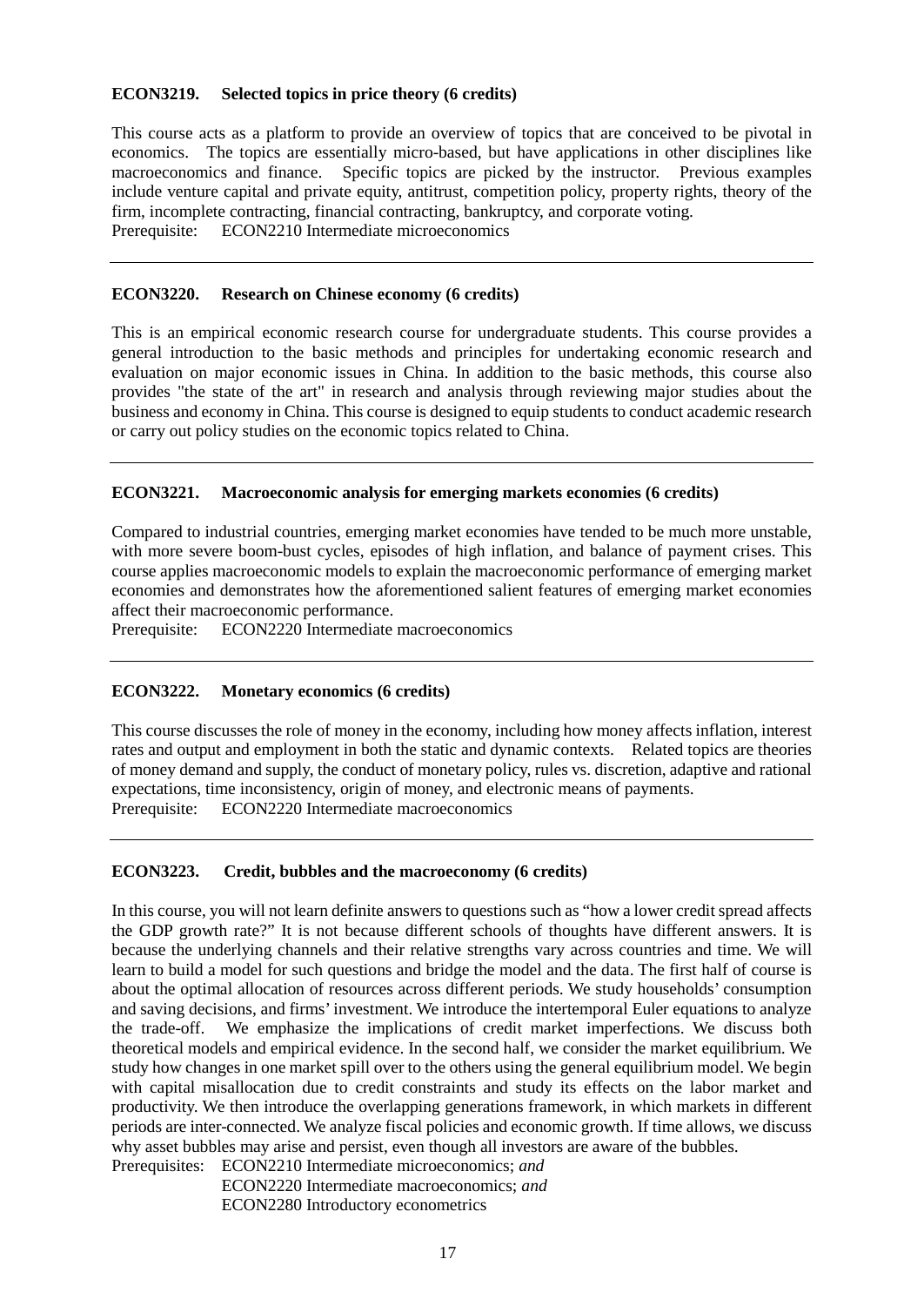**ECON3219. Selected topics in price theory (6 credits)**

This course acts as a platform to provide an overview of topics that are conceived to be pivotal in economics. The topics are essentially micro-based, but have applications in other disciplines like macroeconomics and finance. Specific topics are picked by the instructor. Previous examples include venture capital and private equity, antitrust, competition policy, property rights, theory of the firm, incomplete contracting, financial contracting, bankruptcy, and corporate voting.
Prerequisite: ECON2210 Intermediate microeconomics

---

**ECON3220. Research on Chinese economy (6 credits)**

This is an empirical economic research course for undergraduate students. This course provides a general introduction to the basic methods and principles for undertaking economic research and evaluation on major economic issues in China. In addition to the basic methods, this course also provides "the state of the art" in research and analysis through reviewing major studies about the business and economy in China. This course is designed to equip students to conduct academic research or carry out policy studies on the economic topics related to China.

---

**ECON3221. Macroeconomic analysis for emerging markets economies (6 credits)**

Compared to industrial countries, emerging market economies have tended to be much more unstable, with more severe boom-bust cycles, episodes of high inflation, and balance of payment crises. This course applies macroeconomic models to explain the macroeconomic performance of emerging market economies and demonstrates how the aforementioned salient features of emerging market economies affect their macroeconomic performance.
Prerequisite: ECON2220 Intermediate macroeconomics

---

**ECON3222. Monetary economics (6 credits)**

This course discusses the role of money in the economy, including how money affects inflation, interest rates and output and employment in both the static and dynamic contexts. Related topics are theories of money demand and supply, the conduct of monetary policy, rules vs. discretion, adaptive and rational expectations, time inconsistency, origin of money, and electronic means of payments.
Prerequisite: ECON2220 Intermediate macroeconomics

---

**ECON3223. Credit, bubbles and the macroeconomy (6 credits)**

In this course, you will not learn definite answers to questions such as "how a lower credit spread affects the GDP growth rate?" It is not because different schools of thoughts have different answers. It is because the underlying channels and their relative strengths vary across countries and time. We will learn to build a model for such questions and bridge the model and the data. The first half of course is about the optimal allocation of resources across different periods. We study households' consumption and saving decisions, and firms' investment. We introduce the intertemporal Euler equations to analyze the trade-off. We emphasize the implications of credit market imperfections. We discuss both theoretical models and empirical evidence. In the second half, we consider the market equilibrium. We study how changes in one market spill over to the others using the general equilibrium model. We begin with capital misallocation due to credit constraints and study its effects on the labor market and productivity. We then introduce the overlapping generations framework, in which markets in different periods are inter-connected. We analyze fiscal policies and economic growth. If time allows, we discuss why asset bubbles may arise and persist, even though all investors are aware of the bubbles.
Prerequisites: ECON2210 Intermediate microeconomics; *and*
ECON2220 Intermediate macroeconomics; *and*
ECON2280 Introductory econometrics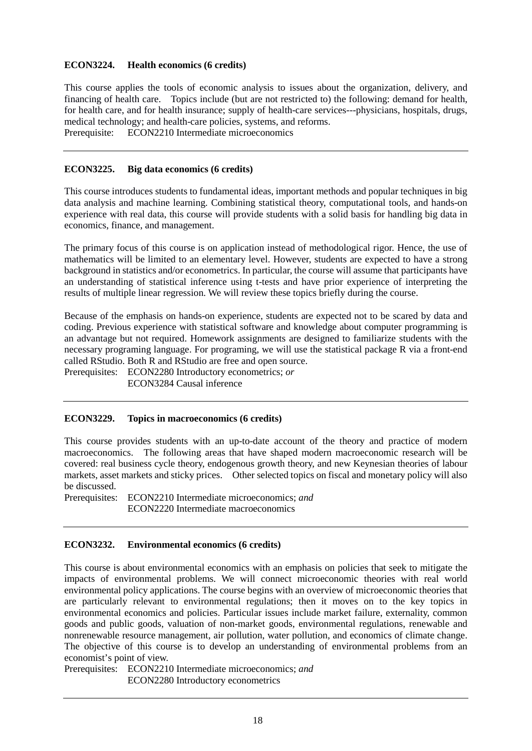### ECON3224. Health economics (6 credits)

This course applies the tools of economic analysis to issues about the organization, delivery, and financing of health care. Topics include (but are not restricted to) the following: demand for health, for health care, and for health insurance; supply of health-care services---physicians, hospitals, drugs, medical technology; and health-care policies, systems, and reforms.
Prerequisite: ECON2210 Intermediate microeconomics

---

### ECON3225. Big data economics (6 credits)

This course introduces students to fundamental ideas, important methods and popular techniques in big data analysis and machine learning. Combining statistical theory, computational tools, and hands-on experience with real data, this course will provide students with a solid basis for handling big data in economics, finance, and management.

The primary focus of this course is on application instead of methodological rigor. Hence, the use of mathematics will be limited to an elementary level. However, students are expected to have a strong background in statistics and/or econometrics. In particular, the course will assume that participants have an understanding of statistical inference using t-tests and have prior experience of interpreting the results of multiple linear regression. We will review these topics briefly during the course.

Because of the emphasis on hands-on experience, students are expected not to be scared by data and coding. Previous experience with statistical software and knowledge about computer programming is an advantage but not required. Homework assignments are designed to familiarize students with the necessary programing language. For programing, we will use the statistical package R via a front-end called RStudio. Both R and RStudio are free and open source.
Prerequisites: ECON2280 Introductory econometrics; *or*
ECON3284 Causal inference

---

### ECON3229. Topics in macroeconomics (6 credits)

This course provides students with an up-to-date account of the theory and practice of modern macroeconomics. The following areas that have shaped modern macroeconomic research will be covered: real business cycle theory, endogenous growth theory, and new Keynesian theories of labour markets, asset markets and sticky prices. Other selected topics on fiscal and monetary policy will also be discussed.
Prerequisites: ECON2210 Intermediate microeconomics; *and*
ECON2220 Intermediate macroeconomics

---

### ECON3232. Environmental economics (6 credits)

This course is about environmental economics with an emphasis on policies that seek to mitigate the impacts of environmental problems. We will connect microeconomic theories with real world environmental policy applications. The course begins with an overview of microeconomic theories that are particularly relevant to environmental regulations; then it moves on to the key topics in environmental economics and policies. Particular issues include market failure, externality, common goods and public goods, valuation of non-market goods, environmental regulations, renewable and nonrenewable resource management, air pollution, water pollution, and economics of climate change. The objective of this course is to develop an understanding of environmental problems from an economist's point of view.
Prerequisites: ECON2210 Intermediate microeconomics; *and*
ECON2280 Introductory econometrics

---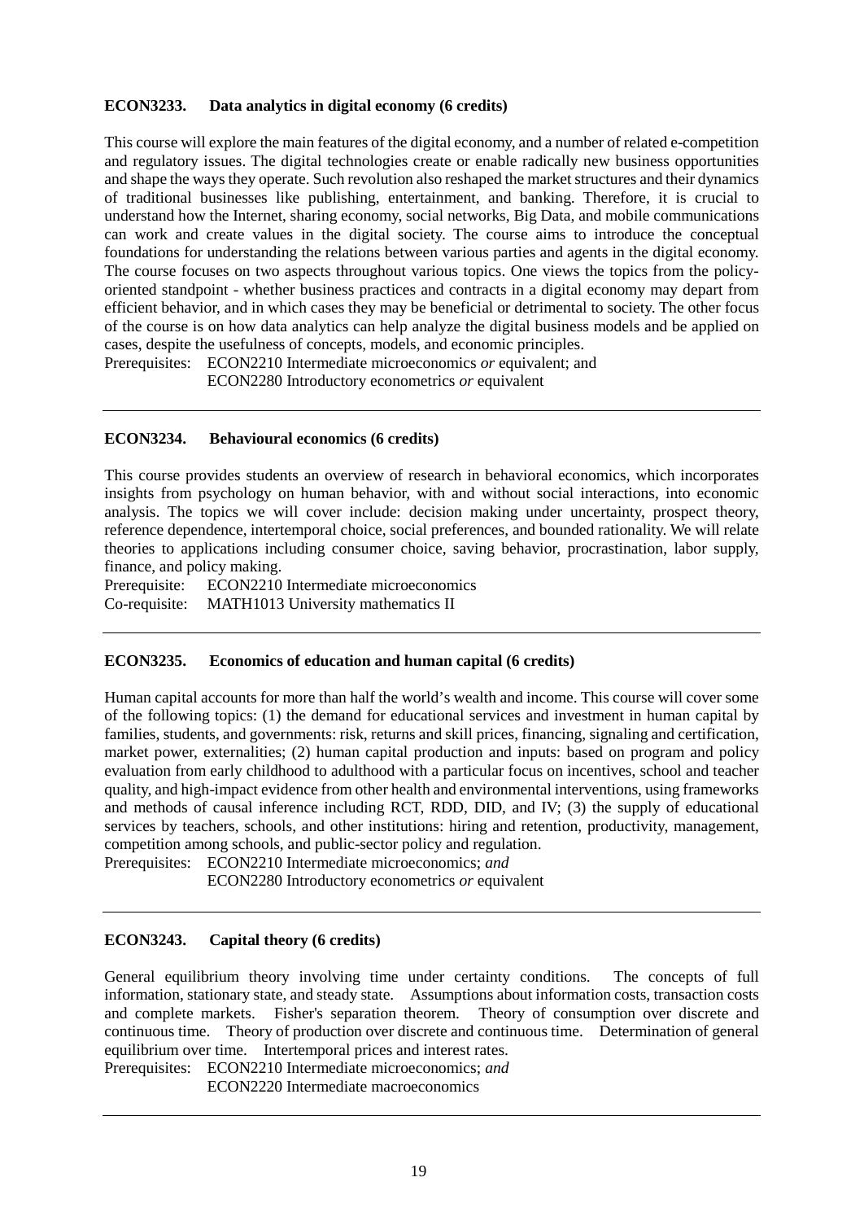### ECON3233. Data analytics in digital economy (6 credits)

This course will explore the main features of the digital economy, and a number of related e-competition and regulatory issues. The digital technologies create or enable radically new business opportunities and shape the ways they operate. Such revolution also reshaped the market structures and their dynamics of traditional businesses like publishing, entertainment, and banking. Therefore, it is crucial to understand how the Internet, sharing economy, social networks, Big Data, and mobile communications can work and create values in the digital society. The course aims to introduce the conceptual foundations for understanding the relations between various parties and agents in the digital economy. The course focuses on two aspects throughout various topics. One views the topics from the policy-oriented standpoint - whether business practices and contracts in a digital economy may depart from efficient behavior, and in which cases they may be beneficial or detrimental to society. The other focus of the course is on how data analytics can help analyze the digital business models and be applied on cases, despite the usefulness of concepts, models, and economic principles.

Prerequisites: ECON2210 Intermediate microeconomics *or* equivalent; and
ECON2280 Introductory econometrics *or* equivalent

---

### ECON3234. Behavioural economics (6 credits)

This course provides students an overview of research in behavioral economics, which incorporates insights from psychology on human behavior, with and without social interactions, into economic analysis. The topics we will cover include: decision making under uncertainty, prospect theory, reference dependence, intertemporal choice, social preferences, and bounded rationality. We will relate theories to applications including consumer choice, saving behavior, procrastination, labor supply, finance, and policy making.

Prerequisite: ECON2210 Intermediate microeconomics
Co-requisite: MATH1013 University mathematics II

---

### ECON3235. Economics of education and human capital (6 credits)

Human capital accounts for more than half the world's wealth and income. This course will cover some of the following topics: (1) the demand for educational services and investment in human capital by families, students, and governments: risk, returns and skill prices, financing, signaling and certification, market power, externalities; (2) human capital production and inputs: based on program and policy evaluation from early childhood to adulthood with a particular focus on incentives, school and teacher quality, and high-impact evidence from other health and environmental interventions, using frameworks and methods of causal inference including RCT, RDD, DID, and IV; (3) the supply of educational services by teachers, schools, and other institutions: hiring and retention, productivity, management, competition among schools, and public-sector policy and regulation.

Prerequisites: ECON2210 Intermediate microeconomics; *and*
ECON2280 Introductory econometrics *or* equivalent

---

### ECON3243. Capital theory (6 credits)

General equilibrium theory involving time under certainty conditions. The concepts of full information, stationary state, and steady state. Assumptions about information costs, transaction costs and complete markets. Fisher's separation theorem. Theory of consumption over discrete and continuous time. Theory of production over discrete and continuous time. Determination of general equilibrium over time. Intertemporal prices and interest rates.

Prerequisites: ECON2210 Intermediate microeconomics; *and*
ECON2220 Intermediate macroeconomics

---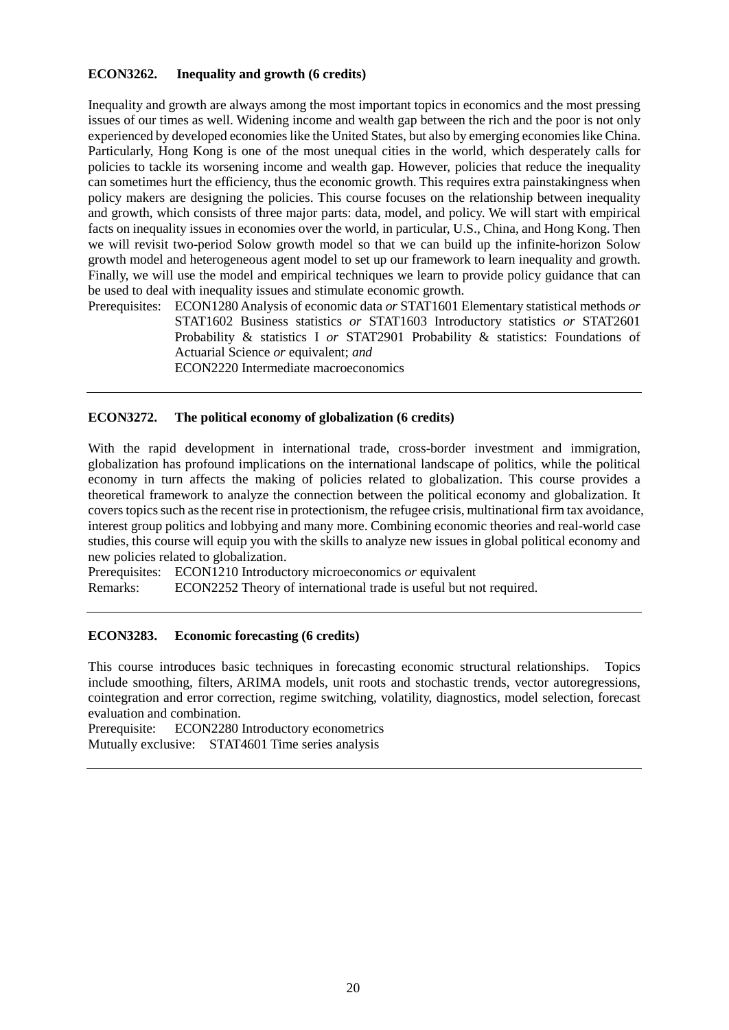**ECON3262. Inequality and growth (6 credits)**

Inequality and growth are always among the most important topics in economics and the most pressing issues of our times as well. Widening income and wealth gap between the rich and the poor is not only experienced by developed economies like the United States, but also by emerging economies like China. Particularly, Hong Kong is one of the most unequal cities in the world, which desperately calls for policies to tackle its worsening income and wealth gap. However, policies that reduce the inequality can sometimes hurt the efficiency, thus the economic growth. This requires extra painstakingness when policy makers are designing the policies. This course focuses on the relationship between inequality and growth, which consists of three major parts: data, model, and policy. We will start with empirical facts on inequality issues in economies over the world, in particular, U.S., China, and Hong Kong. Then we will revisit two-period Solow growth model so that we can build up the infinite-horizon Solow growth model and heterogeneous agent model to set up our framework to learn inequality and growth. Finally, we will use the model and empirical techniques we learn to provide policy guidance that can be used to deal with inequality issues and stimulate economic growth.

Prerequisites: ECON1280 Analysis of economic data *or* STAT1601 Elementary statistical methods *or* STAT1602 Business statistics *or* STAT1603 Introductory statistics *or* STAT2601 Probability & statistics I *or* STAT2901 Probability & statistics: Foundations of Actuarial Science *or* equivalent; *and*
ECON2220 Intermediate macroeconomics

---

**ECON3272. The political economy of globalization (6 credits)**

With the rapid development in international trade, cross-border investment and immigration, globalization has profound implications on the international landscape of politics, while the political economy in turn affects the making of policies related to globalization. This course provides a theoretical framework to analyze the connection between the political economy and globalization. It covers topics such as the recent rise in protectionism, the refugee crisis, multinational firm tax avoidance, interest group politics and lobbying and many more. Combining economic theories and real-world case studies, this course will equip you with the skills to analyze new issues in global political economy and new policies related to globalization.

Prerequisites: ECON1210 Introductory microeconomics *or* equivalent
Remarks: ECON2252 Theory of international trade is useful but not required.

---

**ECON3283. Economic forecasting (6 credits)**

This course introduces basic techniques in forecasting economic structural relationships. Topics include smoothing, filters, ARIMA models, unit roots and stochastic trends, vector autoregressions, cointegration and error correction, regime switching, volatility, diagnostics, model selection, forecast evaluation and combination.

Prerequisite: ECON2280 Introductory econometrics
Mutually exclusive: STAT4601 Time series analysis

---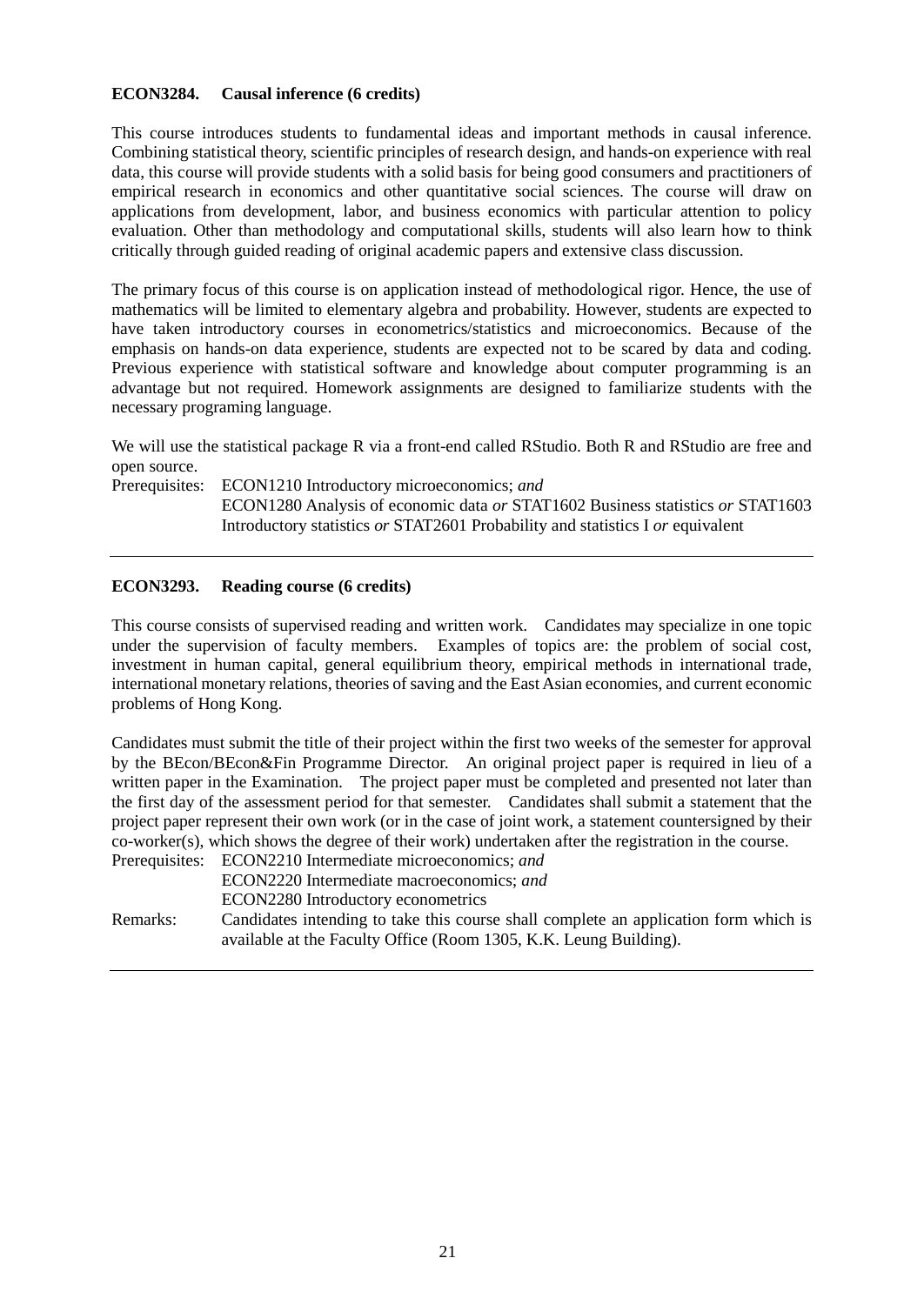### ECON3284. Causal inference (6 credits)

This course introduces students to fundamental ideas and important methods in causal inference. Combining statistical theory, scientific principles of research design, and hands-on experience with real data, this course will provide students with a solid basis for being good consumers and practitioners of empirical research in economics and other quantitative social sciences. The course will draw on applications from development, labor, and business economics with particular attention to policy evaluation. Other than methodology and computational skills, students will also learn how to think critically through guided reading of original academic papers and extensive class discussion.

The primary focus of this course is on application instead of methodological rigor. Hence, the use of mathematics will be limited to elementary algebra and probability. However, students are expected to have taken introductory courses in econometrics/statistics and microeconomics. Because of the emphasis on hands-on data experience, students are expected not to be scared by data and coding. Previous experience with statistical software and knowledge about computer programming is an advantage but not required. Homework assignments are designed to familiarize students with the necessary programing language.

We will use the statistical package R via a front-end called RStudio. Both R and RStudio are free and open source.

Prerequisites: ECON1210 Introductory microeconomics; *and*
ECON1280 Analysis of economic data *or* STAT1602 Business statistics *or* STAT1603 Introductory statistics *or* STAT2601 Probability and statistics I *or* equivalent

---

### ECON3293. Reading course (6 credits)

This course consists of supervised reading and written work. Candidates may specialize in one topic under the supervision of faculty members. Examples of topics are: the problem of social cost, investment in human capital, general equilibrium theory, empirical methods in international trade, international monetary relations, theories of saving and the East Asian economies, and current economic problems of Hong Kong.

Candidates must submit the title of their project within the first two weeks of the semester for approval by the BEcon/BEcon&Fin Programme Director. An original project paper is required in lieu of a written paper in the Examination. The project paper must be completed and presented not later than the first day of the assessment period for that semester. Candidates shall submit a statement that the project paper represent their own work (or in the case of joint work, a statement countersigned by their co-worker(s), which shows the degree of their work) undertaken after the registration in the course.

Prerequisites: ECON2210 Intermediate microeconomics; *and*
ECON2220 Intermediate macroeconomics; *and*
ECON2280 Introductory econometrics

Remarks: Candidates intending to take this course shall complete an application form which is available at the Faculty Office (Room 1305, K.K. Leung Building).

---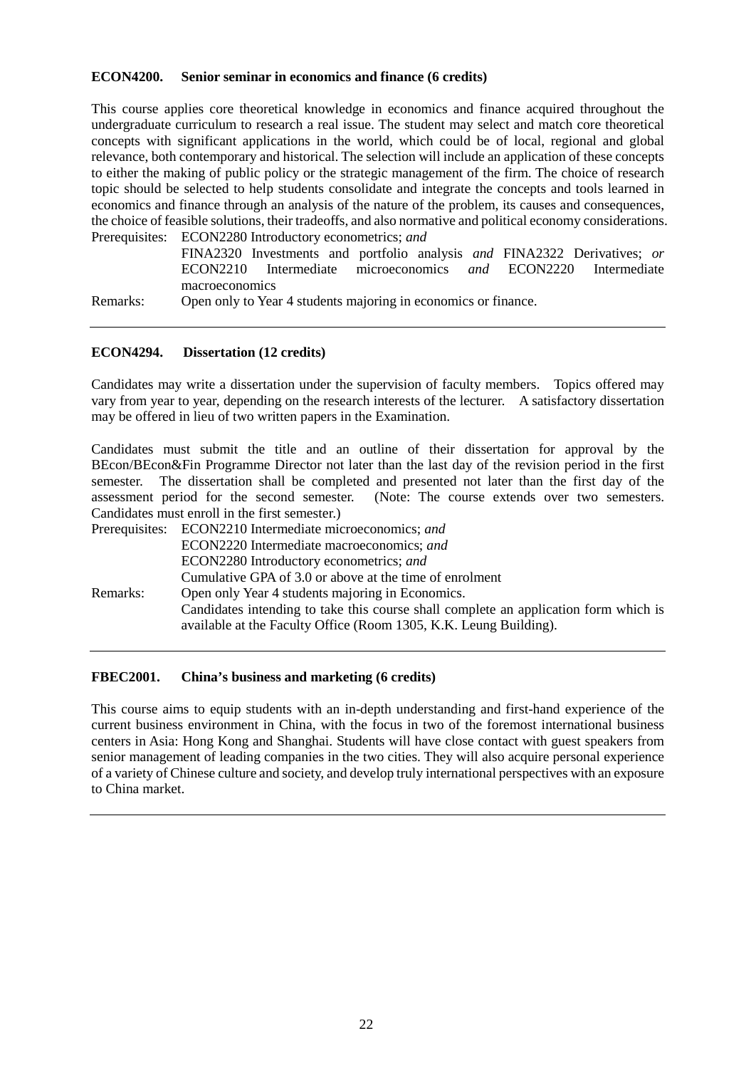**ECON4200. Senior seminar in economics and finance (6 credits)**

This course applies core theoretical knowledge in economics and finance acquired throughout the undergraduate curriculum to research a real issue. The student may select and match core theoretical concepts with significant applications in the world, which could be of local, regional and global relevance, both contemporary and historical. The selection will include an application of these concepts to either the making of public policy or the strategic management of the firm. The choice of research topic should be selected to help students consolidate and integrate the concepts and tools learned in economics and finance through an analysis of the nature of the problem, its causes and consequences, the choice of feasible solutions, their tradeoffs, and also normative and political economy considerations.

Prerequisites: ECON2280 Introductory econometrics; *and*
FINA2320 Investments and portfolio analysis *and* FINA2322 Derivatives; *or* ECON2210 Intermediate microeconomics *and* ECON2220 Intermediate macroeconomics

Remarks: Open only to Year 4 students majoring in economics or finance.

---

**ECON4294. Dissertation (12 credits)**

Candidates may write a dissertation under the supervision of faculty members. Topics offered may vary from year to year, depending on the research interests of the lecturer. A satisfactory dissertation may be offered in lieu of two written papers in the Examination.

Candidates must submit the title and an outline of their dissertation for approval by the BEcon/BEcon&Fin Programme Director not later than the last day of the revision period in the first semester. The dissertation shall be completed and presented not later than the first day of the assessment period for the second semester. (Note: The course extends over two semesters. Candidates must enroll in the first semester.)

Prerequisites: ECON2210 Intermediate microeconomics; *and*
ECON2220 Intermediate macroeconomics; *and*
ECON2280 Introductory econometrics; *and*
Cumulative GPA of 3.0 or above at the time of enrolment

Remarks: Open only Year 4 students majoring in Economics.
Candidates intending to take this course shall complete an application form which is available at the Faculty Office (Room 1305, K.K. Leung Building).

---

**FBEC2001. China's business and marketing (6 credits)**

This course aims to equip students with an in-depth understanding and first-hand experience of the current business environment in China, with the focus in two of the foremost international business centers in Asia: Hong Kong and Shanghai. Students will have close contact with guest speakers from senior management of leading companies in the two cities. They will also acquire personal experience of a variety of Chinese culture and society, and develop truly international perspectives with an exposure to China market.

---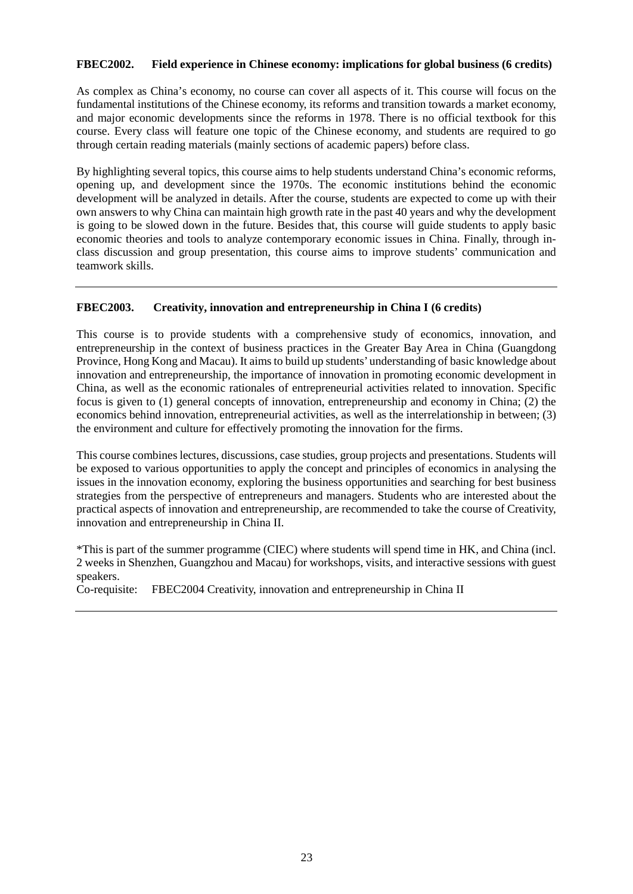**FBEC2002. Field experience in Chinese economy: implications for global business (6 credits)**

As complex as China's economy, no course can cover all aspects of it. This course will focus on the fundamental institutions of the Chinese economy, its reforms and transition towards a market economy, and major economic developments since the reforms in 1978. There is no official textbook for this course. Every class will feature one topic of the Chinese economy, and students are required to go through certain reading materials (mainly sections of academic papers) before class.

By highlighting several topics, this course aims to help students understand China's economic reforms, opening up, and development since the 1970s. The economic institutions behind the economic development will be analyzed in details. After the course, students are expected to come up with their own answers to why China can maintain high growth rate in the past 40 years and why the development is going to be slowed down in the future. Besides that, this course will guide students to apply basic economic theories and tools to analyze contemporary economic issues in China. Finally, through in-class discussion and group presentation, this course aims to improve students' communication and teamwork skills.

---

**FBEC2003. Creativity, innovation and entrepreneurship in China I (6 credits)**

This course is to provide students with a comprehensive study of economics, innovation, and entrepreneurship in the context of business practices in the Greater Bay Area in China (Guangdong Province, Hong Kong and Macau). It aims to build up students' understanding of basic knowledge about innovation and entrepreneurship, the importance of innovation in promoting economic development in China, as well as the economic rationales of entrepreneurial activities related to innovation. Specific focus is given to (1) general concepts of innovation, entrepreneurship and economy in China; (2) the economics behind innovation, entrepreneurial activities, as well as the interrelationship in between; (3) the environment and culture for effectively promoting the innovation for the firms.

This course combines lectures, discussions, case studies, group projects and presentations. Students will be exposed to various opportunities to apply the concept and principles of economics in analysing the issues in the innovation economy, exploring the business opportunities and searching for best business strategies from the perspective of entrepreneurs and managers. Students who are interested about the practical aspects of innovation and entrepreneurship, are recommended to take the course of Creativity, innovation and entrepreneurship in China II.

*This is part of the summer programme (CIEC) where students will spend time in HK, and China (incl. 2 weeks in Shenzhen, Guangzhou and Macau) for workshops, visits, and interactive sessions with guest speakers.
Co-requisite: FBEC2004 Creativity, innovation and entrepreneurship in China II

---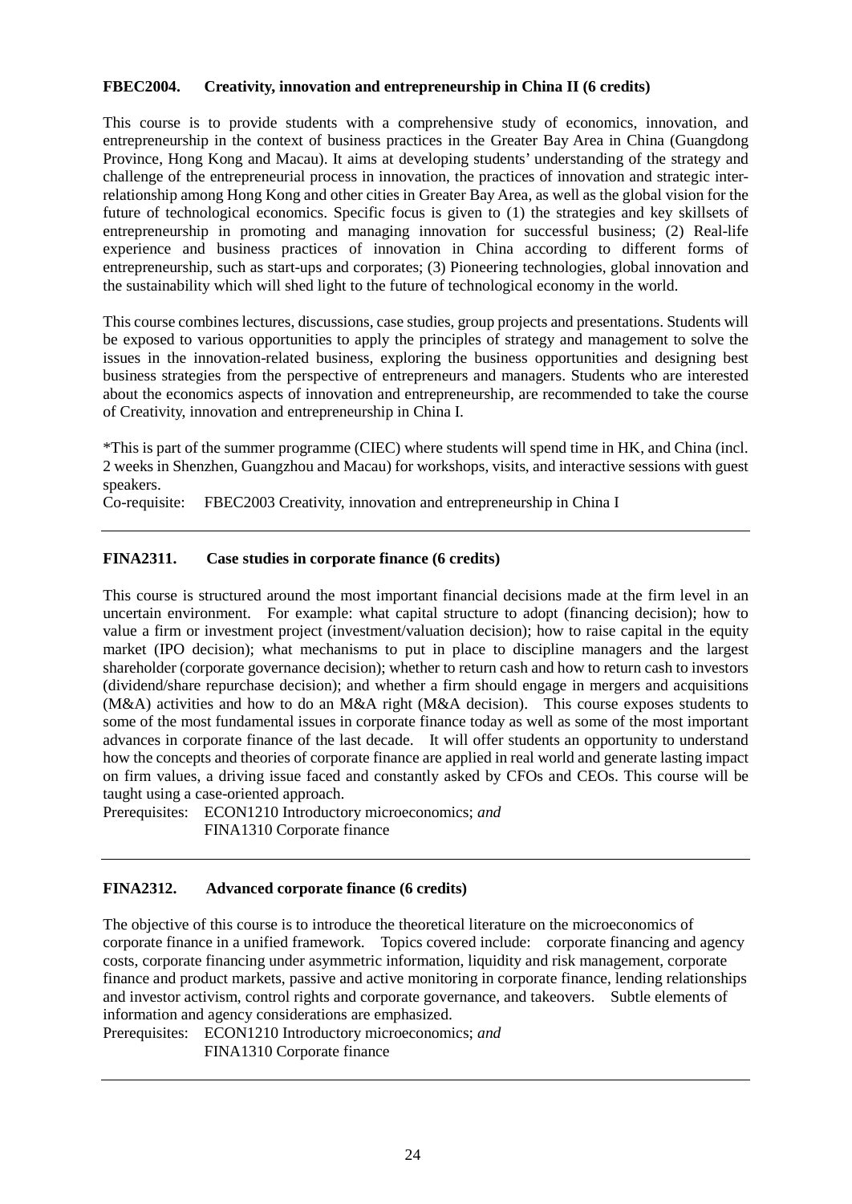**FBEC2004. Creativity, innovation and entrepreneurship in China II (6 credits)**

This course is to provide students with a comprehensive study of economics, innovation, and entrepreneurship in the context of business practices in the Greater Bay Area in China (Guangdong Province, Hong Kong and Macau). It aims at developing students' understanding of the strategy and challenge of the entrepreneurial process in innovation, the practices of innovation and strategic inter-relationship among Hong Kong and other cities in Greater Bay Area, as well as the global vision for the future of technological economics. Specific focus is given to (1) the strategies and key skillsets of entrepreneurship in promoting and managing innovation for successful business; (2) Real-life experience and business practices of innovation in China according to different forms of entrepreneurship, such as start-ups and corporates; (3) Pioneering technologies, global innovation and the sustainability which will shed light to the future of technological economy in the world.

This course combines lectures, discussions, case studies, group projects and presentations. Students will be exposed to various opportunities to apply the principles of strategy and management to solve the issues in the innovation-related business, exploring the business opportunities and designing best business strategies from the perspective of entrepreneurs and managers. Students who are interested about the economics aspects of innovation and entrepreneurship, are recommended to take the course of Creativity, innovation and entrepreneurship in China I.

*This is part of the summer programme (CIEC) where students will spend time in HK, and China (incl. 2 weeks in Shenzhen, Guangzhou and Macau) for workshops, visits, and interactive sessions with guest speakers.

Co-requisite: FBEC2003 Creativity, innovation and entrepreneurship in China I

---

**FINA2311. Case studies in corporate finance (6 credits)**

This course is structured around the most important financial decisions made at the firm level in an uncertain environment. For example: what capital structure to adopt (financing decision); how to value a firm or investment project (investment/valuation decision); how to raise capital in the equity market (IPO decision); what mechanisms to put in place to discipline managers and the largest shareholder (corporate governance decision); whether to return cash and how to return cash to investors (dividend/share repurchase decision); and whether a firm should engage in mergers and acquisitions (M&A) activities and how to do an M&A right (M&A decision). This course exposes students to some of the most fundamental issues in corporate finance today as well as some of the most important advances in corporate finance of the last decade. It will offer students an opportunity to understand how the concepts and theories of corporate finance are applied in real world and generate lasting impact on firm values, a driving issue faced and constantly asked by CFOs and CEOs. This course will be taught using a case-oriented approach.

Prerequisites: ECON1210 Introductory microeconomics; *and*
FINA1310 Corporate finance

---

**FINA2312. Advanced corporate finance (6 credits)**

The objective of this course is to introduce the theoretical literature on the microeconomics of corporate finance in a unified framework. Topics covered include: corporate financing and agency costs, corporate financing under asymmetric information, liquidity and risk management, corporate finance and product markets, passive and active monitoring in corporate finance, lending relationships and investor activism, control rights and corporate governance, and takeovers. Subtle elements of information and agency considerations are emphasized.

Prerequisites: ECON1210 Introductory microeconomics; *and*
FINA1310 Corporate finance

---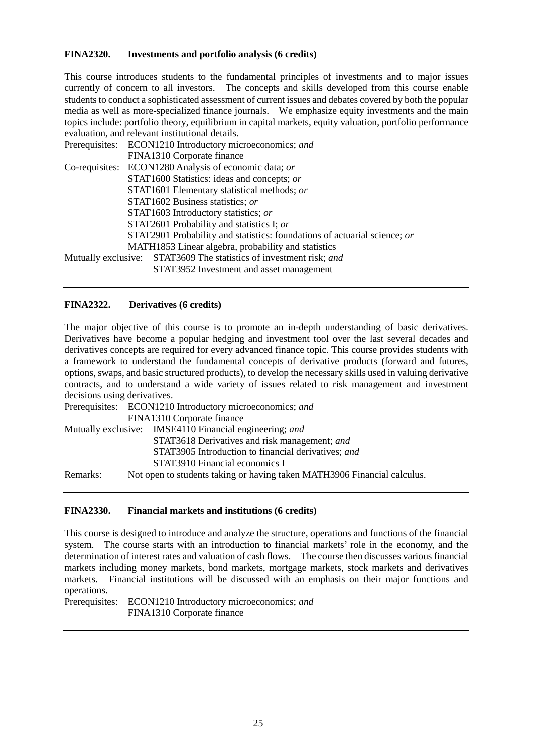### FINA2320. Investments and portfolio analysis (6 credits)

This course introduces students to the fundamental principles of investments and to major issues currently of concern to all investors. The concepts and skills developed from this course enable students to conduct a sophisticated assessment of current issues and debates covered by both the popular media as well as more-specialized finance journals. We emphasize equity investments and the main topics include: portfolio theory, equilibrium in capital markets, equity valuation, portfolio performance evaluation, and relevant institutional details.

Prerequisites: ECON1210 Introductory microeconomics; *and*
FINA1310 Corporate finance

Co-requisites: ECON1280 Analysis of economic data; *or*
STAT1600 Statistics: ideas and concepts; *or*
STAT1601 Elementary statistical methods; *or*
STAT1602 Business statistics; *or*
STAT1603 Introductory statistics; *or*
STAT2601 Probability and statistics I; *or*
STAT2901 Probability and statistics: foundations of actuarial science; *or*
MATH1853 Linear algebra, probability and statistics

Mutually exclusive: STAT3609 The statistics of investment risk; *and*
STAT3952 Investment and asset management

---

### FINA2322. Derivatives (6 credits)

The major objective of this course is to promote an in-depth understanding of basic derivatives. Derivatives have become a popular hedging and investment tool over the last several decades and derivatives concepts are required for every advanced finance topic. This course provides students with a framework to understand the fundamental concepts of derivative products (forward and futures, options, swaps, and basic structured products), to develop the necessary skills used in valuing derivative contracts, and to understand a wide variety of issues related to risk management and investment decisions using derivatives.

Prerequisites: ECON1210 Introductory microeconomics; *and*
FINA1310 Corporate finance

Mutually exclusive: IMSE4110 Financial engineering; *and*
STAT3618 Derivatives and risk management; *and*
STAT3905 Introduction to financial derivatives; *and*
STAT3910 Financial economics I

Remarks: Not open to students taking or having taken MATH3906 Financial calculus.

---

### FINA2330. Financial markets and institutions (6 credits)

This course is designed to introduce and analyze the structure, operations and functions of the financial system. The course starts with an introduction to financial markets' role in the economy, and the determination of interest rates and valuation of cash flows. The course then discusses various financial markets including money markets, bond markets, mortgage markets, stock markets and derivatives markets. Financial institutions will be discussed with an emphasis on their major functions and operations.

Prerequisites: ECON1210 Introductory microeconomics; *and*
FINA1310 Corporate finance

---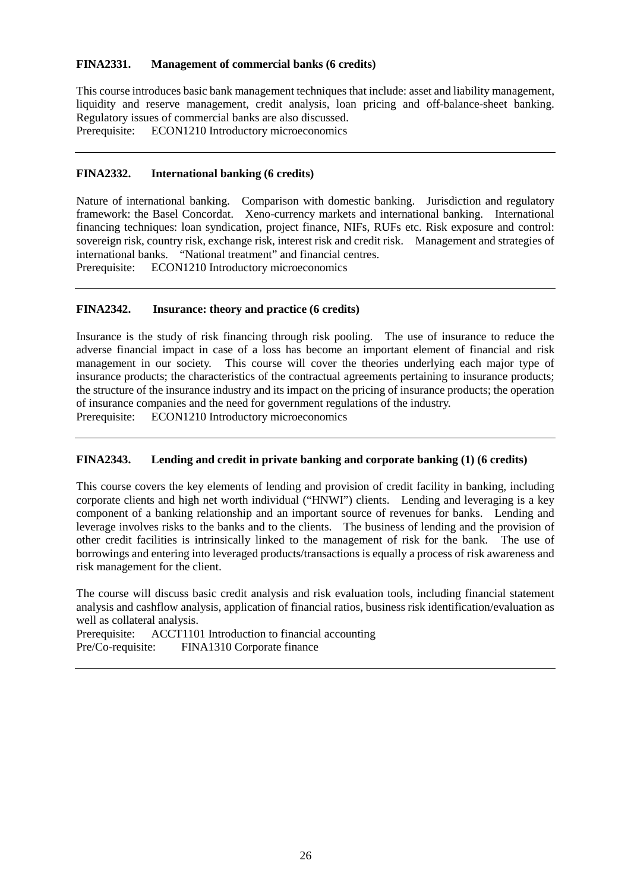**FINA2331. Management of commercial banks (6 credits)**

This course introduces basic bank management techniques that include: asset and liability management, liquidity and reserve management, credit analysis, loan pricing and off-balance-sheet banking. Regulatory issues of commercial banks are also discussed.
Prerequisite: ECON1210 Introductory microeconomics

---

**FINA2332. International banking (6 credits)**

Nature of international banking. Comparison with domestic banking. Jurisdiction and regulatory framework: the Basel Concordat. Xeno-currency markets and international banking. International financing techniques: loan syndication, project finance, NIFs, RUFs etc. Risk exposure and control: sovereign risk, country risk, exchange risk, interest risk and credit risk. Management and strategies of international banks. "National treatment" and financial centres.
Prerequisite: ECON1210 Introductory microeconomics

---

**FINA2342. Insurance: theory and practice (6 credits)**

Insurance is the study of risk financing through risk pooling. The use of insurance to reduce the adverse financial impact in case of a loss has become an important element of financial and risk management in our society. This course will cover the theories underlying each major type of insurance products; the characteristics of the contractual agreements pertaining to insurance products; the structure of the insurance industry and its impact on the pricing of insurance products; the operation of insurance companies and the need for government regulations of the industry.
Prerequisite: ECON1210 Introductory microeconomics

---

**FINA2343. Lending and credit in private banking and corporate banking (1) (6 credits)**

This course covers the key elements of lending and provision of credit facility in banking, including corporate clients and high net worth individual ("HNWI") clients. Lending and leveraging is a key component of a banking relationship and an important source of revenues for banks. Lending and leverage involves risks to the banks and to the clients. The business of lending and the provision of other credit facilities is intrinsically linked to the management of risk for the bank. The use of borrowings and entering into leveraged products/transactions is equally a process of risk awareness and risk management for the client.

The course will discuss basic credit analysis and risk evaluation tools, including financial statement analysis and cashflow analysis, application of financial ratios, business risk identification/evaluation as well as collateral analysis.
Prerequisite: ACCT1101 Introduction to financial accounting
Pre/Co-requisite: FINA1310 Corporate finance

---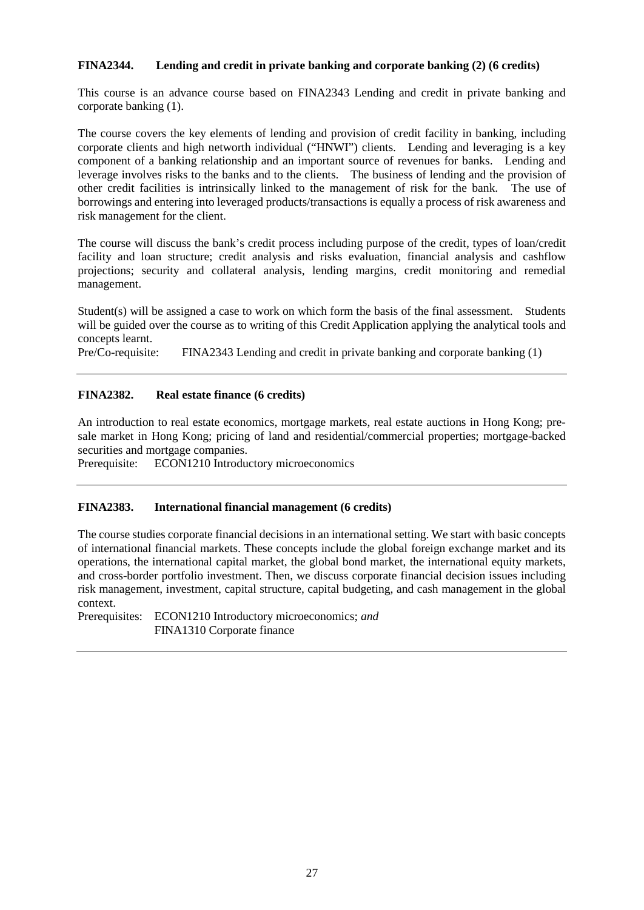**FINA2344. Lending and credit in private banking and corporate banking (2) (6 credits)**

This course is an advance course based on FINA2343 Lending and credit in private banking and corporate banking (1).

The course covers the key elements of lending and provision of credit facility in banking, including corporate clients and high networth individual ("HNWI") clients. Lending and leveraging is a key component of a banking relationship and an important source of revenues for banks. Lending and leverage involves risks to the banks and to the clients. The business of lending and the provision of other credit facilities is intrinsically linked to the management of risk for the bank. The use of borrowings and entering into leveraged products/transactions is equally a process of risk awareness and risk management for the client.

The course will discuss the bank's credit process including purpose of the credit, types of loan/credit facility and loan structure; credit analysis and risks evaluation, financial analysis and cashflow projections; security and collateral analysis, lending margins, credit monitoring and remedial management.

Student(s) will be assigned a case to work on which form the basis of the final assessment. Students will be guided over the course as to writing of this Credit Application applying the analytical tools and concepts learnt.

Pre/Co-requisite: FINA2343 Lending and credit in private banking and corporate banking (1)

---

**FINA2382. Real estate finance (6 credits)**

An introduction to real estate economics, mortgage markets, real estate auctions in Hong Kong; pre-sale market in Hong Kong; pricing of land and residential/commercial properties; mortgage-backed securities and mortgage companies.

Prerequisite: ECON1210 Introductory microeconomics

---

**FINA2383. International financial management (6 credits)**

The course studies corporate financial decisions in an international setting. We start with basic concepts of international financial markets. These concepts include the global foreign exchange market and its operations, the international capital market, the global bond market, the international equity markets, and cross-border portfolio investment. Then, we discuss corporate financial decision issues including risk management, investment, capital structure, capital budgeting, and cash management in the global context.

Prerequisites: ECON1210 Introductory microeconomics; *and*
FINA1310 Corporate finance

---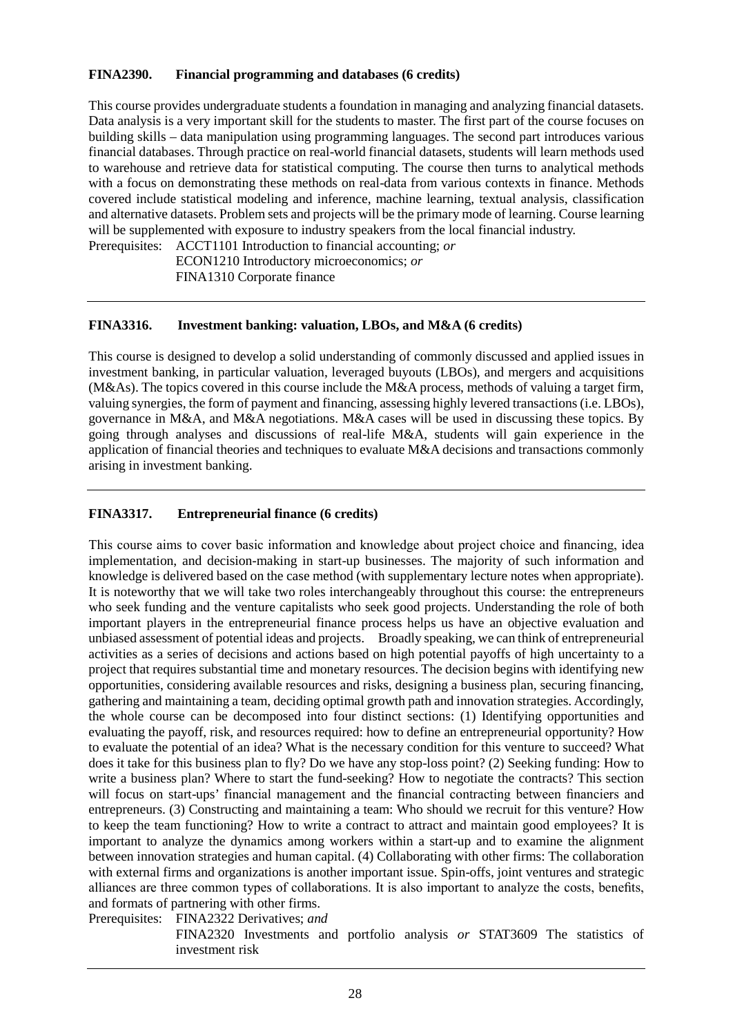**FINA2390. Financial programming and databases (6 credits)**

This course provides undergraduate students a foundation in managing and analyzing financial datasets. Data analysis is a very important skill for the students to master. The first part of the course focuses on building skills – data manipulation using programming languages. The second part introduces various financial databases. Through practice on real-world financial datasets, students will learn methods used to warehouse and retrieve data for statistical computing. The course then turns to analytical methods with a focus on demonstrating these methods on real-data from various contexts in finance. Methods covered include statistical modeling and inference, machine learning, textual analysis, classification and alternative datasets. Problem sets and projects will be the primary mode of learning. Course learning will be supplemented with exposure to industry speakers from the local financial industry.

Prerequisites: ACCT1101 Introduction to financial accounting; *or*
ECON1210 Introductory microeconomics; *or*
FINA1310 Corporate finance

---

**FINA3316. Investment banking: valuation, LBOs, and M&A (6 credits)**

This course is designed to develop a solid understanding of commonly discussed and applied issues in investment banking, in particular valuation, leveraged buyouts (LBOs), and mergers and acquisitions (M&As). The topics covered in this course include the M&A process, methods of valuing a target firm, valuing synergies, the form of payment and financing, assessing highly levered transactions (i.e. LBOs), governance in M&A, and M&A negotiations. M&A cases will be used in discussing these topics. By going through analyses and discussions of real-life M&A, students will gain experience in the application of financial theories and techniques to evaluate M&A decisions and transactions commonly arising in investment banking.

---

**FINA3317. Entrepreneurial finance (6 credits)**

This course aims to cover basic information and knowledge about project choice and financing, idea implementation, and decision-making in start-up businesses. The majority of such information and knowledge is delivered based on the case method (with supplementary lecture notes when appropriate). It is noteworthy that we will take two roles interchangeably throughout this course: the entrepreneurs who seek funding and the venture capitalists who seek good projects. Understanding the role of both important players in the entrepreneurial finance process helps us have an objective evaluation and unbiased assessment of potential ideas and projects. Broadly speaking, we can think of entrepreneurial activities as a series of decisions and actions based on high potential payoffs of high uncertainty to a project that requires substantial time and monetary resources. The decision begins with identifying new opportunities, considering available resources and risks, designing a business plan, securing financing, gathering and maintaining a team, deciding optimal growth path and innovation strategies. Accordingly, the whole course can be decomposed into four distinct sections: (1) Identifying opportunities and evaluating the payoff, risk, and resources required: how to define an entrepreneurial opportunity? How to evaluate the potential of an idea? What is the necessary condition for this venture to succeed? What does it take for this business plan to fly? Do we have any stop-loss point? (2) Seeking funding: How to write a business plan? Where to start the fund-seeking? How to negotiate the contracts? This section will focus on start-ups' financial management and the financial contracting between financiers and entrepreneurs. (3) Constructing and maintaining a team: Who should we recruit for this venture? How to keep the team functioning? How to write a contract to attract and maintain good employees? It is important to analyze the dynamics among workers within a start-up and to examine the alignment between innovation strategies and human capital. (4) Collaborating with other firms: The collaboration with external firms and organizations is another important issue. Spin-offs, joint ventures and strategic alliances are three common types of collaborations. It is also important to analyze the costs, benefits, and formats of partnering with other firms.

Prerequisites: FINA2322 Derivatives; *and*
FINA2320 Investments and portfolio analysis *or* STAT3609 The statistics of investment risk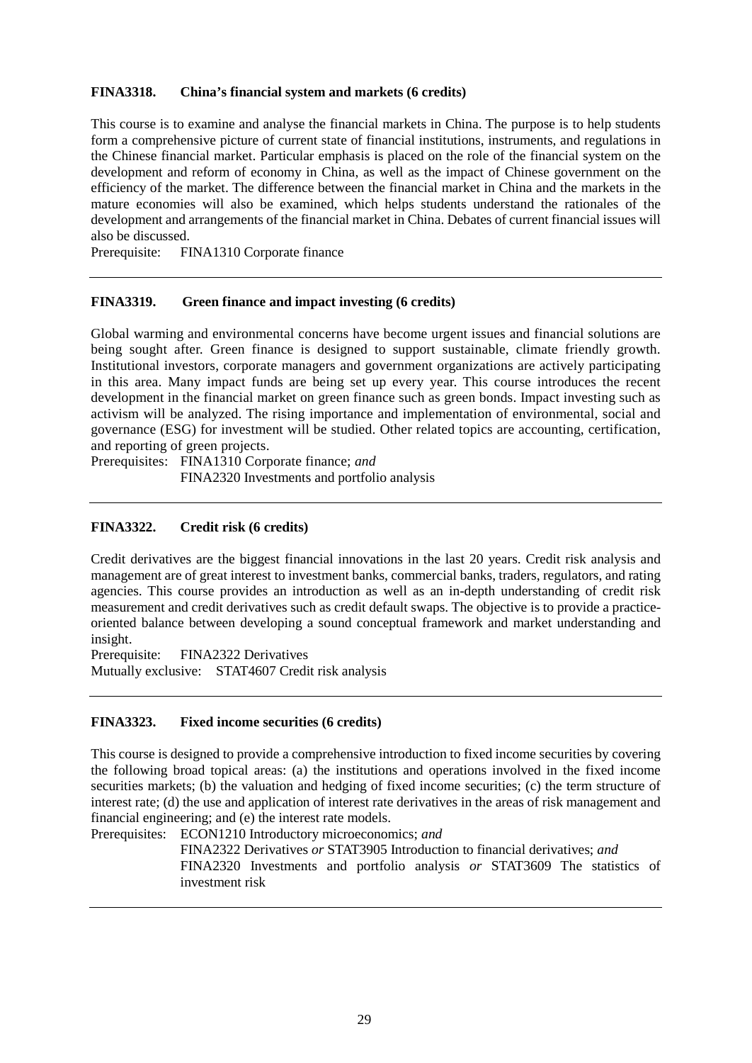**FINA3318. China's financial system and markets (6 credits)**

This course is to examine and analyse the financial markets in China. The purpose is to help students form a comprehensive picture of current state of financial institutions, instruments, and regulations in the Chinese financial market. Particular emphasis is placed on the role of the financial system on the development and reform of economy in China, as well as the impact of Chinese government on the efficiency of the market. The difference between the financial market in China and the markets in the mature economies will also be examined, which helps students understand the rationales of the development and arrangements of the financial market in China. Debates of current financial issues will also be discussed.

Prerequisite: FINA1310 Corporate finance

---

**FINA3319. Green finance and impact investing (6 credits)**

Global warming and environmental concerns have become urgent issues and financial solutions are being sought after. Green finance is designed to support sustainable, climate friendly growth. Institutional investors, corporate managers and government organizations are actively participating in this area. Many impact funds are being set up every year. This course introduces the recent development in the financial market on green finance such as green bonds. Impact investing such as activism will be analyzed. The rising importance and implementation of environmental, social and governance (ESG) for investment will be studied. Other related topics are accounting, certification, and reporting of green projects.

Prerequisites: FINA1310 Corporate finance; *and*
FINA2320 Investments and portfolio analysis

---

**FINA3322. Credit risk (6 credits)**

Credit derivatives are the biggest financial innovations in the last 20 years. Credit risk analysis and management are of great interest to investment banks, commercial banks, traders, regulators, and rating agencies. This course provides an introduction as well as an in-depth understanding of credit risk measurement and credit derivatives such as credit default swaps. The objective is to provide a practice-oriented balance between developing a sound conceptual framework and market understanding and insight.

Prerequisite: FINA2322 Derivatives
Mutually exclusive: STAT4607 Credit risk analysis

---

**FINA3323. Fixed income securities (6 credits)**

This course is designed to provide a comprehensive introduction to fixed income securities by covering the following broad topical areas: (a) the institutions and operations involved in the fixed income securities markets; (b) the valuation and hedging of fixed income securities; (c) the term structure of interest rate; (d) the use and application of interest rate derivatives in the areas of risk management and financial engineering; and (e) the interest rate models.

Prerequisites: ECON1210 Introductory microeconomics; *and*
FINA2322 Derivatives *or* STAT3905 Introduction to financial derivatives; *and*
FINA2320 Investments and portfolio analysis *or* STAT3609 The statistics of investment risk

---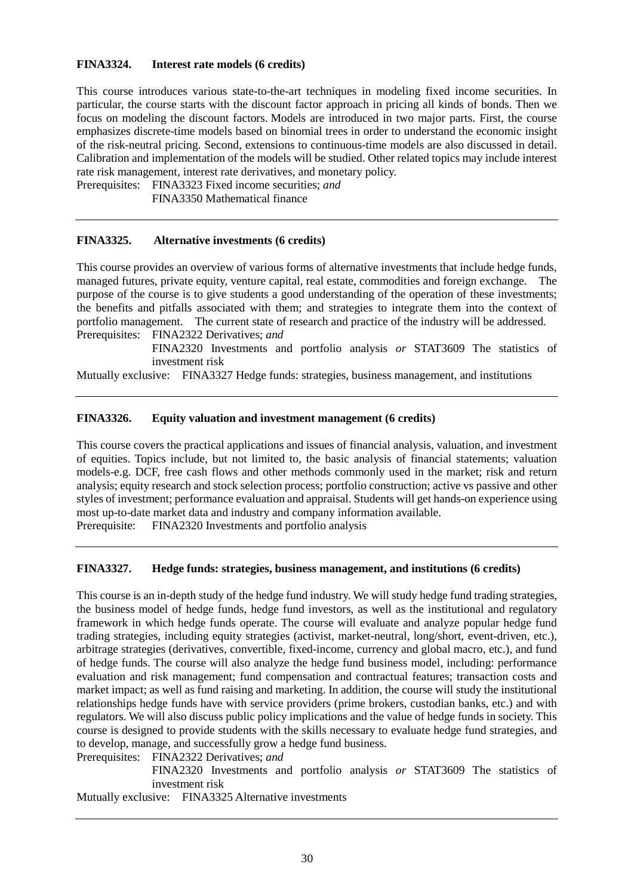**FINA3324. Interest rate models (6 credits)**

This course introduces various state-to-the-art techniques in modeling fixed income securities. In particular, the course starts with the discount factor approach in pricing all kinds of bonds. Then we focus on modeling the discount factors. Models are introduced in two major parts. First, the course emphasizes discrete-time models based on binomial trees in order to understand the economic insight of the risk-neutral pricing. Second, extensions to continuous-time models are also discussed in detail. Calibration and implementation of the models will be studied. Other related topics may include interest rate risk management, interest rate derivatives, and monetary policy.

Prerequisites: FINA3323 Fixed income securities; *and*
FINA3350 Mathematical finance

---

**FINA3325. Alternative investments (6 credits)**

This course provides an overview of various forms of alternative investments that include hedge funds, managed futures, private equity, venture capital, real estate, commodities and foreign exchange. The purpose of the course is to give students a good understanding of the operation of these investments; the benefits and pitfalls associated with them; and strategies to integrate them into the context of portfolio management. The current state of research and practice of the industry will be addressed.

Prerequisites: FINA2322 Derivatives; *and*
FINA2320 Investments and portfolio analysis *or* STAT3609 The statistics of investment risk

Mutually exclusive: FINA3327 Hedge funds: strategies, business management, and institutions

---

**FINA3326. Equity valuation and investment management (6 credits)**

This course covers the practical applications and issues of financial analysis, valuation, and investment of equities. Topics include, but not limited to, the basic analysis of financial statements; valuation models-e.g. DCF, free cash flows and other methods commonly used in the market; risk and return analysis; equity research and stock selection process; portfolio construction; active vs passive and other styles of investment; performance evaluation and appraisal. Students will get hands-on experience using most up-to-date market data and industry and company information available.

Prerequisite: FINA2320 Investments and portfolio analysis

---

**FINA3327. Hedge funds: strategies, business management, and institutions (6 credits)**

This course is an in-depth study of the hedge fund industry. We will study hedge fund trading strategies, the business model of hedge funds, hedge fund investors, as well as the institutional and regulatory framework in which hedge funds operate. The course will evaluate and analyze popular hedge fund trading strategies, including equity strategies (activist, market-neutral, long/short, event-driven, etc.), arbitrage strategies (derivatives, convertible, fixed-income, currency and global macro, etc.), and fund of hedge funds. The course will also analyze the hedge fund business model, including: performance evaluation and risk management; fund compensation and contractual features; transaction costs and market impact; as well as fund raising and marketing. In addition, the course will study the institutional relationships hedge funds have with service providers (prime brokers, custodian banks, etc.) and with regulators. We will also discuss public policy implications and the value of hedge funds in society. This course is designed to provide students with the skills necessary to evaluate hedge fund strategies, and to develop, manage, and successfully grow a hedge fund business.

Prerequisites: FINA2322 Derivatives; *and*
FINA2320 Investments and portfolio analysis *or* STAT3609 The statistics of investment risk

Mutually exclusive: FINA3325 Alternative investments

---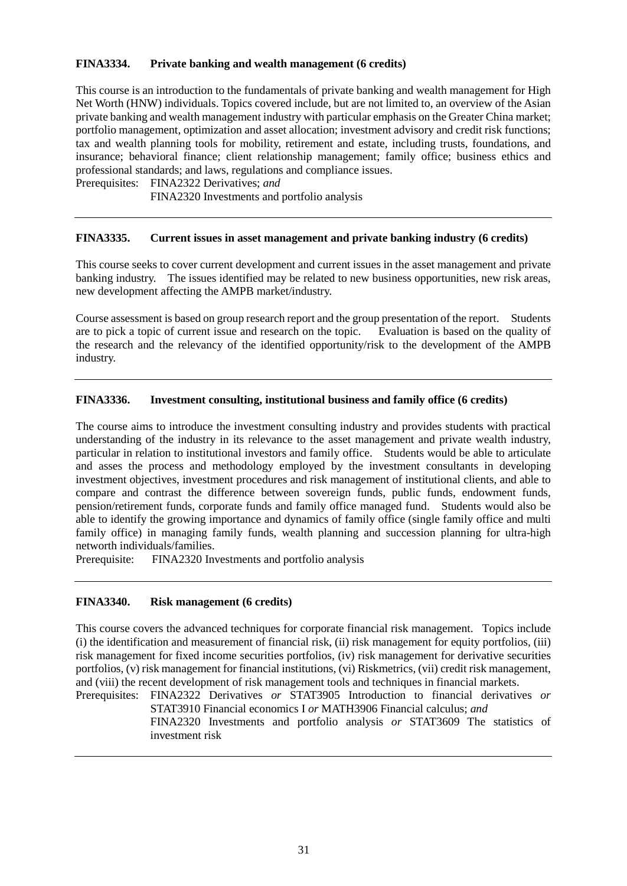### FINA3334. Private banking and wealth management (6 credits)

This course is an introduction to the fundamentals of private banking and wealth management for High Net Worth (HNW) individuals. Topics covered include, but are not limited to, an overview of the Asian private banking and wealth management industry with particular emphasis on the Greater China market; portfolio management, optimization and asset allocation; investment advisory and credit risk functions; tax and wealth planning tools for mobility, retirement and estate, including trusts, foundations, and insurance; behavioral finance; client relationship management; family office; business ethics and professional standards; and laws, regulations and compliance issues.

Prerequisites: FINA2322 Derivatives; *and*
FINA2320 Investments and portfolio analysis

---

### FINA3335. Current issues in asset management and private banking industry (6 credits)

This course seeks to cover current development and current issues in the asset management and private banking industry. The issues identified may be related to new business opportunities, new risk areas, new development affecting the AMPB market/industry.

Course assessment is based on group research report and the group presentation of the report. Students are to pick a topic of current issue and research on the topic. Evaluation is based on the quality of the research and the relevancy of the identified opportunity/risk to the development of the AMPB industry.

---

### FINA3336. Investment consulting, institutional business and family office (6 credits)

The course aims to introduce the investment consulting industry and provides students with practical understanding of the industry in its relevance to the asset management and private wealth industry, particular in relation to institutional investors and family office. Students would be able to articulate and asses the process and methodology employed by the investment consultants in developing investment objectives, investment procedures and risk management of institutional clients, and able to compare and contrast the difference between sovereign funds, public funds, endowment funds, pension/retirement funds, corporate funds and family office managed fund. Students would also be able to identify the growing importance and dynamics of family office (single family office and multi family office) in managing family funds, wealth planning and succession planning for ultra-high networth individuals/families.

Prerequisite: FINA2320 Investments and portfolio analysis

---

### FINA3340. Risk management (6 credits)

This course covers the advanced techniques for corporate financial risk management. Topics include (i) the identification and measurement of financial risk, (ii) risk management for equity portfolios, (iii) risk management for fixed income securities portfolios, (iv) risk management for derivative securities portfolios, (v) risk management for financial institutions, (vi) Riskmetrics, (vii) credit risk management, and (viii) the recent development of risk management tools and techniques in financial markets.

Prerequisites: FINA2322 Derivatives *or* STAT3905 Introduction to financial derivatives *or* STAT3910 Financial economics I *or* MATH3906 Financial calculus; *and*
FINA2320 Investments and portfolio analysis *or* STAT3609 The statistics of investment risk

---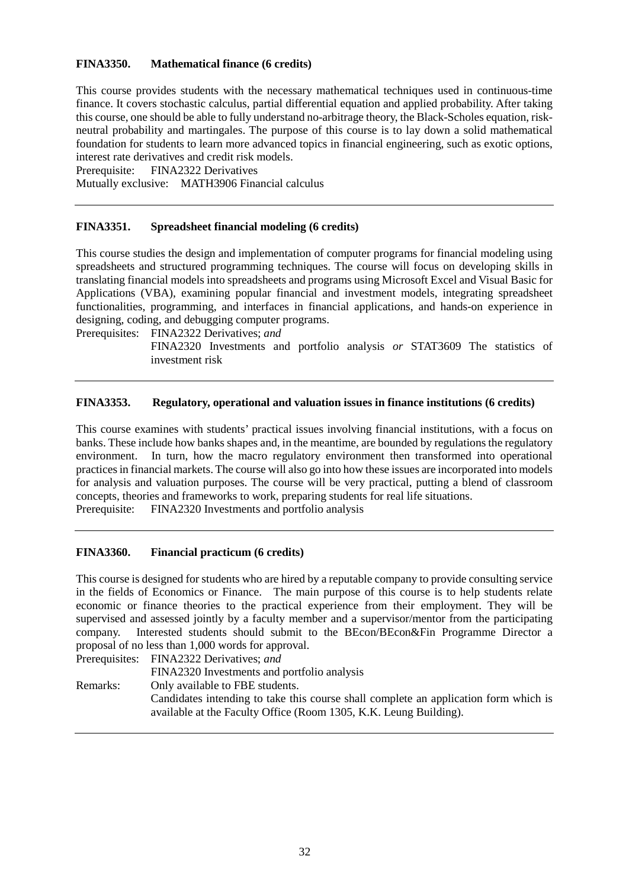**FINA3350. Mathematical finance (6 credits)**

This course provides students with the necessary mathematical techniques used in continuous-time finance. It covers stochastic calculus, partial differential equation and applied probability. After taking this course, one should be able to fully understand no-arbitrage theory, the Black-Scholes equation, risk-neutral probability and martingales. The purpose of this course is to lay down a solid mathematical foundation for students to learn more advanced topics in financial engineering, such as exotic options, interest rate derivatives and credit risk models.

Prerequisite: FINA2322 Derivatives

Mutually exclusive: MATH3906 Financial calculus

---

**FINA3351. Spreadsheet financial modeling (6 credits)**

This course studies the design and implementation of computer programs for financial modeling using spreadsheets and structured programming techniques. The course will focus on developing skills in translating financial models into spreadsheets and programs using Microsoft Excel and Visual Basic for Applications (VBA), examining popular financial and investment models, integrating spreadsheet functionalities, programming, and interfaces in financial applications, and hands-on experience in designing, coding, and debugging computer programs.

Prerequisites: FINA2322 Derivatives; *and*
FINA2320 Investments and portfolio analysis *or* STAT3609 The statistics of investment risk

---

**FINA3353. Regulatory, operational and valuation issues in finance institutions (6 credits)**

This course examines with students' practical issues involving financial institutions, with a focus on banks. These include how banks shapes and, in the meantime, are bounded by regulations the regulatory environment. In turn, how the macro regulatory environment then transformed into operational practices in financial markets. The course will also go into how these issues are incorporated into models for analysis and valuation purposes. The course will be very practical, putting a blend of classroom concepts, theories and frameworks to work, preparing students for real life situations.

Prerequisite: FINA2320 Investments and portfolio analysis

---

**FINA3360. Financial practicum (6 credits)**

This course is designed for students who are hired by a reputable company to provide consulting service in the fields of Economics or Finance. The main purpose of this course is to help students relate economic or finance theories to the practical experience from their employment. They will be supervised and assessed jointly by a faculty member and a supervisor/mentor from the participating company. Interested students should submit to the BEcon/BEcon&Fin Programme Director a proposal of no less than 1,000 words for approval.

Prerequisites: FINA2322 Derivatives; *and*
FINA2320 Investments and portfolio analysis

Remarks: Only available to FBE students.
Candidates intending to take this course shall complete an application form which is available at the Faculty Office (Room 1305, K.K. Leung Building).

---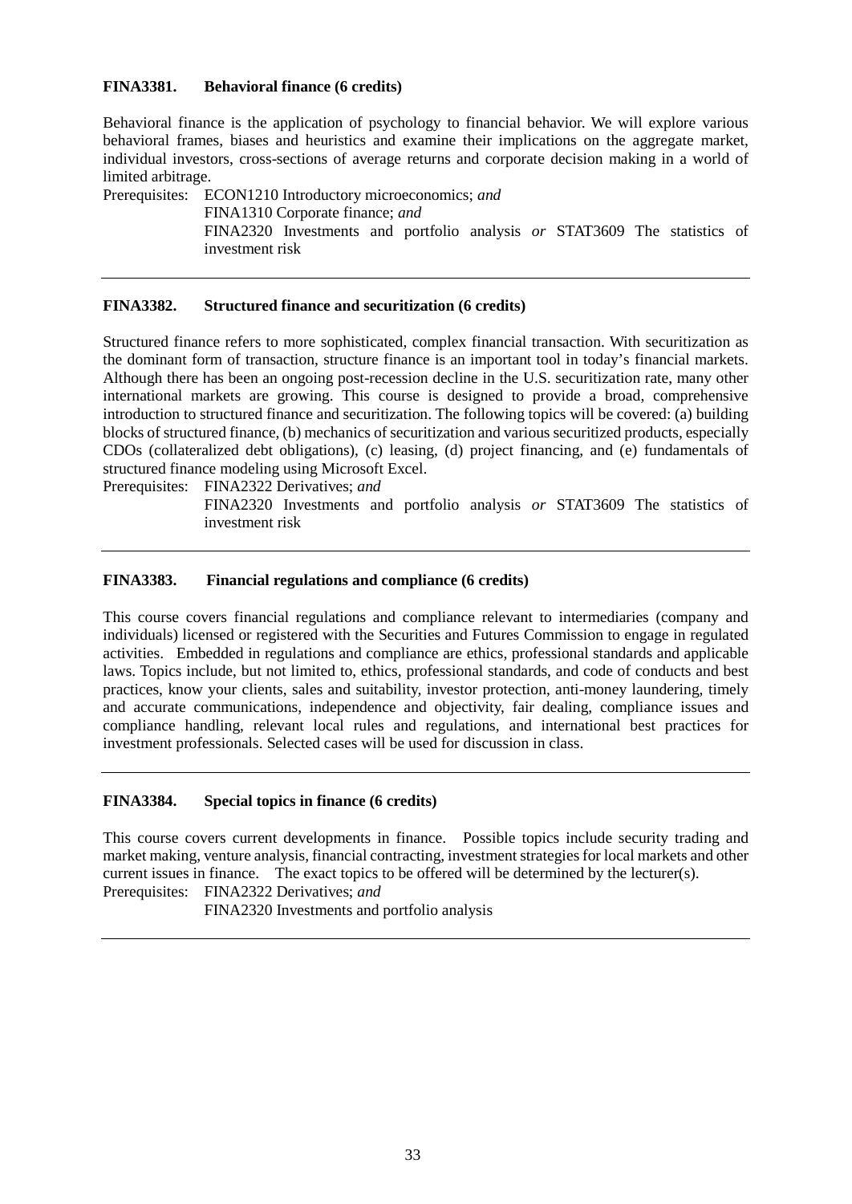**FINA3381. Behavioral finance (6 credits)**

Behavioral finance is the application of psychology to financial behavior. We will explore various behavioral frames, biases and heuristics and examine their implications on the aggregate market, individual investors, cross-sections of average returns and corporate decision making in a world of limited arbitrage.

Prerequisites: ECON1210 Introductory microeconomics; *and*
FINA1310 Corporate finance; *and*
FINA2320 Investments and portfolio analysis *or* STAT3609 The statistics of investment risk

---

**FINA3382. Structured finance and securitization (6 credits)**

Structured finance refers to more sophisticated, complex financial transaction. With securitization as the dominant form of transaction, structure finance is an important tool in today's financial markets. Although there has been an ongoing post-recession decline in the U.S. securitization rate, many other international markets are growing. This course is designed to provide a broad, comprehensive introduction to structured finance and securitization. The following topics will be covered: (a) building blocks of structured finance, (b) mechanics of securitization and various securitized products, especially CDOs (collateralized debt obligations), (c) leasing, (d) project financing, and (e) fundamentals of structured finance modeling using Microsoft Excel.

Prerequisites: FINA2322 Derivatives; *and*
FINA2320 Investments and portfolio analysis *or* STAT3609 The statistics of investment risk

---

**FINA3383. Financial regulations and compliance (6 credits)**

This course covers financial regulations and compliance relevant to intermediaries (company and individuals) licensed or registered with the Securities and Futures Commission to engage in regulated activities. Embedded in regulations and compliance are ethics, professional standards and applicable laws. Topics include, but not limited to, ethics, professional standards, and code of conducts and best practices, know your clients, sales and suitability, investor protection, anti-money laundering, timely and accurate communications, independence and objectivity, fair dealing, compliance issues and compliance handling, relevant local rules and regulations, and international best practices for investment professionals. Selected cases will be used for discussion in class.

---

**FINA3384. Special topics in finance (6 credits)**

This course covers current developments in finance. Possible topics include security trading and market making, venture analysis, financial contracting, investment strategies for local markets and other current issues in finance. The exact topics to be offered will be determined by the lecturer(s).

Prerequisites: FINA2322 Derivatives; *and*
FINA2320 Investments and portfolio analysis

---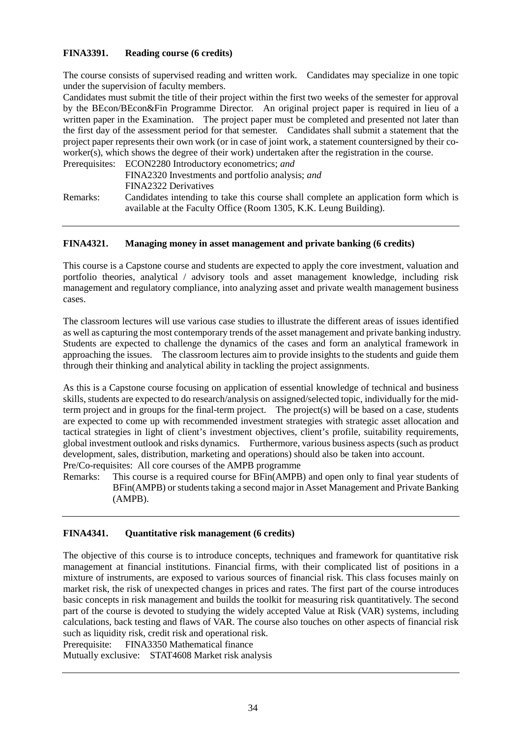**FINA3391. Reading course (6 credits)**

The course consists of supervised reading and written work. Candidates may specialize in one topic under the supervision of faculty members.

Candidates must submit the title of their project within the first two weeks of the semester for approval by the BEcon/BEcon&Fin Programme Director. An original project paper is required in lieu of a written paper in the Examination. The project paper must be completed and presented not later than the first day of the assessment period for that semester. Candidates shall submit a statement that the project paper represents their own work (or in case of joint work, a statement countersigned by their co-worker(s), which shows the degree of their work) undertaken after the registration in the course.

Prerequisites: ECON2280 Introductory econometrics; *and*
FINA2320 Investments and portfolio analysis; *and*
FINA2322 Derivatives

Remarks: Candidates intending to take this course shall complete an application form which is available at the Faculty Office (Room 1305, K.K. Leung Building).

---

**FINA4321. Managing money in asset management and private banking (6 credits)**

This course is a Capstone course and students are expected to apply the core investment, valuation and portfolio theories, analytical / advisory tools and asset management knowledge, including risk management and regulatory compliance, into analyzing asset and private wealth management business cases.

The classroom lectures will use various case studies to illustrate the different areas of issues identified as well as capturing the most contemporary trends of the asset management and private banking industry. Students are expected to challenge the dynamics of the cases and form an analytical framework in approaching the issues. The classroom lectures aim to provide insights to the students and guide them through their thinking and analytical ability in tackling the project assignments.

As this is a Capstone course focusing on application of essential knowledge of technical and business skills, students are expected to do research/analysis on assigned/selected topic, individually for the mid-term project and in groups for the final-term project. The project(s) will be based on a case, students are expected to come up with recommended investment strategies with strategic asset allocation and tactical strategies in light of client's investment objectives, client's profile, suitability requirements, global investment outlook and risks dynamics. Furthermore, various business aspects (such as product development, sales, distribution, marketing and operations) should also be taken into account.

Pre/Co-requisites: All core courses of the AMPB programme

Remarks: This course is a required course for BFin(AMPB) and open only to final year students of BFin(AMPB) or students taking a second major in Asset Management and Private Banking (AMPB).

---

**FINA4341. Quantitative risk management (6 credits)**

The objective of this course is to introduce concepts, techniques and framework for quantitative risk management at financial institutions. Financial firms, with their complicated list of positions in a mixture of instruments, are exposed to various sources of financial risk. This class focuses mainly on market risk, the risk of unexpected changes in prices and rates. The first part of the course introduces basic concepts in risk management and builds the toolkit for measuring risk quantitatively. The second part of the course is devoted to studying the widely accepted Value at Risk (VAR) systems, including calculations, back testing and flaws of VAR. The course also touches on other aspects of financial risk such as liquidity risk, credit risk and operational risk.

Prerequisite: FINA3350 Mathematical finance

Mutually exclusive: STAT4608 Market risk analysis

---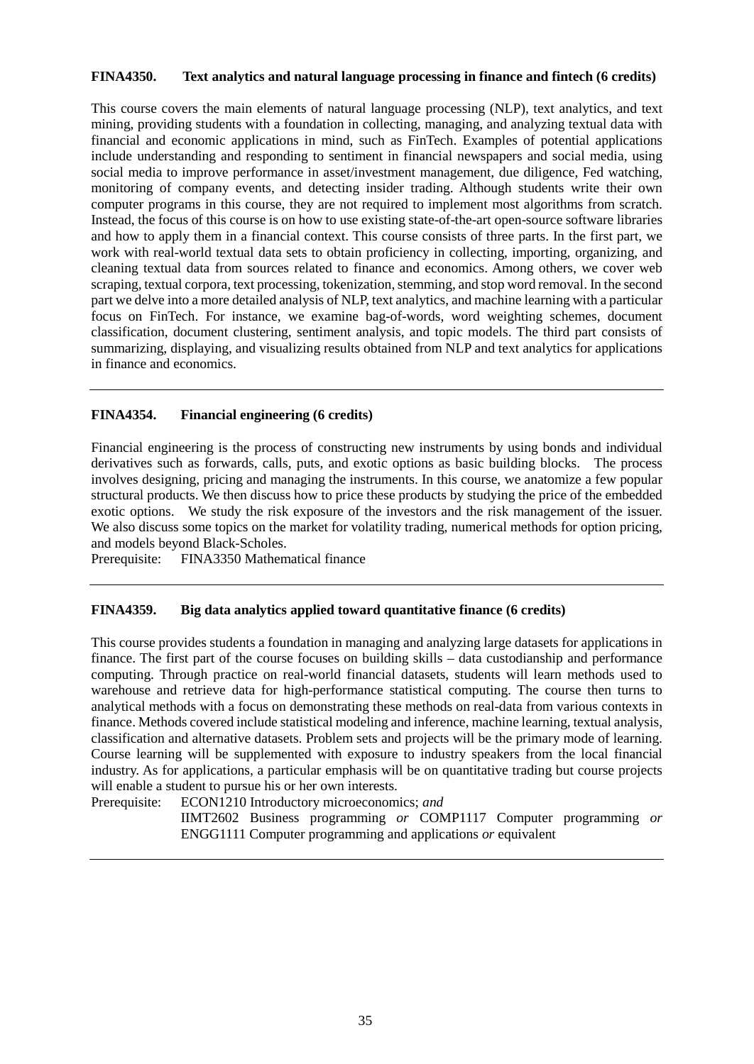**FINA4350. Text analytics and natural language processing in finance and fintech (6 credits)**

This course covers the main elements of natural language processing (NLP), text analytics, and text mining, providing students with a foundation in collecting, managing, and analyzing textual data with financial and economic applications in mind, such as FinTech. Examples of potential applications include understanding and responding to sentiment in financial newspapers and social media, using social media to improve performance in asset/investment management, due diligence, Fed watching, monitoring of company events, and detecting insider trading. Although students write their own computer programs in this course, they are not required to implement most algorithms from scratch. Instead, the focus of this course is on how to use existing state-of-the-art open-source software libraries and how to apply them in a financial context. This course consists of three parts. In the first part, we work with real-world textual data sets to obtain proficiency in collecting, importing, organizing, and cleaning textual data from sources related to finance and economics. Among others, we cover web scraping, textual corpora, text processing, tokenization, stemming, and stop word removal. In the second part we delve into a more detailed analysis of NLP, text analytics, and machine learning with a particular focus on FinTech. For instance, we examine bag-of-words, word weighting schemes, document classification, document clustering, sentiment analysis, and topic models. The third part consists of summarizing, displaying, and visualizing results obtained from NLP and text analytics for applications in finance and economics.

---

**FINA4354. Financial engineering (6 credits)**

Financial engineering is the process of constructing new instruments by using bonds and individual derivatives such as forwards, calls, puts, and exotic options as basic building blocks. The process involves designing, pricing and managing the instruments. In this course, we anatomize a few popular structural products. We then discuss how to price these products by studying the price of the embedded exotic options. We study the risk exposure of the investors and the risk management of the issuer. We also discuss some topics on the market for volatility trading, numerical methods for option pricing, and models beyond Black-Scholes.

Prerequisite: FINA3350 Mathematical finance

---

**FINA4359. Big data analytics applied toward quantitative finance (6 credits)**

This course provides students a foundation in managing and analyzing large datasets for applications in finance. The first part of the course focuses on building skills – data custodianship and performance computing. Through practice on real-world financial datasets, students will learn methods used to warehouse and retrieve data for high-performance statistical computing. The course then turns to analytical methods with a focus on demonstrating these methods on real-data from various contexts in finance. Methods covered include statistical modeling and inference, machine learning, textual analysis, classification and alternative datasets. Problem sets and projects will be the primary mode of learning. Course learning will be supplemented with exposure to industry speakers from the local financial industry. As for applications, a particular emphasis will be on quantitative trading but course projects will enable a student to pursue his or her own interests.

Prerequisite: ECON1210 Introductory microeconomics; *and*
IIMT2602 Business programming *or* COMP1117 Computer programming *or* ENGG1111 Computer programming and applications *or* equivalent

---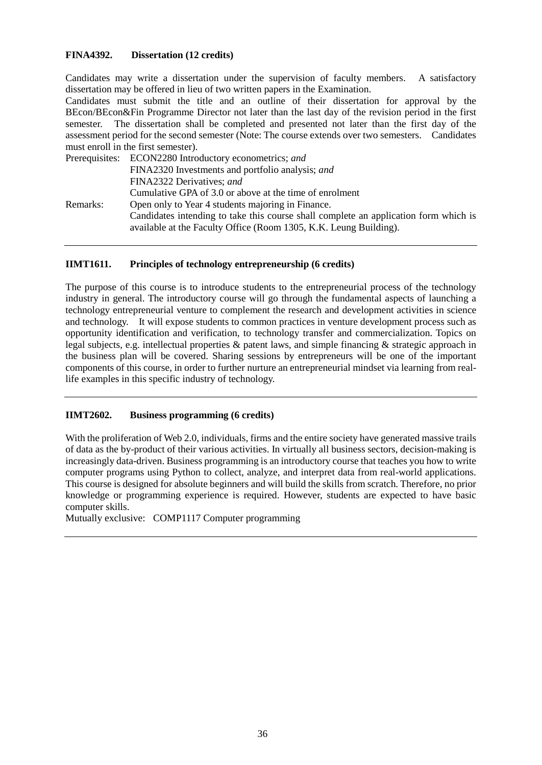**FINA4392. Dissertation (12 credits)**

Candidates may write a dissertation under the supervision of faculty members. A satisfactory dissertation may be offered in lieu of two written papers in the Examination.

Candidates must submit the title and an outline of their dissertation for approval by the BEcon/BEcon&Fin Programme Director not later than the last day of the revision period in the first semester. The dissertation shall be completed and presented not later than the first day of the assessment period for the second semester (Note: The course extends over two semesters. Candidates must enroll in the first semester).

Prerequisites: ECON2280 Introductory econometrics; *and*
FINA2320 Investments and portfolio analysis; *and*
FINA2322 Derivatives; *and*
Cumulative GPA of 3.0 or above at the time of enrolment

Remarks: Open only to Year 4 students majoring in Finance.
Candidates intending to take this course shall complete an application form which is available at the Faculty Office (Room 1305, K.K. Leung Building).

---

**IIMT1611. Principles of technology entrepreneurship (6 credits)**

The purpose of this course is to introduce students to the entrepreneurial process of the technology industry in general. The introductory course will go through the fundamental aspects of launching a technology entrepreneurial venture to complement the research and development activities in science and technology. It will expose students to common practices in venture development process such as opportunity identification and verification, to technology transfer and commercialization. Topics on legal subjects, e.g. intellectual properties & patent laws, and simple financing & strategic approach in the business plan will be covered. Sharing sessions by entrepreneurs will be one of the important components of this course, in order to further nurture an entrepreneurial mindset via learning from real-life examples in this specific industry of technology.

---

**IIMT2602. Business programming (6 credits)**

With the proliferation of Web 2.0, individuals, firms and the entire society have generated massive trails of data as the by-product of their various activities. In virtually all business sectors, decision-making is increasingly data-driven. Business programming is an introductory course that teaches you how to write computer programs using Python to collect, analyze, and interpret data from real-world applications. This course is designed for absolute beginners and will build the skills from scratch. Therefore, no prior knowledge or programming experience is required. However, students are expected to have basic computer skills.

Mutually exclusive: COMP1117 Computer programming

---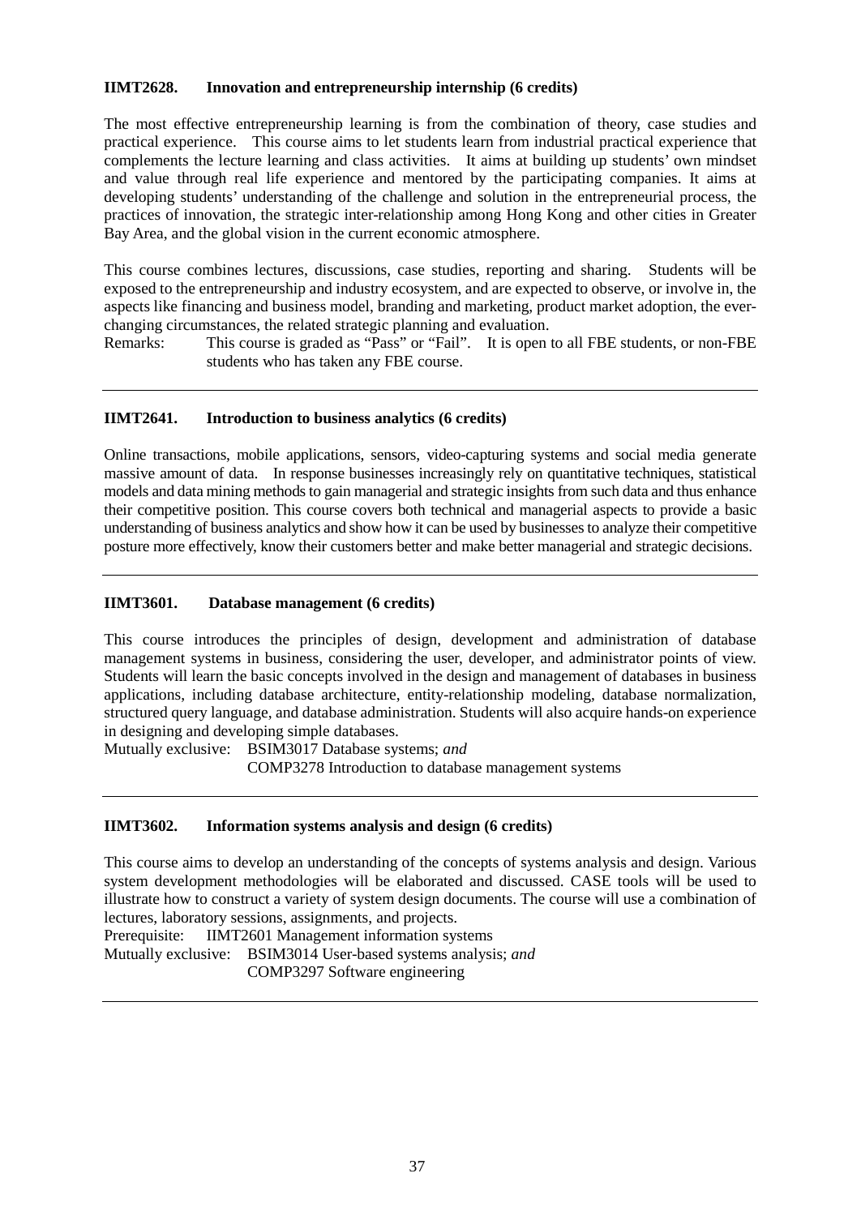**IIMT2628. Innovation and entrepreneurship internship (6 credits)**

The most effective entrepreneurship learning is from the combination of theory, case studies and practical experience. This course aims to let students learn from industrial practical experience that complements the lecture learning and class activities. It aims at building up students' own mindset and value through real life experience and mentored by the participating companies. It aims at developing students' understanding of the challenge and solution in the entrepreneurial process, the practices of innovation, the strategic inter-relationship among Hong Kong and other cities in Greater Bay Area, and the global vision in the current economic atmosphere.

This course combines lectures, discussions, case studies, reporting and sharing. Students will be exposed to the entrepreneurship and industry ecosystem, and are expected to observe, or involve in, the aspects like financing and business model, branding and marketing, product market adoption, the ever-changing circumstances, the related strategic planning and evaluation.

Remarks: This course is graded as "Pass" or "Fail". It is open to all FBE students, or non-FBE students who has taken any FBE course.

---

**IIMT2641. Introduction to business analytics (6 credits)**

Online transactions, mobile applications, sensors, video-capturing systems and social media generate massive amount of data. In response businesses increasingly rely on quantitative techniques, statistical models and data mining methods to gain managerial and strategic insights from such data and thus enhance their competitive position. This course covers both technical and managerial aspects to provide a basic understanding of business analytics and show how it can be used by businesses to analyze their competitive posture more effectively, know their customers better and make better managerial and strategic decisions.

---

**IIMT3601. Database management (6 credits)**

This course introduces the principles of design, development and administration of database management systems in business, considering the user, developer, and administrator points of view. Students will learn the basic concepts involved in the design and management of databases in business applications, including database architecture, entity-relationship modeling, database normalization, structured query language, and database administration. Students will also acquire hands-on experience in designing and developing simple databases.

Mutually exclusive: BSIM3017 Database systems; *and*
COMP3278 Introduction to database management systems

---

**IIMT3602. Information systems analysis and design (6 credits)**

This course aims to develop an understanding of the concepts of systems analysis and design. Various system development methodologies will be elaborated and discussed. CASE tools will be used to illustrate how to construct a variety of system design documents. The course will use a combination of lectures, laboratory sessions, assignments, and projects.

Prerequisite: IIMT2601 Management information systems

Mutually exclusive: BSIM3014 User-based systems analysis; *and*
COMP3297 Software engineering

---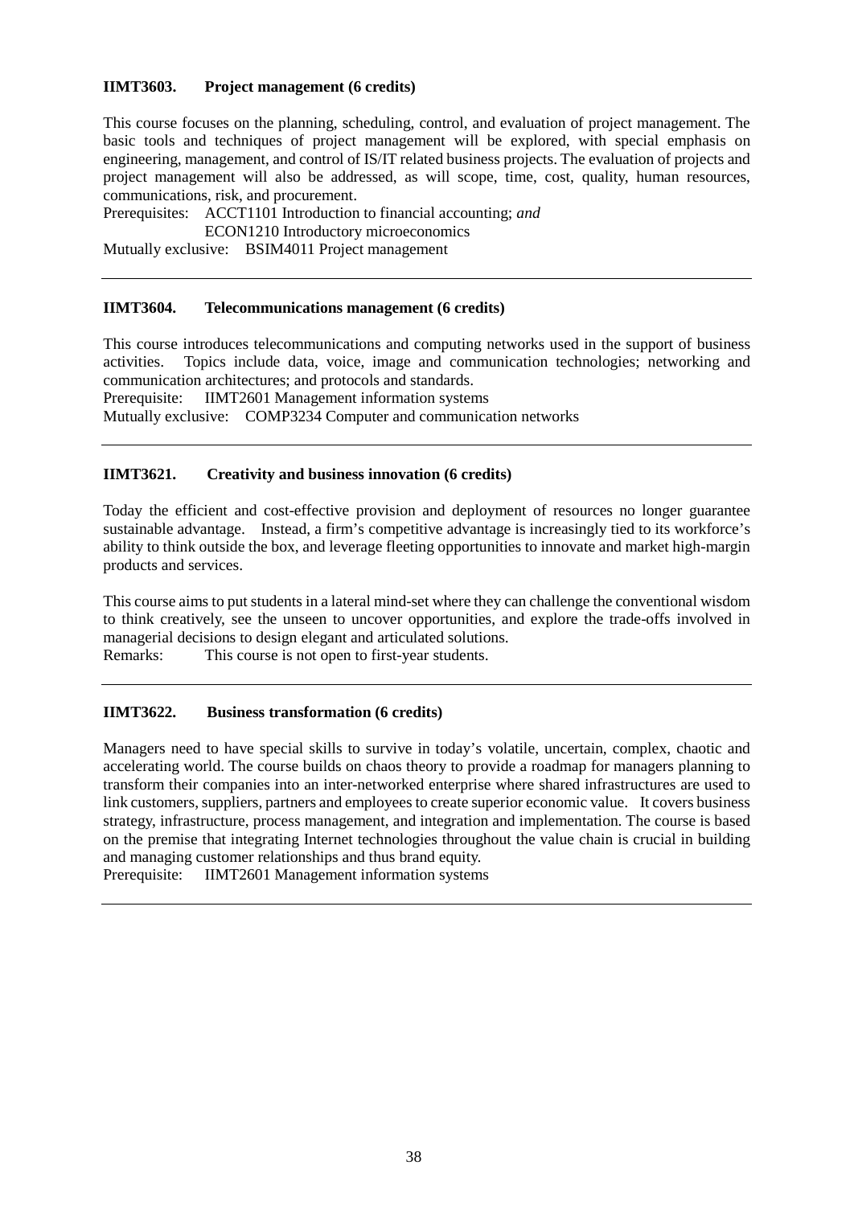**IIMT3603. Project management (6 credits)**

This course focuses on the planning, scheduling, control, and evaluation of project management. The basic tools and techniques of project management will be explored, with special emphasis on engineering, management, and control of IS/IT related business projects. The evaluation of projects and project management will also be addressed, as will scope, time, cost, quality, human resources, communications, risk, and procurement.

Prerequisites: ACCT1101 Introduction to financial accounting; *and*
ECON1210 Introductory microeconomics

Mutually exclusive: BSIM4011 Project management

---

**IIMT3604. Telecommunications management (6 credits)**

This course introduces telecommunications and computing networks used in the support of business activities. Topics include data, voice, image and communication technologies; networking and communication architectures; and protocols and standards.

Prerequisite: IIMT2601 Management information systems

Mutually exclusive: COMP3234 Computer and communication networks

---

**IIMT3621. Creativity and business innovation (6 credits)**

Today the efficient and cost-effective provision and deployment of resources no longer guarantee sustainable advantage. Instead, a firm's competitive advantage is increasingly tied to its workforce's ability to think outside the box, and leverage fleeting opportunities to innovate and market high-margin products and services.

This course aims to put students in a lateral mind-set where they can challenge the conventional wisdom to think creatively, see the unseen to uncover opportunities, and explore the trade-offs involved in managerial decisions to design elegant and articulated solutions.

Remarks: This course is not open to first-year students.

---

**IIMT3622. Business transformation (6 credits)**

Managers need to have special skills to survive in today's volatile, uncertain, complex, chaotic and accelerating world. The course builds on chaos theory to provide a roadmap for managers planning to transform their companies into an inter-networked enterprise where shared infrastructures are used to link customers, suppliers, partners and employees to create superior economic value. It covers business strategy, infrastructure, process management, and integration and implementation. The course is based on the premise that integrating Internet technologies throughout the value chain is crucial in building and managing customer relationships and thus brand equity.

Prerequisite: IIMT2601 Management information systems

---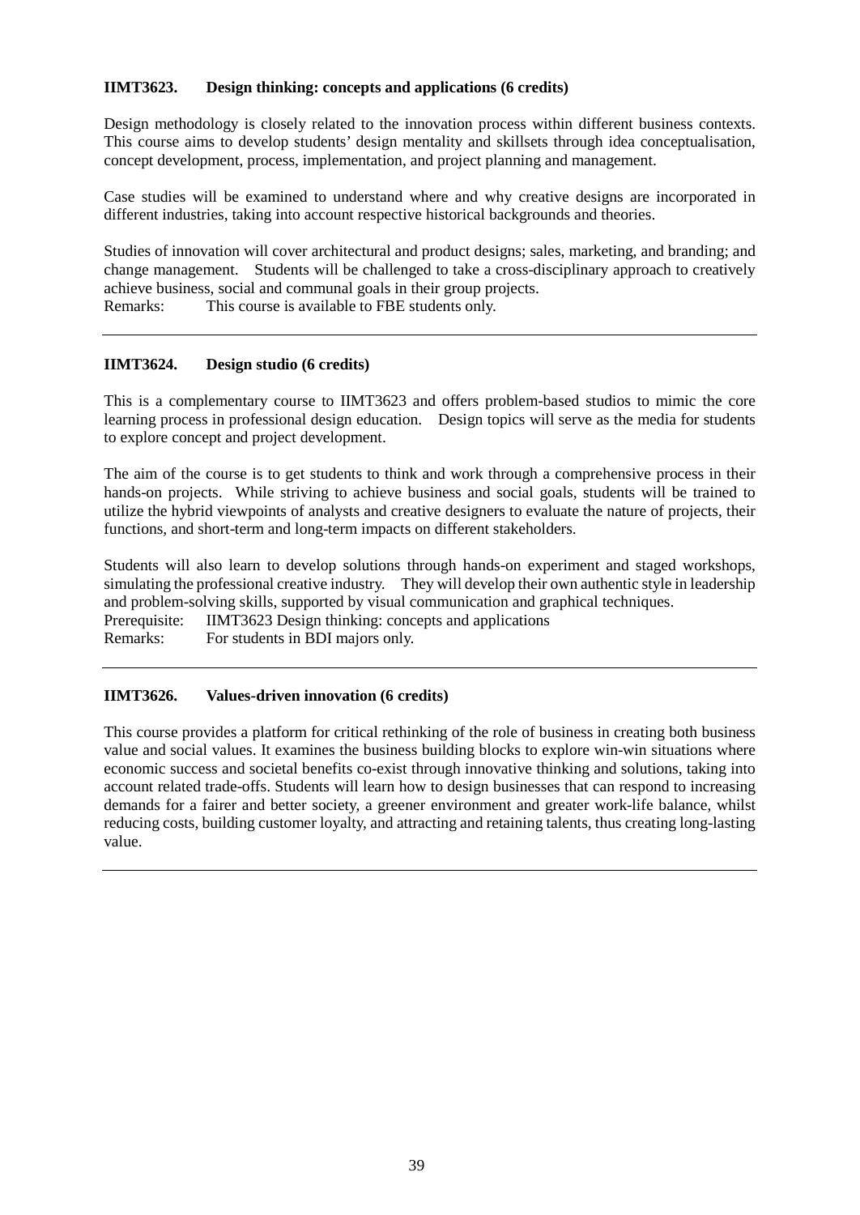**IIMT3623. Design thinking: concepts and applications (6 credits)**

Design methodology is closely related to the innovation process within different business contexts. This course aims to develop students' design mentality and skillsets through idea conceptualisation, concept development, process, implementation, and project planning and management.

Case studies will be examined to understand where and why creative designs are incorporated in different industries, taking into account respective historical backgrounds and theories.

Studies of innovation will cover architectural and product designs; sales, marketing, and branding; and change management. Students will be challenged to take a cross-disciplinary approach to creatively achieve business, social and communal goals in their group projects.
Remarks: This course is available to FBE students only.

---

**IIMT3624. Design studio (6 credits)**

This is a complementary course to IIMT3623 and offers problem-based studios to mimic the core learning process in professional design education. Design topics will serve as the media for students to explore concept and project development.

The aim of the course is to get students to think and work through a comprehensive process in their hands-on projects. While striving to achieve business and social goals, students will be trained to utilize the hybrid viewpoints of analysts and creative designers to evaluate the nature of projects, their functions, and short-term and long-term impacts on different stakeholders.

Students will also learn to develop solutions through hands-on experiment and staged workshops, simulating the professional creative industry. They will develop their own authentic style in leadership and problem-solving skills, supported by visual communication and graphical techniques.
Prerequisite: IIMT3623 Design thinking: concepts and applications
Remarks: For students in BDI majors only.

---

**IIMT3626. Values-driven innovation (6 credits)**

This course provides a platform for critical rethinking of the role of business in creating both business value and social values. It examines the business building blocks to explore win-win situations where economic success and societal benefits co-exist through innovative thinking and solutions, taking into account related trade-offs. Students will learn how to design businesses that can respond to increasing demands for a fairer and better society, a greener environment and greater work-life balance, whilst reducing costs, building customer loyalty, and attracting and retaining talents, thus creating long-lasting value.

---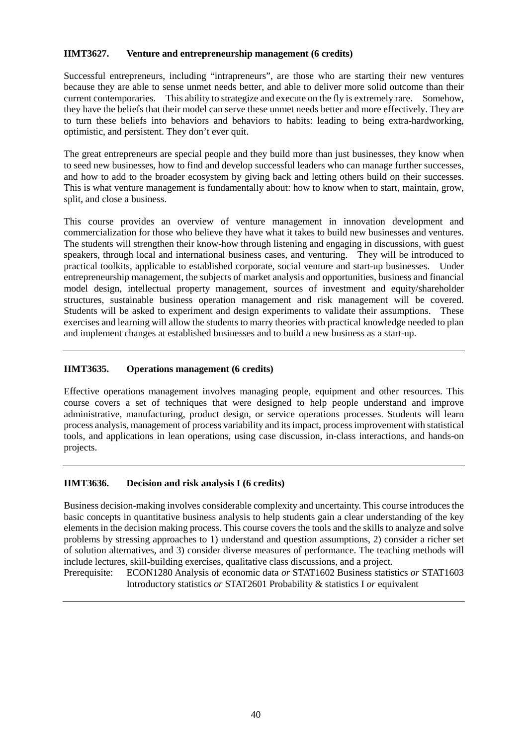**IIMT3627. Venture and entrepreneurship management (6 credits)**

Successful entrepreneurs, including "intrapreneurs", are those who are starting their new ventures because they are able to sense unmet needs better, and able to deliver more solid outcome than their current contemporaries. This ability to strategize and execute on the fly is extremely rare. Somehow, they have the beliefs that their model can serve these unmet needs better and more effectively. They are to turn these beliefs into behaviors and behaviors to habits: leading to being extra-hardworking, optimistic, and persistent. They don't ever quit.

The great entrepreneurs are special people and they build more than just businesses, they know when to seed new businesses, how to find and develop successful leaders who can manage further successes, and how to add to the broader ecosystem by giving back and letting others build on their successes. This is what venture management is fundamentally about: how to know when to start, maintain, grow, split, and close a business.

This course provides an overview of venture management in innovation development and commercialization for those who believe they have what it takes to build new businesses and ventures. The students will strengthen their know-how through listening and engaging in discussions, with guest speakers, through local and international business cases, and venturing. They will be introduced to practical toolkits, applicable to established corporate, social venture and start-up businesses. Under entrepreneurship management, the subjects of market analysis and opportunities, business and financial model design, intellectual property management, sources of investment and equity/shareholder structures, sustainable business operation management and risk management will be covered. Students will be asked to experiment and design experiments to validate their assumptions. These exercises and learning will allow the students to marry theories with practical knowledge needed to plan and implement changes at established businesses and to build a new business as a start-up.

---

**IIMT3635. Operations management (6 credits)**

Effective operations management involves managing people, equipment and other resources. This course covers a set of techniques that were designed to help people understand and improve administrative, manufacturing, product design, or service operations processes. Students will learn process analysis, management of process variability and its impact, process improvement with statistical tools, and applications in lean operations, using case discussion, in-class interactions, and hands-on projects.

---

**IIMT3636. Decision and risk analysis I (6 credits)**

Business decision-making involves considerable complexity and uncertainty. This course introduces the basic concepts in quantitative business analysis to help students gain a clear understanding of the key elements in the decision making process. This course covers the tools and the skills to analyze and solve problems by stressing approaches to 1) understand and question assumptions, 2) consider a richer set of solution alternatives, and 3) consider diverse measures of performance. The teaching methods will include lectures, skill-building exercises, qualitative class discussions, and a project.

Prerequisite: ECON1280 Analysis of economic data *or* STAT1602 Business statistics *or* STAT1603 Introductory statistics *or* STAT2601 Probability & statistics I *or* equivalent

---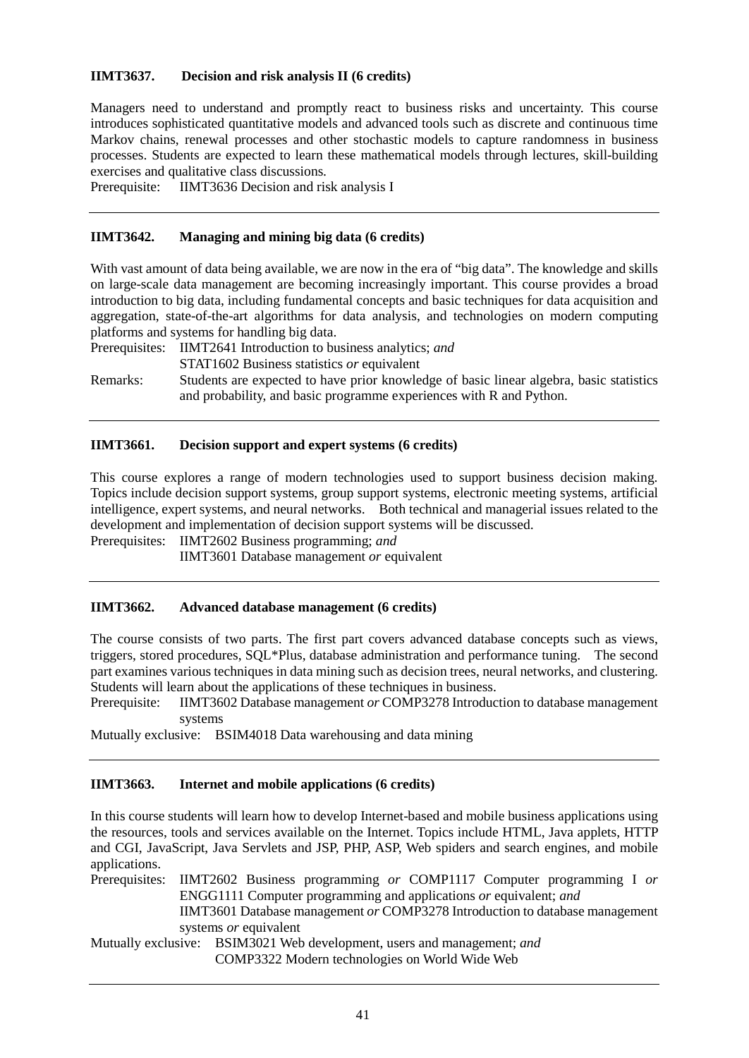**IIMT3637. Decision and risk analysis II (6 credits)**

Managers need to understand and promptly react to business risks and uncertainty. This course introduces sophisticated quantitative models and advanced tools such as discrete and continuous time Markov chains, renewal processes and other stochastic models to capture randomness in business processes. Students are expected to learn these mathematical models through lectures, skill-building exercises and qualitative class discussions.

Prerequisite: IIMT3636 Decision and risk analysis I

---

**IIMT3642. Managing and mining big data (6 credits)**

With vast amount of data being available, we are now in the era of "big data". The knowledge and skills on large-scale data management are becoming increasingly important. This course provides a broad introduction to big data, including fundamental concepts and basic techniques for data acquisition and aggregation, state-of-the-art algorithms for data analysis, and technologies on modern computing platforms and systems for handling big data.

Prerequisites: IIMT2641 Introduction to business analytics; *and*
STAT1602 Business statistics *or* equivalent

Remarks: Students are expected to have prior knowledge of basic linear algebra, basic statistics and probability, and basic programme experiences with R and Python.

---

**IIMT3661. Decision support and expert systems (6 credits)**

This course explores a range of modern technologies used to support business decision making. Topics include decision support systems, group support systems, electronic meeting systems, artificial intelligence, expert systems, and neural networks. Both technical and managerial issues related to the development and implementation of decision support systems will be discussed.

Prerequisites: IIMT2602 Business programming; *and*
IIMT3601 Database management *or* equivalent

---

**IIMT3662. Advanced database management (6 credits)**

The course consists of two parts. The first part covers advanced database concepts such as views, triggers, stored procedures, SQL*Plus, database administration and performance tuning. The second part examines various techniques in data mining such as decision trees, neural networks, and clustering. Students will learn about the applications of these techniques in business.

Prerequisite: IIMT3602 Database management *or* COMP3278 Introduction to database management systems

Mutually exclusive: BSIM4018 Data warehousing and data mining

---

**IIMT3663. Internet and mobile applications (6 credits)**

In this course students will learn how to develop Internet-based and mobile business applications using the resources, tools and services available on the Internet. Topics include HTML, Java applets, HTTP and CGI, JavaScript, Java Servlets and JSP, PHP, ASP, Web spiders and search engines, and mobile applications.

Prerequisites: IIMT2602 Business programming *or* COMP1117 Computer programming I *or* ENGG1111 Computer programming and applications *or* equivalent; *and*
IIMT3601 Database management *or* COMP3278 Introduction to database management systems *or* equivalent

Mutually exclusive: BSIM3021 Web development, users and management; *and*
COMP3322 Modern technologies on World Wide Web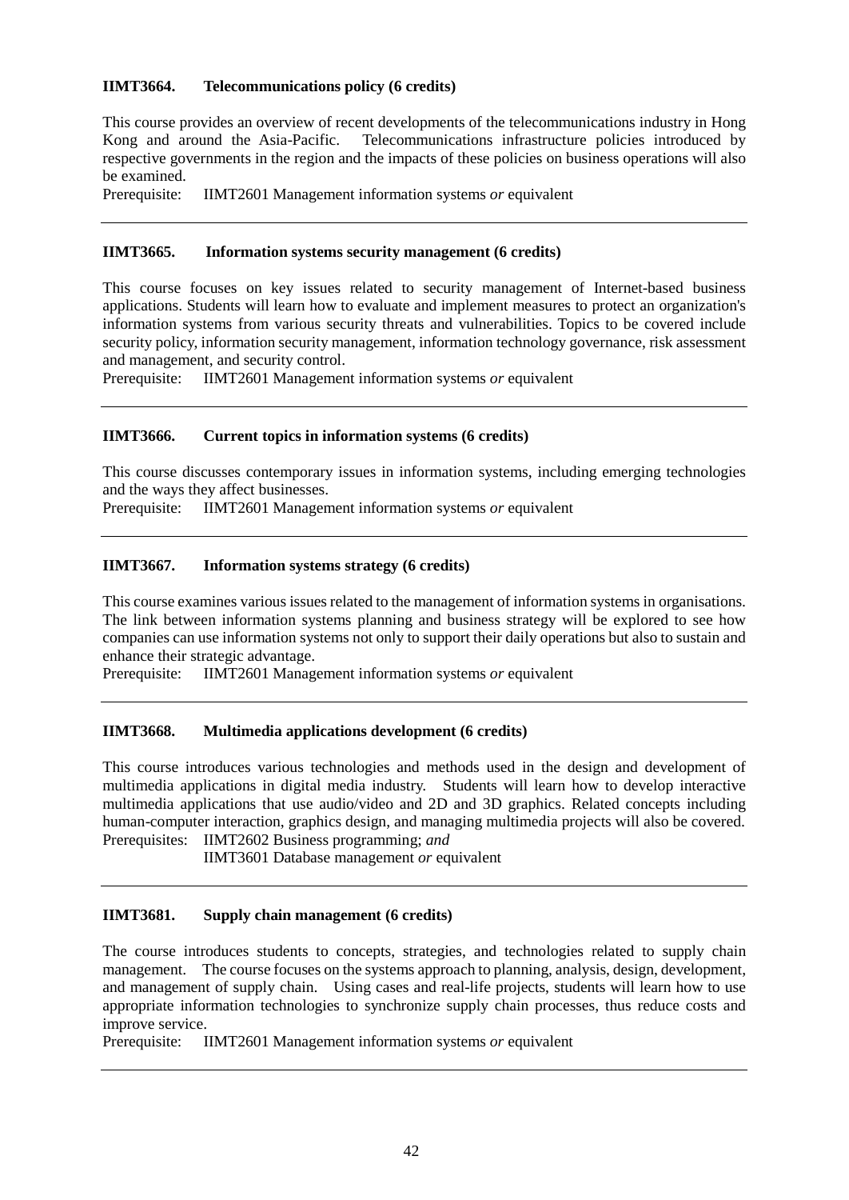**IIMT3664. Telecommunications policy (6 credits)**

This course provides an overview of recent developments of the telecommunications industry in Hong Kong and around the Asia-Pacific. Telecommunications infrastructure policies introduced by respective governments in the region and the impacts of these policies on business operations will also be examined.

Prerequisite: IIMT2601 Management information systems *or* equivalent

---

**IIMT3665. Information systems security management (6 credits)**

This course focuses on key issues related to security management of Internet-based business applications. Students will learn how to evaluate and implement measures to protect an organization's information systems from various security threats and vulnerabilities. Topics to be covered include security policy, information security management, information technology governance, risk assessment and management, and security control.

Prerequisite: IIMT2601 Management information systems *or* equivalent

---

**IIMT3666. Current topics in information systems (6 credits)**

This course discusses contemporary issues in information systems, including emerging technologies and the ways they affect businesses.

Prerequisite: IIMT2601 Management information systems *or* equivalent

---

**IIMT3667. Information systems strategy (6 credits)**

This course examines various issues related to the management of information systems in organisations. The link between information systems planning and business strategy will be explored to see how companies can use information systems not only to support their daily operations but also to sustain and enhance their strategic advantage.

Prerequisite: IIMT2601 Management information systems *or* equivalent

---

**IIMT3668. Multimedia applications development (6 credits)**

This course introduces various technologies and methods used in the design and development of multimedia applications in digital media industry. Students will learn how to develop interactive multimedia applications that use audio/video and 2D and 3D graphics. Related concepts including human-computer interaction, graphics design, and managing multimedia projects will also be covered.

Prerequisites: IIMT2602 Business programming; *and*
IIMT3601 Database management *or* equivalent

---

**IIMT3681. Supply chain management (6 credits)**

The course introduces students to concepts, strategies, and technologies related to supply chain management. The course focuses on the systems approach to planning, analysis, design, development, and management of supply chain. Using cases and real-life projects, students will learn how to use appropriate information technologies to synchronize supply chain processes, thus reduce costs and improve service.

Prerequisite: IIMT2601 Management information systems *or* equivalent

---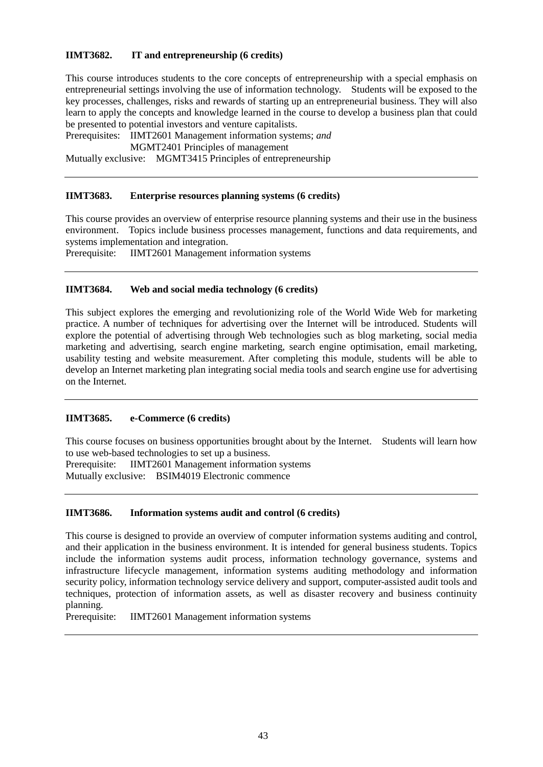**IIMT3682. IT and entrepreneurship (6 credits)**

This course introduces students to the core concepts of entrepreneurship with a special emphasis on entrepreneurial settings involving the use of information technology. Students will be exposed to the key processes, challenges, risks and rewards of starting up an entrepreneurial business. They will also learn to apply the concepts and knowledge learned in the course to develop a business plan that could be presented to potential investors and venture capitalists.

Prerequisites: IIMT2601 Management information systems; *and*
MGMT2401 Principles of management

Mutually exclusive: MGMT3415 Principles of entrepreneurship

---

**IIMT3683. Enterprise resources planning systems (6 credits)**

This course provides an overview of enterprise resource planning systems and their use in the business environment. Topics include business processes management, functions and data requirements, and systems implementation and integration.

Prerequisite: IIMT2601 Management information systems

---

**IIMT3684. Web and social media technology (6 credits)**

This subject explores the emerging and revolutionizing role of the World Wide Web for marketing practice. A number of techniques for advertising over the Internet will be introduced. Students will explore the potential of advertising through Web technologies such as blog marketing, social media marketing and advertising, search engine marketing, search engine optimisation, email marketing, usability testing and website measurement. After completing this module, students will be able to develop an Internet marketing plan integrating social media tools and search engine use for advertising on the Internet.

---

**IIMT3685. e-Commerce (6 credits)**

This course focuses on business opportunities brought about by the Internet. Students will learn how to use web-based technologies to set up a business.

Prerequisite: IIMT2601 Management information systems

Mutually exclusive: BSIM4019 Electronic commence

---

**IIMT3686. Information systems audit and control (6 credits)**

This course is designed to provide an overview of computer information systems auditing and control, and their application in the business environment. It is intended for general business students. Topics include the information systems audit process, information technology governance, systems and infrastructure lifecycle management, information systems auditing methodology and information security policy, information technology service delivery and support, computer-assisted audit tools and techniques, protection of information assets, as well as disaster recovery and business continuity planning.

Prerequisite: IIMT2601 Management information systems

---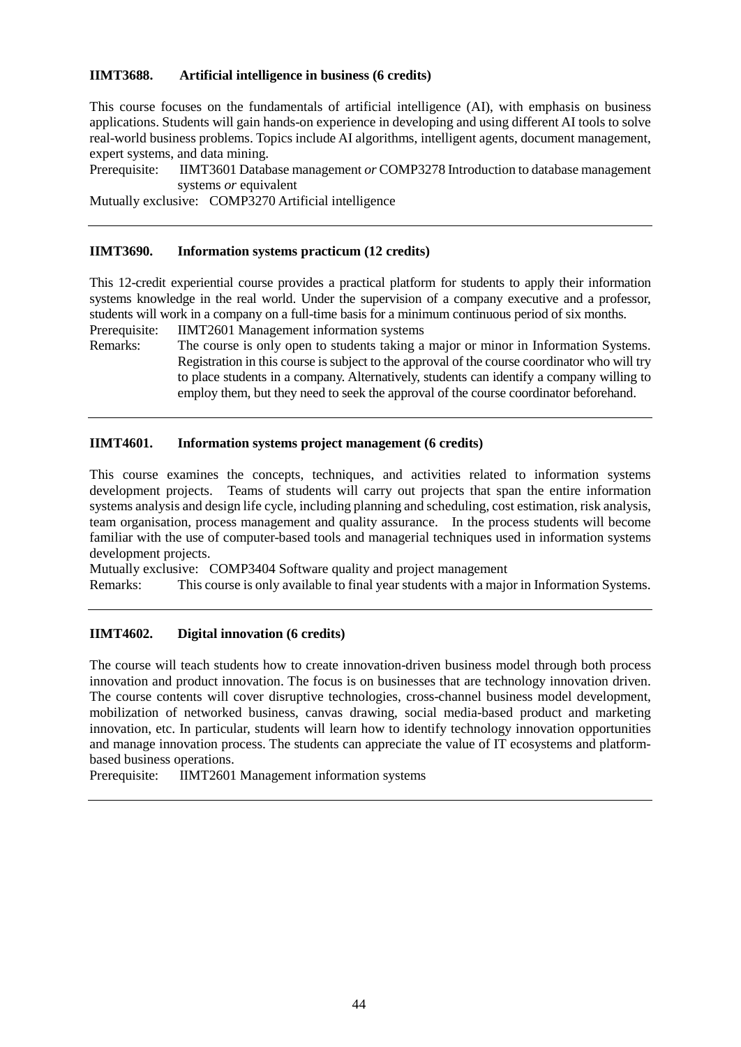**IIMT3688. Artificial intelligence in business (6 credits)**

This course focuses on the fundamentals of artificial intelligence (AI), with emphasis on business applications. Students will gain hands-on experience in developing and using different AI tools to solve real-world business problems. Topics include AI algorithms, intelligent agents, document management, expert systems, and data mining.

Prerequisite: IIMT3601 Database management *or* COMP3278 Introduction to database management systems *or* equivalent

Mutually exclusive: COMP3270 Artificial intelligence

---

**IIMT3690. Information systems practicum (12 credits)**

This 12-credit experiential course provides a practical platform for students to apply their information systems knowledge in the real world. Under the supervision of a company executive and a professor, students will work in a company on a full-time basis for a minimum continuous period of six months.

Prerequisite: IIMT2601 Management information systems

Remarks: The course is only open to students taking a major or minor in Information Systems. Registration in this course is subject to the approval of the course coordinator who will try to place students in a company. Alternatively, students can identify a company willing to employ them, but they need to seek the approval of the course coordinator beforehand.

---

**IIMT4601. Information systems project management (6 credits)**

This course examines the concepts, techniques, and activities related to information systems development projects. Teams of students will carry out projects that span the entire information systems analysis and design life cycle, including planning and scheduling, cost estimation, risk analysis, team organisation, process management and quality assurance. In the process students will become familiar with the use of computer-based tools and managerial techniques used in information systems development projects.

Mutually exclusive: COMP3404 Software quality and project management

Remarks: This course is only available to final year students with a major in Information Systems.

---

**IIMT4602. Digital innovation (6 credits)**

The course will teach students how to create innovation-driven business model through both process innovation and product innovation. The focus is on businesses that are technology innovation driven. The course contents will cover disruptive technologies, cross-channel business model development, mobilization of networked business, canvas drawing, social media-based product and marketing innovation, etc. In particular, students will learn how to identify technology innovation opportunities and manage innovation process. The students can appreciate the value of IT ecosystems and platform-based business operations.

Prerequisite: IIMT2601 Management information systems

---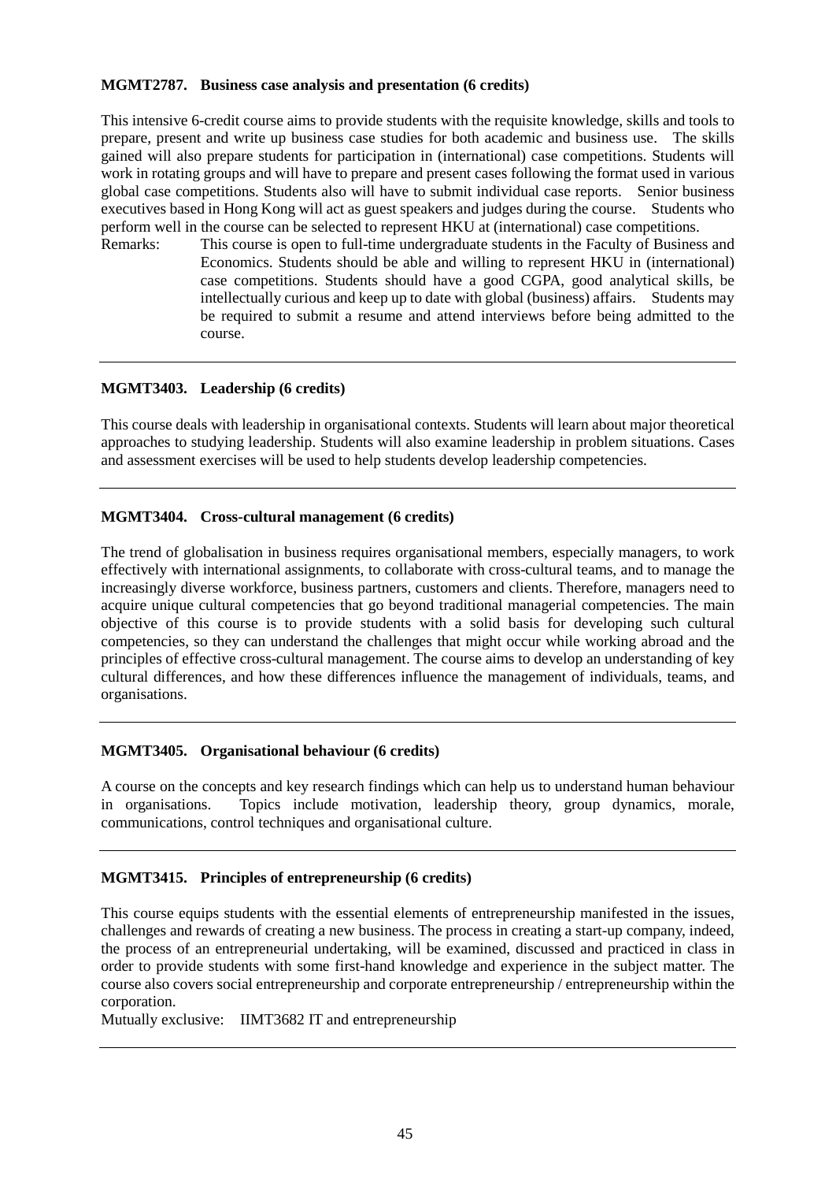**MGMT2787. Business case analysis and presentation (6 credits)**

This intensive 6-credit course aims to provide students with the requisite knowledge, skills and tools to prepare, present and write up business case studies for both academic and business use. The skills gained will also prepare students for participation in (international) case competitions. Students will work in rotating groups and will have to prepare and present cases following the format used in various global case competitions. Students also will have to submit individual case reports. Senior business executives based in Hong Kong will act as guest speakers and judges during the course. Students who perform well in the course can be selected to represent HKU at (international) case competitions.

Remarks: This course is open to full-time undergraduate students in the Faculty of Business and Economics. Students should be able and willing to represent HKU in (international) case competitions. Students should have a good CGPA, good analytical skills, be intellectually curious and keep up to date with global (business) affairs. Students may be required to submit a resume and attend interviews before being admitted to the course.

---

**MGMT3403. Leadership (6 credits)**

This course deals with leadership in organisational contexts. Students will learn about major theoretical approaches to studying leadership. Students will also examine leadership in problem situations. Cases and assessment exercises will be used to help students develop leadership competencies.

---

**MGMT3404. Cross-cultural management (6 credits)**

The trend of globalisation in business requires organisational members, especially managers, to work effectively with international assignments, to collaborate with cross-cultural teams, and to manage the increasingly diverse workforce, business partners, customers and clients. Therefore, managers need to acquire unique cultural competencies that go beyond traditional managerial competencies. The main objective of this course is to provide students with a solid basis for developing such cultural competencies, so they can understand the challenges that might occur while working abroad and the principles of effective cross-cultural management. The course aims to develop an understanding of key cultural differences, and how these differences influence the management of individuals, teams, and organisations.

---

**MGMT3405. Organisational behaviour (6 credits)**

A course on the concepts and key research findings which can help us to understand human behaviour in organisations. Topics include motivation, leadership theory, group dynamics, morale, communications, control techniques and organisational culture.

---

**MGMT3415. Principles of entrepreneurship (6 credits)**

This course equips students with the essential elements of entrepreneurship manifested in the issues, challenges and rewards of creating a new business. The process in creating a start-up company, indeed, the process of an entrepreneurial undertaking, will be examined, discussed and practiced in class in order to provide students with some first-hand knowledge and experience in the subject matter. The course also covers social entrepreneurship and corporate entrepreneurship / entrepreneurship within the corporation.

Mutually exclusive: IIMT3682 IT and entrepreneurship

---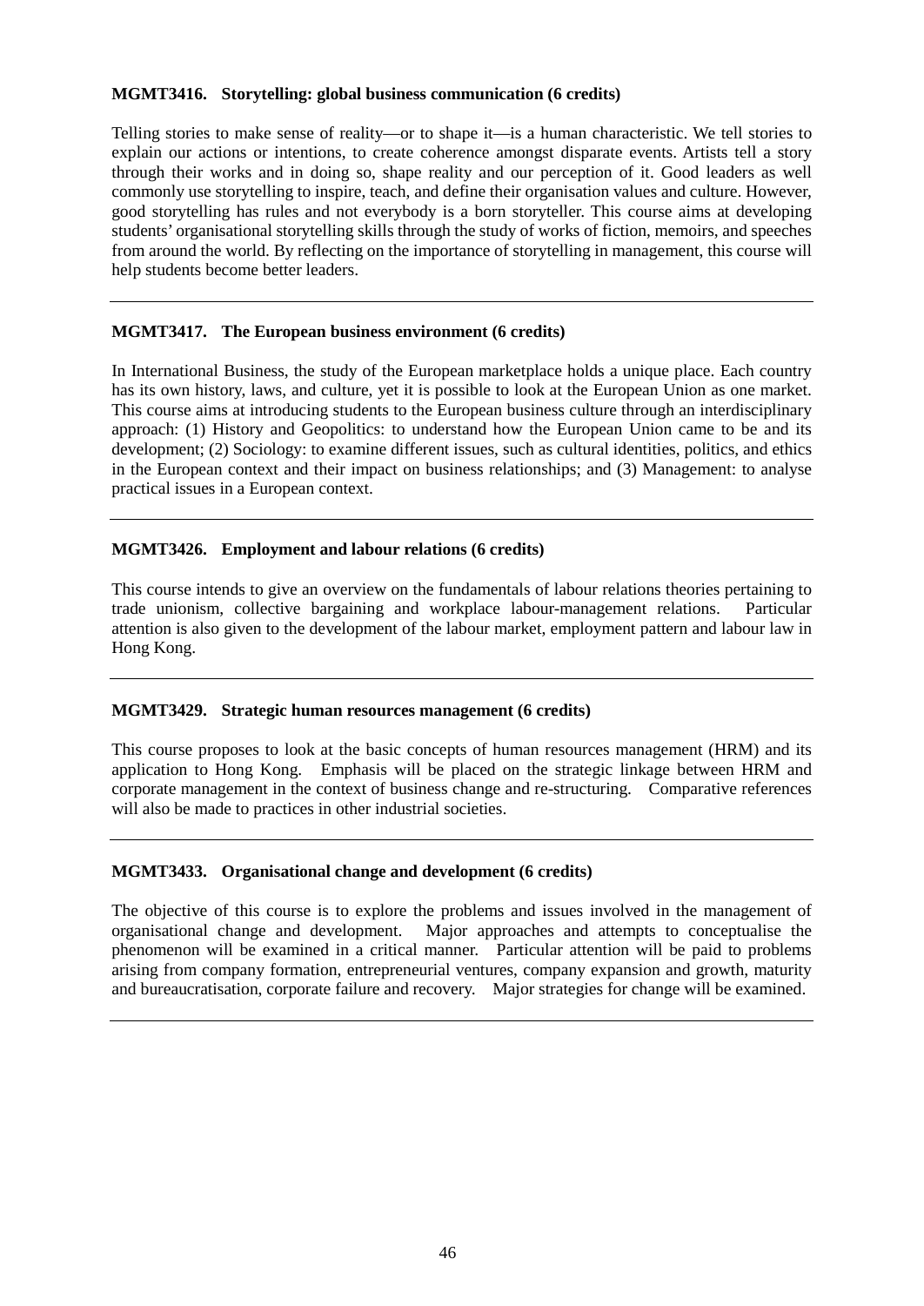**MGMT3416. Storytelling: global business communication (6 credits)**

Telling stories to make sense of reality—or to shape it—is a human characteristic. We tell stories to explain our actions or intentions, to create coherence amongst disparate events. Artists tell a story through their works and in doing so, shape reality and our perception of it. Good leaders as well commonly use storytelling to inspire, teach, and define their organisation values and culture. However, good storytelling has rules and not everybody is a born storyteller. This course aims at developing students' organisational storytelling skills through the study of works of fiction, memoirs, and speeches from around the world. By reflecting on the importance of storytelling in management, this course will help students become better leaders.

---

**MGMT3417. The European business environment (6 credits)**

In International Business, the study of the European marketplace holds a unique place. Each country has its own history, laws, and culture, yet it is possible to look at the European Union as one market. This course aims at introducing students to the European business culture through an interdisciplinary approach: (1) History and Geopolitics: to understand how the European Union came to be and its development; (2) Sociology: to examine different issues, such as cultural identities, politics, and ethics in the European context and their impact on business relationships; and (3) Management: to analyse practical issues in a European context.

---

**MGMT3426. Employment and labour relations (6 credits)**

This course intends to give an overview on the fundamentals of labour relations theories pertaining to trade unionism, collective bargaining and workplace labour-management relations. Particular attention is also given to the development of the labour market, employment pattern and labour law in Hong Kong.

---

**MGMT3429. Strategic human resources management (6 credits)**

This course proposes to look at the basic concepts of human resources management (HRM) and its application to Hong Kong. Emphasis will be placed on the strategic linkage between HRM and corporate management in the context of business change and re-structuring. Comparative references will also be made to practices in other industrial societies.

---

**MGMT3433. Organisational change and development (6 credits)**

The objective of this course is to explore the problems and issues involved in the management of organisational change and development. Major approaches and attempts to conceptualise the phenomenon will be examined in a critical manner. Particular attention will be paid to problems arising from company formation, entrepreneurial ventures, company expansion and growth, maturity and bureaucratisation, corporate failure and recovery. Major strategies for change will be examined.

---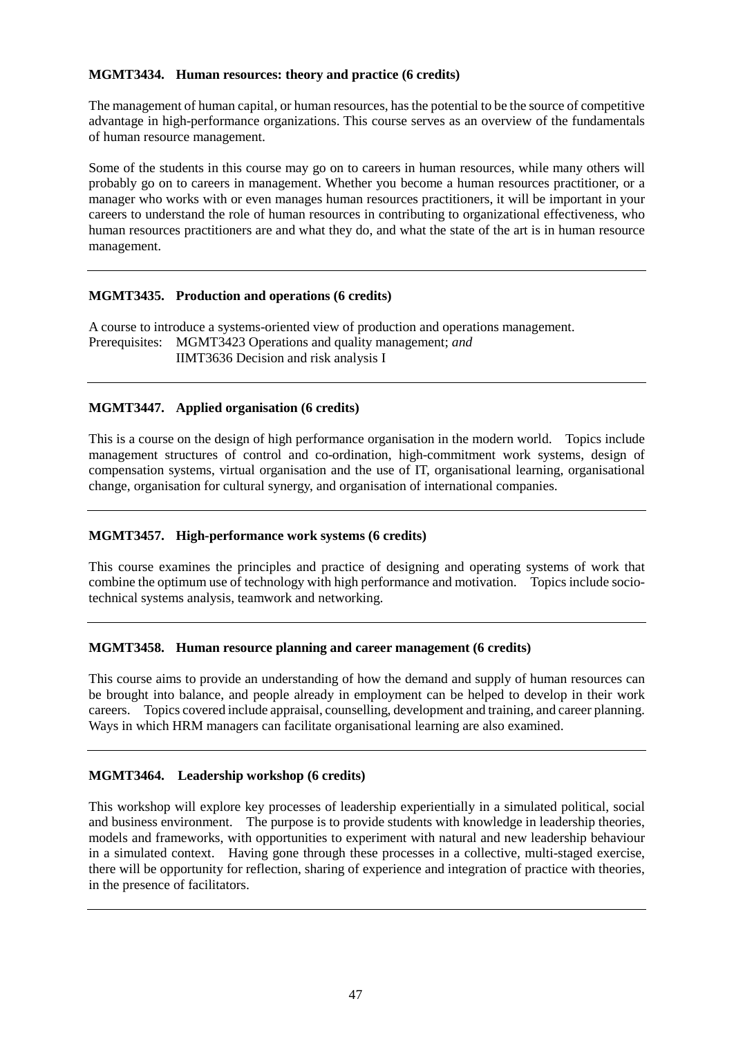**MGMT3434. Human resources: theory and practice (6 credits)**

The management of human capital, or human resources, has the potential to be the source of competitive advantage in high-performance organizations. This course serves as an overview of the fundamentals of human resource management.

Some of the students in this course may go on to careers in human resources, while many others will probably go on to careers in management. Whether you become a human resources practitioner, or a manager who works with or even manages human resources practitioners, it will be important in your careers to understand the role of human resources in contributing to organizational effectiveness, who human resources practitioners are and what they do, and what the state of the art is in human resource management.

---

**MGMT3435. Production and operations (6 credits)**

A course to introduce a systems-oriented view of production and operations management.
Prerequisites: MGMT3423 Operations and quality management; *and*
IIMT3636 Decision and risk analysis I

---

**MGMT3447. Applied organisation (6 credits)**

This is a course on the design of high performance organisation in the modern world. Topics include management structures of control and co-ordination, high-commitment work systems, design of compensation systems, virtual organisation and the use of IT, organisational learning, organisational change, organisation for cultural synergy, and organisation of international companies.

---

**MGMT3457. High-performance work systems (6 credits)**

This course examines the principles and practice of designing and operating systems of work that combine the optimum use of technology with high performance and motivation. Topics include socio-technical systems analysis, teamwork and networking.

---

**MGMT3458. Human resource planning and career management (6 credits)**

This course aims to provide an understanding of how the demand and supply of human resources can be brought into balance, and people already in employment can be helped to develop in their work careers. Topics covered include appraisal, counselling, development and training, and career planning. Ways in which HRM managers can facilitate organisational learning are also examined.

---

**MGMT3464. Leadership workshop (6 credits)**

This workshop will explore key processes of leadership experientially in a simulated political, social and business environment. The purpose is to provide students with knowledge in leadership theories, models and frameworks, with opportunities to experiment with natural and new leadership behaviour in a simulated context. Having gone through these processes in a collective, multi-staged exercise, there will be opportunity for reflection, sharing of experience and integration of practice with theories, in the presence of facilitators.

---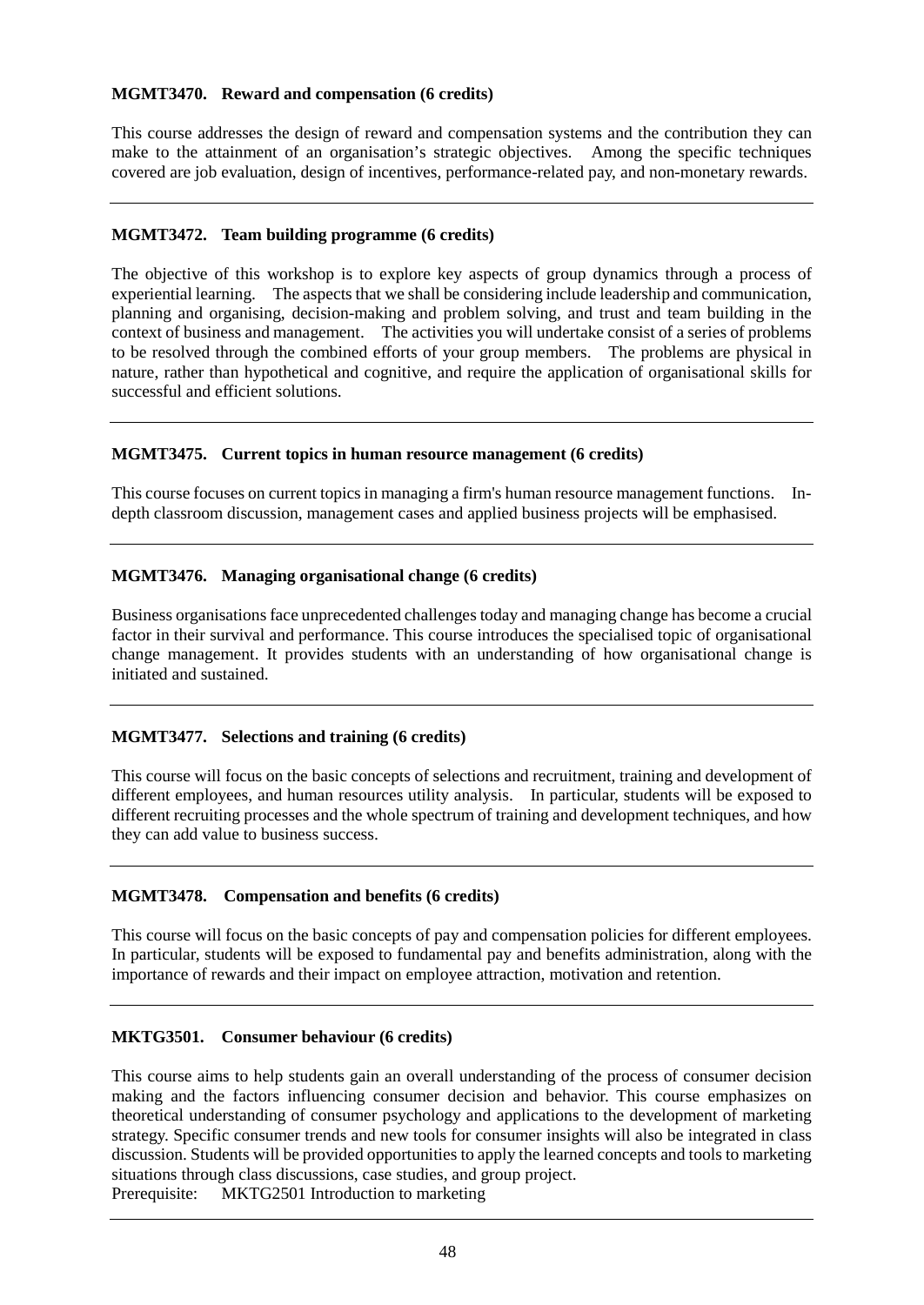**MGMT3470. Reward and compensation (6 credits)**

This course addresses the design of reward and compensation systems and the contribution they can make to the attainment of an organisation's strategic objectives. Among the specific techniques covered are job evaluation, design of incentives, performance-related pay, and non-monetary rewards.

---

**MGMT3472. Team building programme (6 credits)**

The objective of this workshop is to explore key aspects of group dynamics through a process of experiential learning. The aspects that we shall be considering include leadership and communication, planning and organising, decision-making and problem solving, and trust and team building in the context of business and management. The activities you will undertake consist of a series of problems to be resolved through the combined efforts of your group members. The problems are physical in nature, rather than hypothetical and cognitive, and require the application of organisational skills for successful and efficient solutions.

---

**MGMT3475. Current topics in human resource management (6 credits)**

This course focuses on current topics in managing a firm's human resource management functions. In-depth classroom discussion, management cases and applied business projects will be emphasised.

---

**MGMT3476. Managing organisational change (6 credits)**

Business organisations face unprecedented challenges today and managing change has become a crucial factor in their survival and performance. This course introduces the specialised topic of organisational change management. It provides students with an understanding of how organisational change is initiated and sustained.

---

**MGMT3477. Selections and training (6 credits)**

This course will focus on the basic concepts of selections and recruitment, training and development of different employees, and human resources utility analysis. In particular, students will be exposed to different recruiting processes and the whole spectrum of training and development techniques, and how they can add value to business success.

---

**MGMT3478. Compensation and benefits (6 credits)**

This course will focus on the basic concepts of pay and compensation policies for different employees. In particular, students will be exposed to fundamental pay and benefits administration, along with the importance of rewards and their impact on employee attraction, motivation and retention.

---

**MKTG3501. Consumer behaviour (6 credits)**

This course aims to help students gain an overall understanding of the process of consumer decision making and the factors influencing consumer decision and behavior. This course emphasizes on theoretical understanding of consumer psychology and applications to the development of marketing strategy. Specific consumer trends and new tools for consumer insights will also be integrated in class discussion. Students will be provided opportunities to apply the learned concepts and tools to marketing situations through class discussions, case studies, and group project.
Prerequisite: MKTG2501 Introduction to marketing

---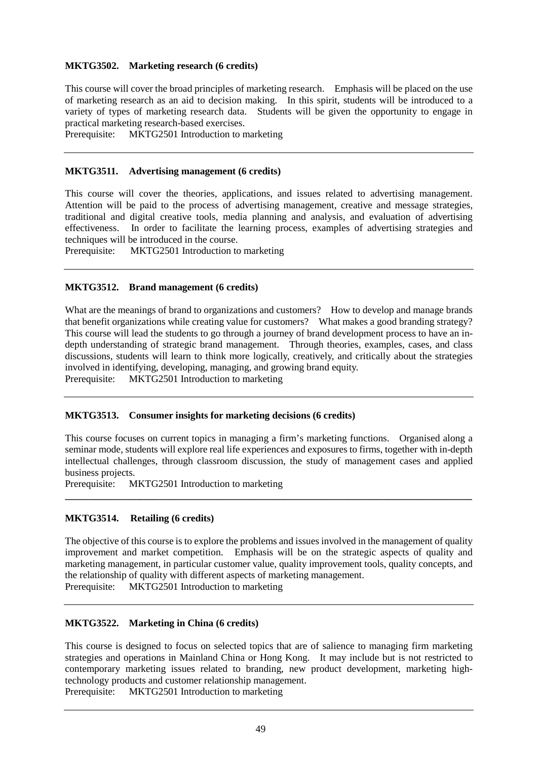**MKTG3502. Marketing research (6 credits)**

This course will cover the broad principles of marketing research. Emphasis will be placed on the use of marketing research as an aid to decision making. In this spirit, students will be introduced to a variety of types of marketing research data. Students will be given the opportunity to engage in practical marketing research-based exercises.
Prerequisite: MKTG2501 Introduction to marketing

---

**MKTG3511. Advertising management (6 credits)**

This course will cover the theories, applications, and issues related to advertising management. Attention will be paid to the process of advertising management, creative and message strategies, traditional and digital creative tools, media planning and analysis, and evaluation of advertising effectiveness. In order to facilitate the learning process, examples of advertising strategies and techniques will be introduced in the course.
Prerequisite: MKTG2501 Introduction to marketing

---

**MKTG3512. Brand management (6 credits)**

What are the meanings of brand to organizations and customers? How to develop and manage brands that benefit organizations while creating value for customers? What makes a good branding strategy? This course will lead the students to go through a journey of brand development process to have an in-depth understanding of strategic brand management. Through theories, examples, cases, and class discussions, students will learn to think more logically, creatively, and critically about the strategies involved in identifying, developing, managing, and growing brand equity.
Prerequisite: MKTG2501 Introduction to marketing

---

**MKTG3513. Consumer insights for marketing decisions (6 credits)**

This course focuses on current topics in managing a firm's marketing functions. Organised along a seminar mode, students will explore real life experiences and exposures to firms, together with in-depth intellectual challenges, through classroom discussion, the study of management cases and applied business projects.
Prerequisite: MKTG2501 Introduction to marketing

---

**MKTG3514. Retailing (6 credits)**

The objective of this course is to explore the problems and issues involved in the management of quality improvement and market competition. Emphasis will be on the strategic aspects of quality and marketing management, in particular customer value, quality improvement tools, quality concepts, and the relationship of quality with different aspects of marketing management.
Prerequisite: MKTG2501 Introduction to marketing

---

**MKTG3522. Marketing in China (6 credits)**

This course is designed to focus on selected topics that are of salience to managing firm marketing strategies and operations in Mainland China or Hong Kong. It may include but is not restricted to contemporary marketing issues related to branding, new product development, marketing high-technology products and customer relationship management.
Prerequisite: MKTG2501 Introduction to marketing

---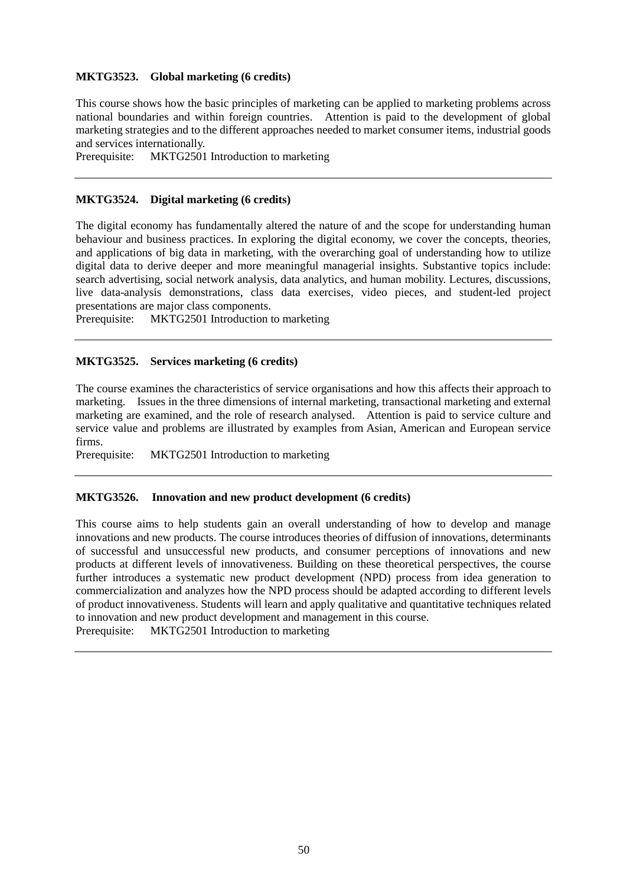**MKTG3523. Global marketing (6 credits)**

This course shows how the basic principles of marketing can be applied to marketing problems across national boundaries and within foreign countries. Attention is paid to the development of global marketing strategies and to the different approaches needed to market consumer items, industrial goods and services internationally.
Prerequisite: MKTG2501 Introduction to marketing

---

**MKTG3524. Digital marketing (6 credits)**

The digital economy has fundamentally altered the nature of and the scope for understanding human behaviour and business practices. In exploring the digital economy, we cover the concepts, theories, and applications of big data in marketing, with the overarching goal of understanding how to utilize digital data to derive deeper and more meaningful managerial insights. Substantive topics include: search advertising, social network analysis, data analytics, and human mobility. Lectures, discussions, live data-analysis demonstrations, class data exercises, video pieces, and student-led project presentations are major class components.
Prerequisite: MKTG2501 Introduction to marketing

---

**MKTG3525. Services marketing (6 credits)**

The course examines the characteristics of service organisations and how this affects their approach to marketing. Issues in the three dimensions of internal marketing, transactional marketing and external marketing are examined, and the role of research analysed. Attention is paid to service culture and service value and problems are illustrated by examples from Asian, American and European service firms.
Prerequisite: MKTG2501 Introduction to marketing

---

**MKTG3526. Innovation and new product development (6 credits)**

This course aims to help students gain an overall understanding of how to develop and manage innovations and new products. The course introduces theories of diffusion of innovations, determinants of successful and unsuccessful new products, and consumer perceptions of innovations and new products at different levels of innovativeness. Building on these theoretical perspectives, the course further introduces a systematic new product development (NPD) process from idea generation to commercialization and analyzes how the NPD process should be adapted according to different levels of product innovativeness. Students will learn and apply qualitative and quantitative techniques related to innovation and new product development and management in this course.
Prerequisite: MKTG2501 Introduction to marketing

---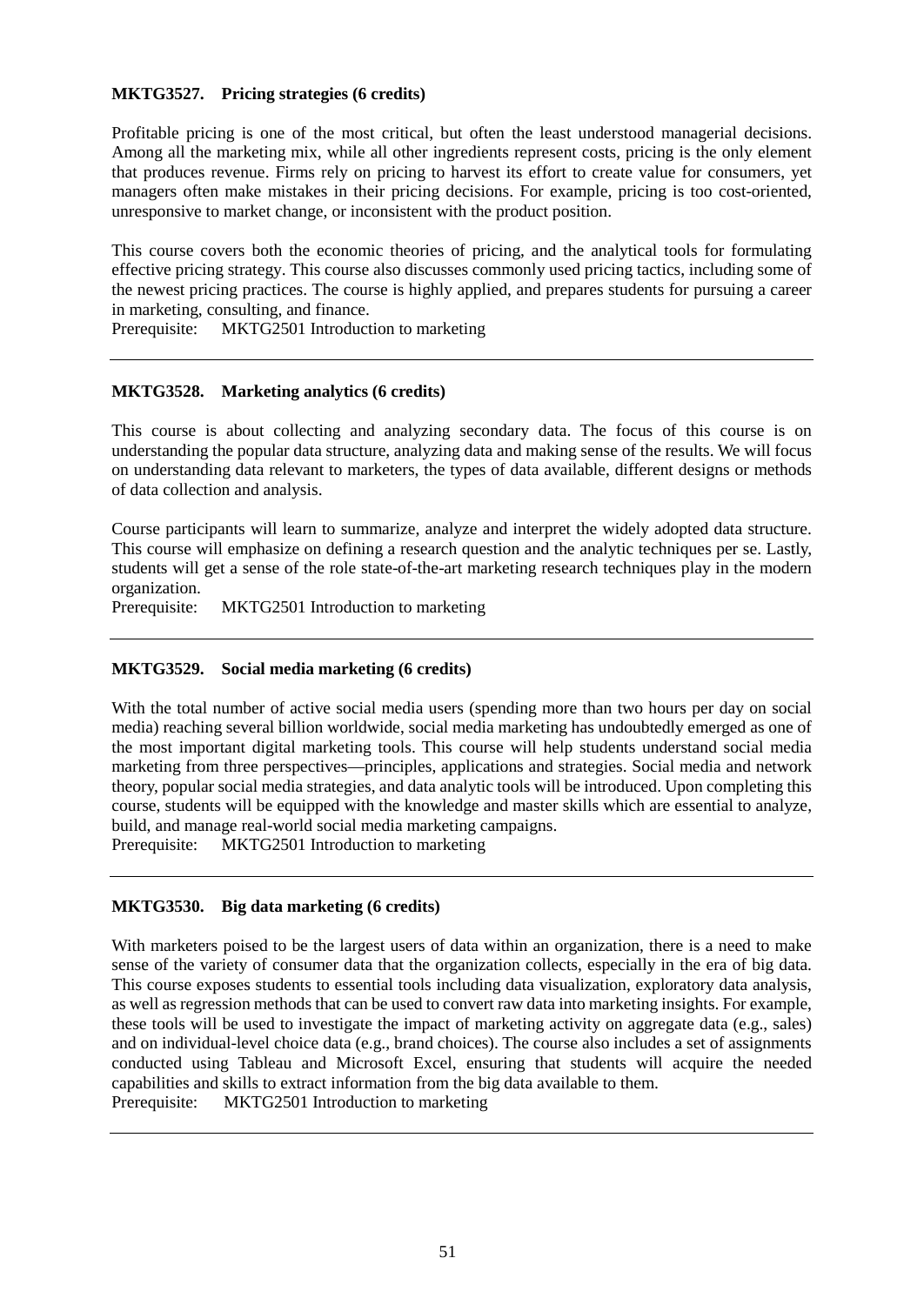**MKTG3527. Pricing strategies (6 credits)**

Profitable pricing is one of the most critical, but often the least understood managerial decisions. Among all the marketing mix, while all other ingredients represent costs, pricing is the only element that produces revenue. Firms rely on pricing to harvest its effort to create value for consumers, yet managers often make mistakes in their pricing decisions. For example, pricing is too cost-oriented, unresponsive to market change, or inconsistent with the product position.

This course covers both the economic theories of pricing, and the analytical tools for formulating effective pricing strategy. This course also discusses commonly used pricing tactics, including some of the newest pricing practices. The course is highly applied, and prepares students for pursuing a career in marketing, consulting, and finance.
Prerequisite: MKTG2501 Introduction to marketing

---

**MKTG3528. Marketing analytics (6 credits)**

This course is about collecting and analyzing secondary data. The focus of this course is on understanding the popular data structure, analyzing data and making sense of the results. We will focus on understanding data relevant to marketers, the types of data available, different designs or methods of data collection and analysis.

Course participants will learn to summarize, analyze and interpret the widely adopted data structure. This course will emphasize on defining a research question and the analytic techniques per se. Lastly, students will get a sense of the role state-of-the-art marketing research techniques play in the modern organization.
Prerequisite: MKTG2501 Introduction to marketing

---

**MKTG3529. Social media marketing (6 credits)**

With the total number of active social media users (spending more than two hours per day on social media) reaching several billion worldwide, social media marketing has undoubtedly emerged as one of the most important digital marketing tools. This course will help students understand social media marketing from three perspectives—principles, applications and strategies. Social media and network theory, popular social media strategies, and data analytic tools will be introduced. Upon completing this course, students will be equipped with the knowledge and master skills which are essential to analyze, build, and manage real-world social media marketing campaigns.
Prerequisite: MKTG2501 Introduction to marketing

---

**MKTG3530. Big data marketing (6 credits)**

With marketers poised to be the largest users of data within an organization, there is a need to make sense of the variety of consumer data that the organization collects, especially in the era of big data. This course exposes students to essential tools including data visualization, exploratory data analysis, as well as regression methods that can be used to convert raw data into marketing insights. For example, these tools will be used to investigate the impact of marketing activity on aggregate data (e.g., sales) and on individual-level choice data (e.g., brand choices). The course also includes a set of assignments conducted using Tableau and Microsoft Excel, ensuring that students will acquire the needed capabilities and skills to extract information from the big data available to them.
Prerequisite: MKTG2501 Introduction to marketing

---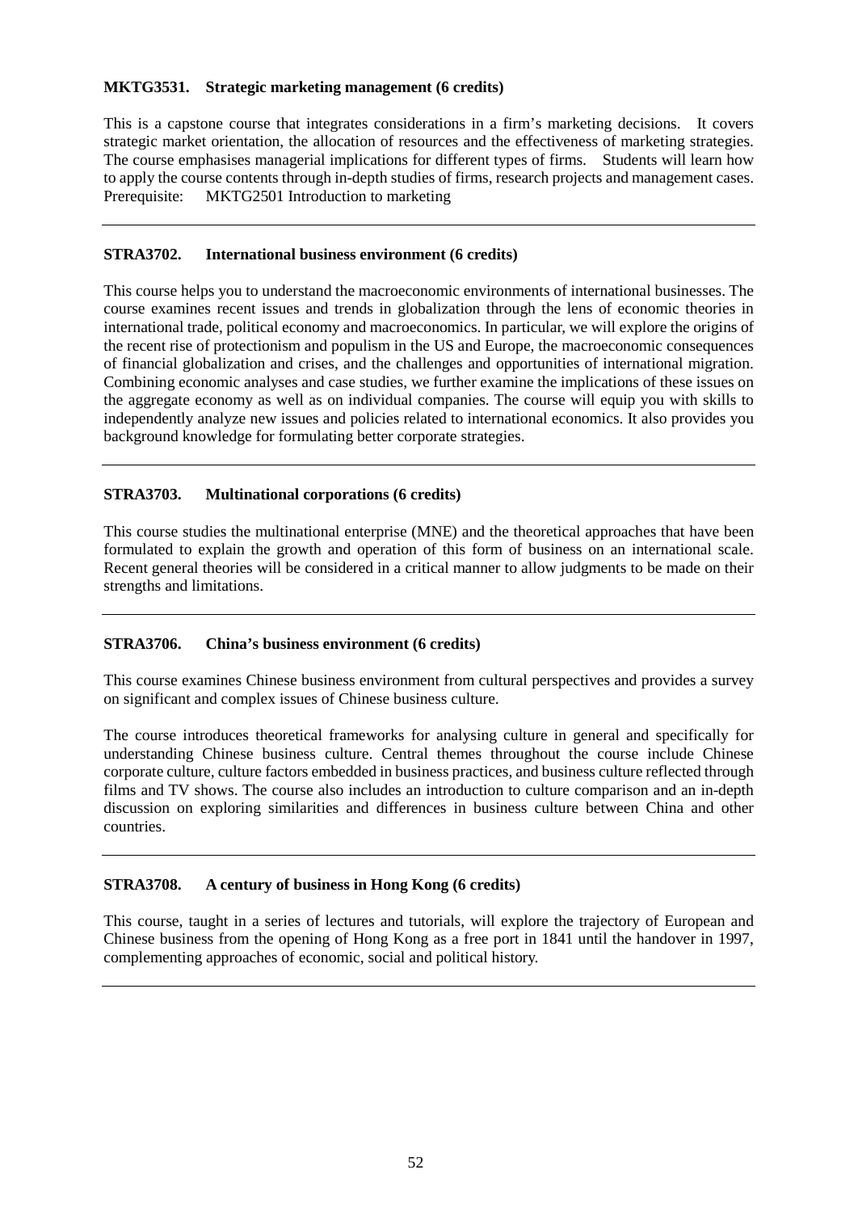**MKTG3531. Strategic marketing management (6 credits)**

This is a capstone course that integrates considerations in a firm's marketing decisions. It covers strategic market orientation, the allocation of resources and the effectiveness of marketing strategies. The course emphasises managerial implications for different types of firms. Students will learn how to apply the course contents through in-depth studies of firms, research projects and management cases.
Prerequisite: MKTG2501 Introduction to marketing

---

**STRA3702. International business environment (6 credits)**

This course helps you to understand the macroeconomic environments of international businesses. The course examines recent issues and trends in globalization through the lens of economic theories in international trade, political economy and macroeconomics. In particular, we will explore the origins of the recent rise of protectionism and populism in the US and Europe, the macroeconomic consequences of financial globalization and crises, and the challenges and opportunities of international migration. Combining economic analyses and case studies, we further examine the implications of these issues on the aggregate economy as well as on individual companies. The course will equip you with skills to independently analyze new issues and policies related to international economics. It also provides you background knowledge for formulating better corporate strategies.

---

**STRA3703. Multinational corporations (6 credits)**

This course studies the multinational enterprise (MNE) and the theoretical approaches that have been formulated to explain the growth and operation of this form of business on an international scale. Recent general theories will be considered in a critical manner to allow judgments to be made on their strengths and limitations.

---

**STRA3706. China's business environment (6 credits)**

This course examines Chinese business environment from cultural perspectives and provides a survey on significant and complex issues of Chinese business culture.

The course introduces theoretical frameworks for analysing culture in general and specifically for understanding Chinese business culture. Central themes throughout the course include Chinese corporate culture, culture factors embedded in business practices, and business culture reflected through films and TV shows. The course also includes an introduction to culture comparison and an in-depth discussion on exploring similarities and differences in business culture between China and other countries.

---

**STRA3708. A century of business in Hong Kong (6 credits)**

This course, taught in a series of lectures and tutorials, will explore the trajectory of European and Chinese business from the opening of Hong Kong as a free port in 1841 until the handover in 1997, complementing approaches of economic, social and political history.

---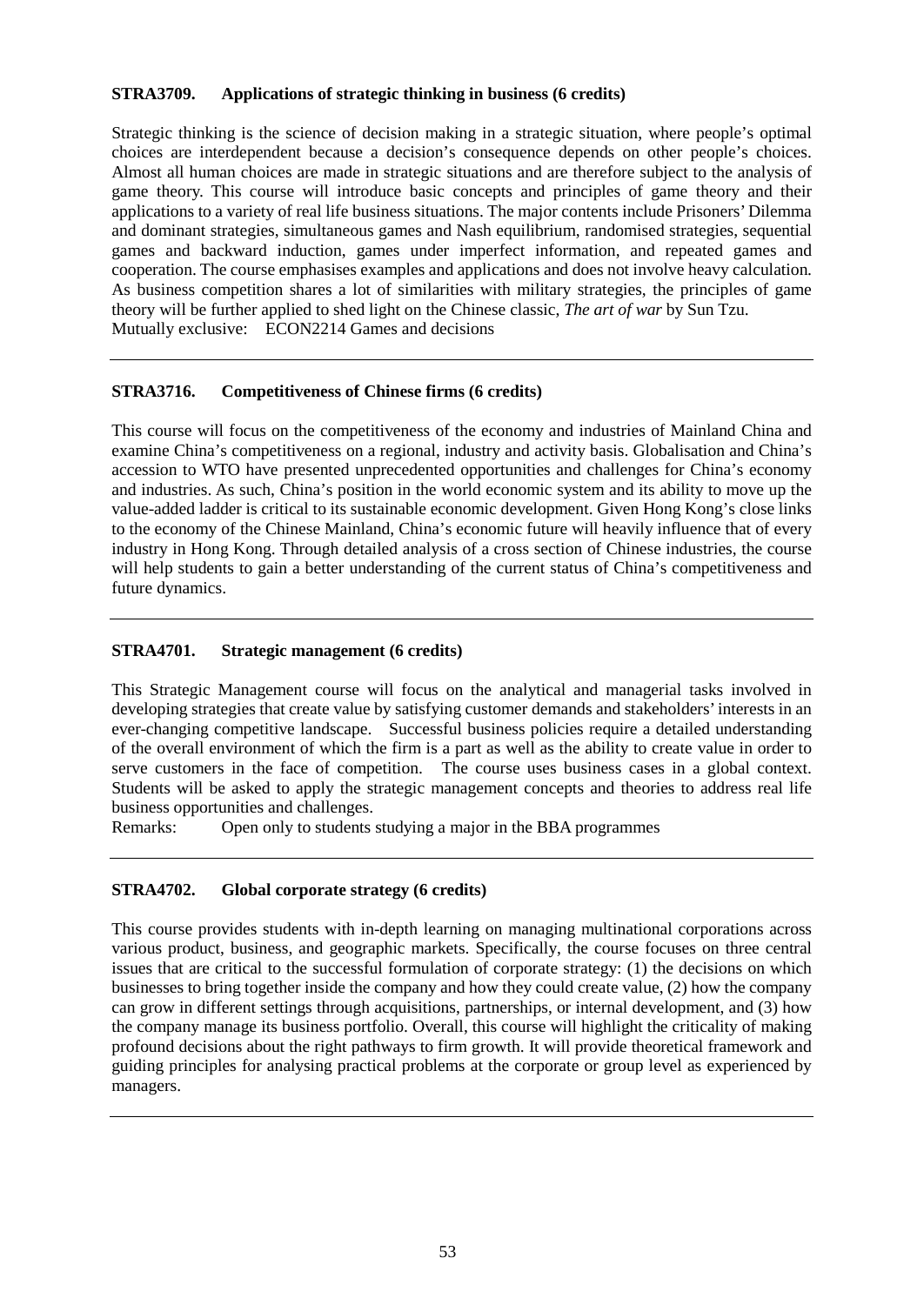**STRA3709. Applications of strategic thinking in business (6 credits)**

Strategic thinking is the science of decision making in a strategic situation, where people's optimal choices are interdependent because a decision's consequence depends on other people's choices. Almost all human choices are made in strategic situations and are therefore subject to the analysis of game theory. This course will introduce basic concepts and principles of game theory and their applications to a variety of real life business situations. The major contents include Prisoners' Dilemma and dominant strategies, simultaneous games and Nash equilibrium, randomised strategies, sequential games and backward induction, games under imperfect information, and repeated games and cooperation. The course emphasises examples and applications and does not involve heavy calculation. As business competition shares a lot of similarities with military strategies, the principles of game theory will be further applied to shed light on the Chinese classic, *The art of war* by Sun Tzu.

Mutually exclusive: ECON2214 Games and decisions

---

**STRA3716. Competitiveness of Chinese firms (6 credits)**

This course will focus on the competitiveness of the economy and industries of Mainland China and examine China's competitiveness on a regional, industry and activity basis. Globalisation and China's accession to WTO have presented unprecedented opportunities and challenges for China's economy and industries. As such, China's position in the world economic system and its ability to move up the value-added ladder is critical to its sustainable economic development. Given Hong Kong's close links to the economy of the Chinese Mainland, China's economic future will heavily influence that of every industry in Hong Kong. Through detailed analysis of a cross section of Chinese industries, the course will help students to gain a better understanding of the current status of China's competitiveness and future dynamics.

---

**STRA4701. Strategic management (6 credits)**

This Strategic Management course will focus on the analytical and managerial tasks involved in developing strategies that create value by satisfying customer demands and stakeholders' interests in an ever-changing competitive landscape. Successful business policies require a detailed understanding of the overall environment of which the firm is a part as well as the ability to create value in order to serve customers in the face of competition. The course uses business cases in a global context. Students will be asked to apply the strategic management concepts and theories to address real life business opportunities and challenges.

Remarks: Open only to students studying a major in the BBA programmes

---

**STRA4702. Global corporate strategy (6 credits)**

This course provides students with in-depth learning on managing multinational corporations across various product, business, and geographic markets. Specifically, the course focuses on three central issues that are critical to the successful formulation of corporate strategy: (1) the decisions on which businesses to bring together inside the company and how they could create value, (2) how the company can grow in different settings through acquisitions, partnerships, or internal development, and (3) how the company manage its business portfolio. Overall, this course will highlight the criticality of making profound decisions about the right pathways to firm growth. It will provide theoretical framework and guiding principles for analysing practical problems at the corporate or group level as experienced by managers.

---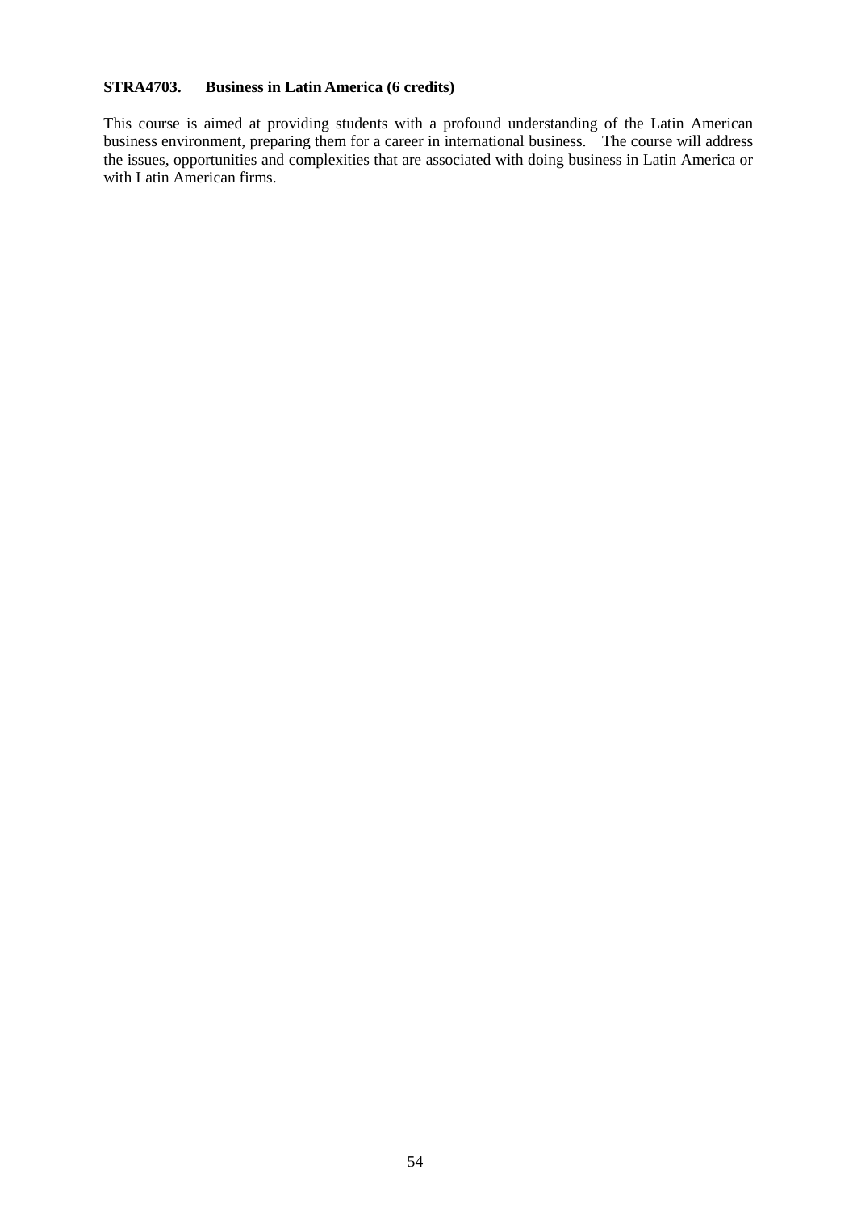**STRA4703. Business in Latin America (6 credits)**

This course is aimed at providing students with a profound understanding of the Latin American business environment, preparing them for a career in international business. The course will address the issues, opportunities and complexities that are associated with doing business in Latin America or with Latin American firms.

---